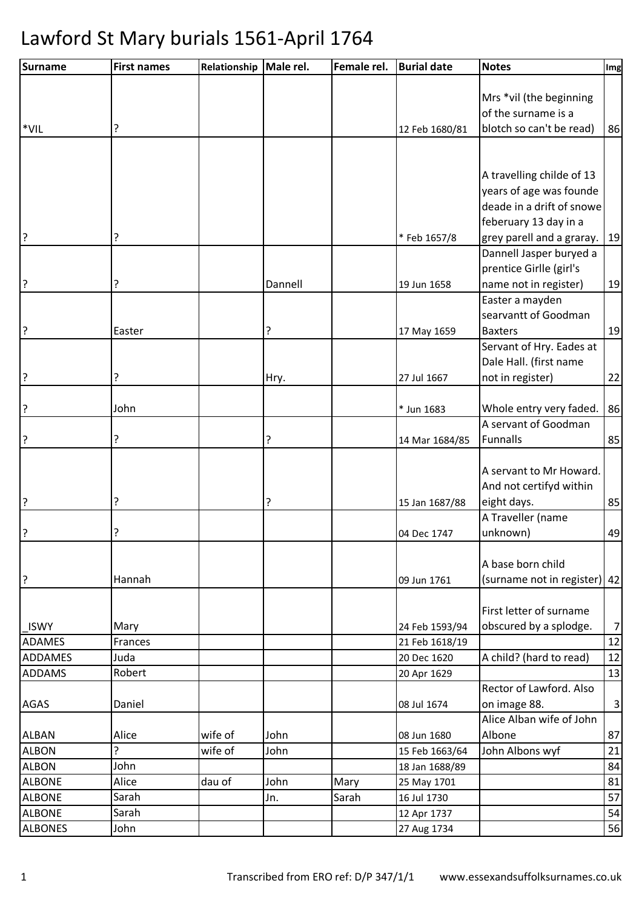# Lawford St Mary burials 1561-April 1764

| Surname | First names | Relationship | Male rel. | Female rel. | Burial date | Notes | Img |
|---|---|---|---|---|---|---|---|
| *VIL | ? | | | | 12 Feb 1680/81 | Mrs *vil (the beginning of the surname is a blotch so can't be read) | 86 |
| ? | ? | | | | * Feb 1657/8 | A travelling childe of 13 years of age was founde deade in a drift of snowe feberuary 13 day in a grey parell and a graray. | 19 |
| ? | ? | | Dannell | | 19 Jun 1658 | Dannell Jasper buryed a prentice Girlle (girl's name not in register) | 19 |
| ? | Easter | | ? | | 17 May 1659 | Easter a mayden searvantt of Goodman Baxters | 19 |
| ? | ? | | Hry. | | 27 Jul 1667 | Servant of Hry. Eades at Dale Hall. (first name not in register) | 22 |
| ? | John | | | | * Jun 1683 | Whole entry very faded. | 86 |
| ? | ? | | ? | | 14 Mar 1684/85 | A servant of Goodman Funnalls | 85 |
| ? | ? | | ? | | 15 Jan 1687/88 | A servant to Mr Howard. And not certifyd within eight days. | 85 |
| ? | ? | | | | 04 Dec 1747 | A Traveller (name unknown) | 49 |
| ? | Hannah | | | | 09 Jun 1761 | A base born child (surname not in register) | 42 |
| _ISWY | Mary | | | | 24 Feb 1593/94 | First letter of surname obscured by a splodge. | 7 |
| ADAMES | Frances | | | | 21 Feb 1618/19 | | 12 |
| ADDAMES | Juda | | | | 20 Dec 1620 | A child? (hard to read) | 12 |
| ADDAMS | Robert | | | | 20 Apr 1629 | | 13 |
| AGAS | Daniel | | | | 08 Jul 1674 | Rector of Lawford. Also on image 88. | 3 |
| ALBAN | Alice | wife of | John | | 08 Jun 1680 | Alice Alban wife of John Albone | 87 |
| ALBON | ? | wife of | John | | 15 Feb 1663/64 | John Albons wyf | 21 |
| ALBON | John | | | | 18 Jan 1688/89 | | 84 |
| ALBONE | Alice | dau of | John | Mary | 25 May 1701 | | 81 |
| ALBONE | Sarah | | Jn. | Sarah | 16 Jul 1730 | | 57 |
| ALBONE | Sarah | | | | 12 Apr 1737 | | 54 |
| ALBONES | John | | | | 27 Aug 1734 | | 56 |

Transcribed from ERO ref: D/P 347/1/1 www.essexandsuffolksurnames.co.uk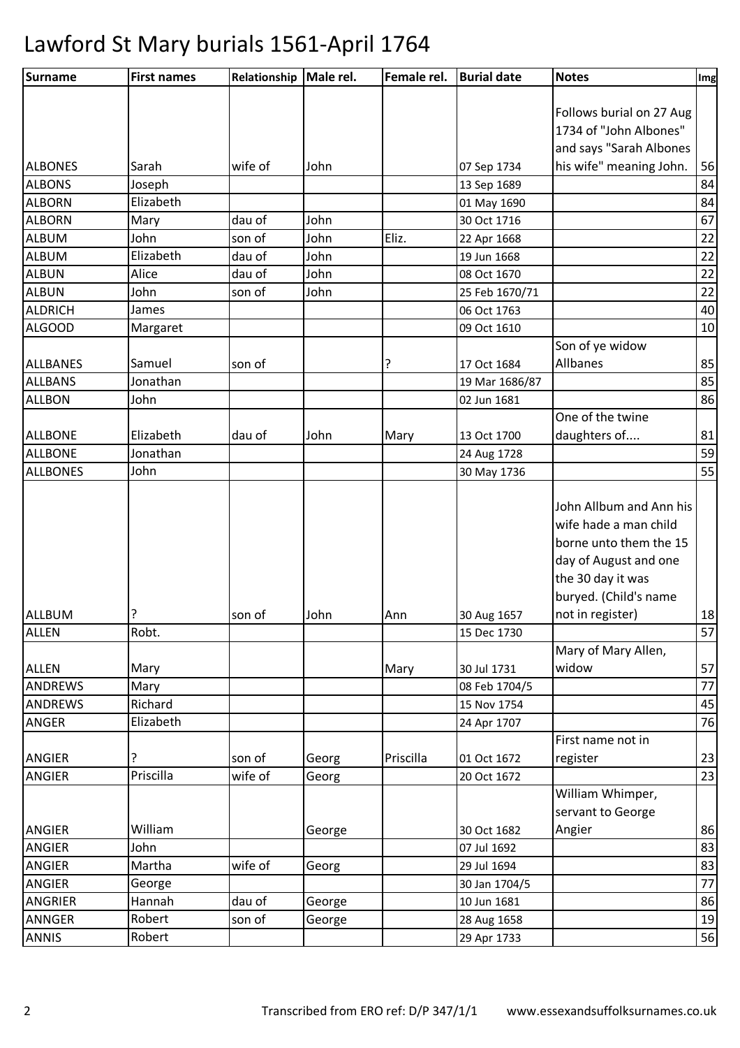# Lawford St Mary burials 1561-April 1764

| Surname | First names | Relationship | Male rel. | Female rel. | Burial date | Notes | Img |
|---|---|---|---|---|---|---|---|
| ALBONES | Sarah | wife of | John | | 07 Sep 1734 | Follows burial on 27 Aug 1734 of "John Albones" and says "Sarah Albones his wife" meaning John. | 56 |
| ALBONS | Joseph | | | | 13 Sep 1689 | | 84 |
| ALBORN | Elizabeth | | | | 01 May 1690 | | 84 |
| ALBORN | Mary | dau of | John | | 30 Oct 1716 | | 67 |
| ALBUM | John | son of | John | Eliz. | 22 Apr 1668 | | 22 |
| ALBUM | Elizabeth | dau of | John | | 19 Jun 1668 | | 22 |
| ALBUN | Alice | dau of | John | | 08 Oct 1670 | | 22 |
| ALBUN | John | son of | John | | 25 Feb 1670/71 | | 22 |
| ALDRICH | James | | | | 06 Oct 1763 | | 40 |
| ALGOOD | Margaret | | | | 09 Oct 1610 | | 10 |
| ALLBANES | Samuel | son of | | ? | 17 Oct 1684 | Son of ye widow Allbanes | 85 |
| ALLBANS | Jonathan | | | | 19 Mar 1686/87 | | 85 |
| ALLBON | John | | | | 02 Jun 1681 | | 86 |
| ALLBONE | Elizabeth | dau of | John | Mary | 13 Oct 1700 | One of the twine daughters of.... | 81 |
| ALLBONE | Jonathan | | | | 24 Aug 1728 | | 59 |
| ALLBONES | John | | | | 30 May 1736 | | 55 |
| ALLBUM | ? | son of | John | Ann | 30 Aug 1657 | John Allbum and Ann his wife hade a man child borne unto them the 15 day of August and one the 30 day it was buryed. (Child's name not in register) | 18 |
| ALLEN | Robt. | | | | 15 Dec 1730 | | 57 |
| ALLEN | Mary | | | Mary | 30 Jul 1731 | Mary of Mary Allen, widow | 57 |
| ANDREWS | Mary | | | | 08 Feb 1704/5 | | 77 |
| ANDREWS | Richard | | | | 15 Nov 1754 | | 45 |
| ANGER | Elizabeth | | | | 24 Apr 1707 | | 76 |
| ANGIER | ? | son of | Georg | Priscilla | 01 Oct 1672 | First name not in register | 23 |
| ANGIER | Priscilla | wife of | Georg | | 20 Oct 1672 | | 23 |
| ANGIER | William | | George | | 30 Oct 1682 | William Whimper, servant to George Angier | 86 |
| ANGIER | John | | | | 07 Jul 1692 | | 83 |
| ANGIER | Martha | wife of | Georg | | 29 Jul 1694 | | 83 |
| ANGIER | George | | | | 30 Jan 1704/5 | | 77 |
| ANGRIER | Hannah | dau of | George | | 10 Jun 1681 | | 86 |
| ANNGER | Robert | son of | George | | 28 Aug 1658 | | 19 |
| ANNIS | Robert | | | | 29 Apr 1733 | | 56 |

Transcribed from ERO ref: D/P 347/1/1 www.essexandsuffolksurnames.co.uk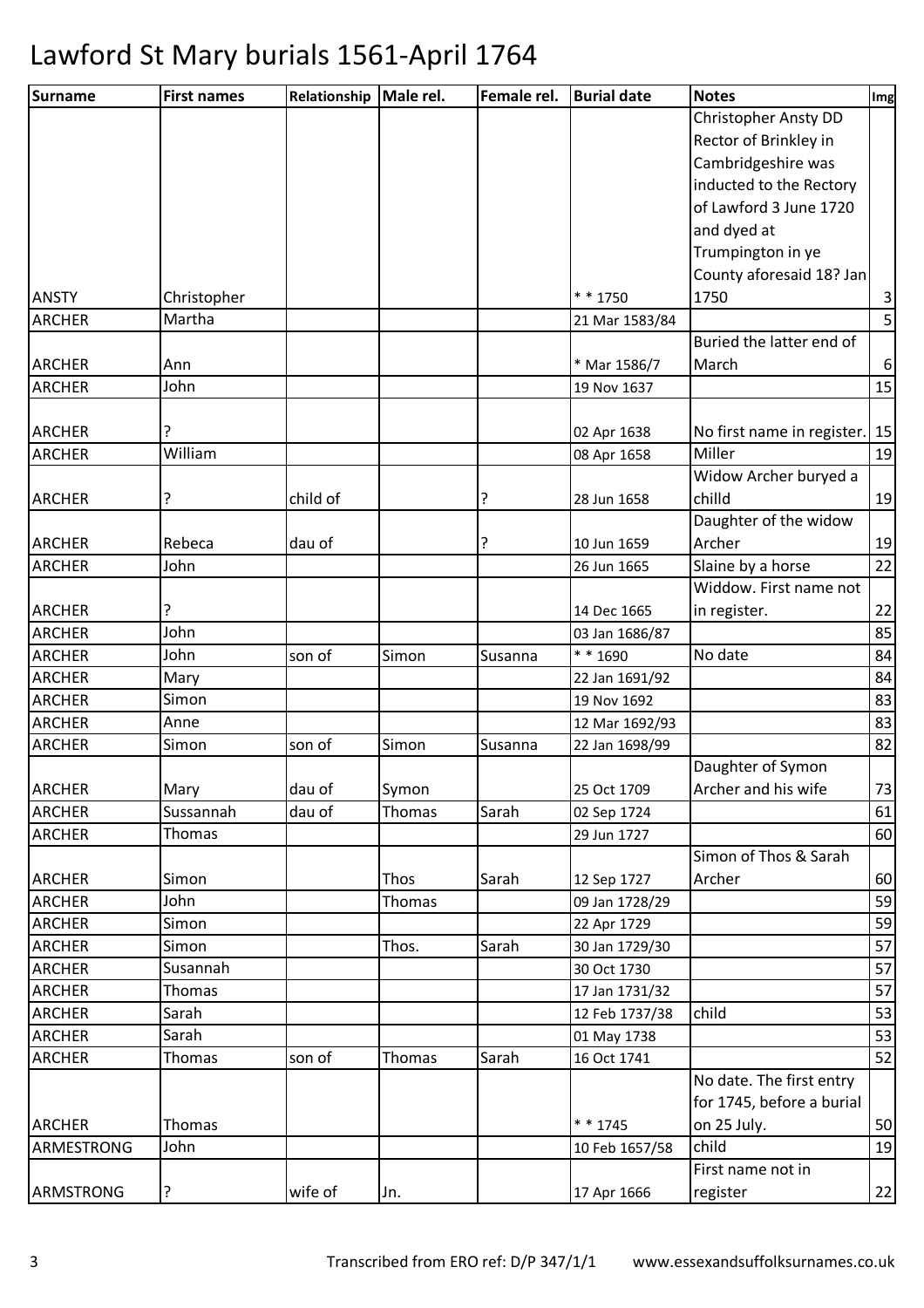# Lawford St Mary burials 1561-April 1764

| Surname | First names | Relationship | Male rel. | Female rel. | Burial date | Notes | Img |
|---|---|---|---|---|---|---|---|
| ANSTY | Christopher | | | | * * 1750 | Christopher Ansty DD Rector of Brinkley in Cambridgeshire was inducted to the Rectory of Lawford 3 June 1720 and dyed at Trumpington in ye County aforesaid 18? Jan 1750 | 3 |
| ARCHER | Martha | | | | 21 Mar 1583/84 | | 5 |
| ARCHER | Ann | | | | * Mar 1586/7 | Buried the latter end of March | 6 |
| ARCHER | John | | | | 19 Nov 1637 | | 15 |
| ARCHER | ? | | | | 02 Apr 1638 | No first name in register. | 15 |
| ARCHER | William | | | | 08 Apr 1658 | Miller | 19 |
| ARCHER | ? | child of | | ? | 28 Jun 1658 | Widow Archer buryed a chilld | 19 |
| ARCHER | Rebeca | dau of | | ? | 10 Jun 1659 | Daughter of the widow Archer | 19 |
| ARCHER | John | | | | 26 Jun 1665 | Slaine by a horse | 22 |
| ARCHER | ? | | | | 14 Dec 1665 | Widdow. First name not in register. | 22 |
| ARCHER | John | | | | 03 Jan 1686/87 | | 85 |
| ARCHER | John | son of | Simon | Susanna | * * 1690 | No date | 84 |
| ARCHER | Mary | | | | 22 Jan 1691/92 | | 84 |
| ARCHER | Simon | | | | 19 Nov 1692 | | 83 |
| ARCHER | Anne | | | | 12 Mar 1692/93 | | 83 |
| ARCHER | Simon | son of | Simon | Susanna | 22 Jan 1698/99 | | 82 |
| ARCHER | Mary | dau of | Symon | | 25 Oct 1709 | Daughter of Symon Archer and his wife | 73 |
| ARCHER | Sussannah | dau of | Thomas | Sarah | 02 Sep 1724 | | 61 |
| ARCHER | Thomas | | | | 29 Jun 1727 | | 60 |
| ARCHER | Simon | | Thos | Sarah | 12 Sep 1727 | Simon of Thos & Sarah Archer | 60 |
| ARCHER | John | | Thomas | | 09 Jan 1728/29 | | 59 |
| ARCHER | Simon | | | | 22 Apr 1729 | | 59 |
| ARCHER | Simon | | Thos. | Sarah | 30 Jan 1729/30 | | 57 |
| ARCHER | Susannah | | | | 30 Oct 1730 | | 57 |
| ARCHER | Thomas | | | | 17 Jan 1731/32 | | 57 |
| ARCHER | Sarah | | | | 12 Feb 1737/38 | child | 53 |
| ARCHER | Sarah | | | | 01 May 1738 | | 53 |
| ARCHER | Thomas | son of | Thomas | Sarah | 16 Oct 1741 | | 52 |
| ARCHER | Thomas | | | | * * 1745 | No date. The first entry for 1745, before a burial on 25 July. | 50 |
| ARMESTRONG | John | | | | 10 Feb 1657/58 | child | 19 |
| ARMSTRONG | ? | wife of | Jn. | | 17 Apr 1666 | First name not in register | 22 |

Transcribed from ERO ref: D/P 347/1/1 www.essexandsuffolksurnames.co.uk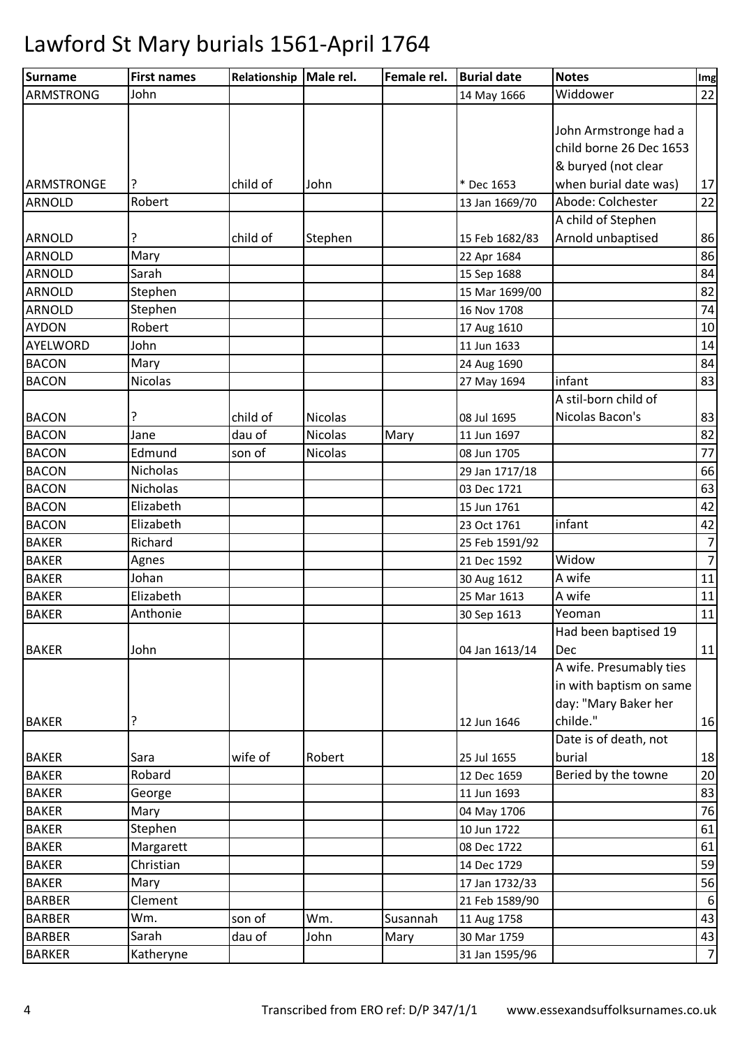# Lawford St Mary burials 1561-April 1764

| Surname | First names | Relationship | Male rel. | Female rel. | Burial date | Notes | Img |
|---|---|---|---|---|---|---|---|
| ARMSTRONG | John | | | | 14 May 1666 | Widdower | 22 |
| ARMSTRONGE | ? | child of | John | | * Dec 1653 | John Armstronge had a child borne 26 Dec 1653 & buryed (not clear when burial date was) | 17 |
| ARNOLD | Robert | | | | 13 Jan 1669/70 | Abode: Colchester | 22 |
| ARNOLD | ? | child of | Stephen | | 15 Feb 1682/83 | A child of Stephen Arnold unbaptised | 86 |
| ARNOLD | Mary | | | | 22 Apr 1684 | | 86 |
| ARNOLD | Sarah | | | | 15 Sep 1688 | | 84 |
| ARNOLD | Stephen | | | | 15 Mar 1699/00 | | 82 |
| ARNOLD | Stephen | | | | 16 Nov 1708 | | 74 |
| AYDON | Robert | | | | 17 Aug 1610 | | 10 |
| AYELWORD | John | | | | 11 Jun 1633 | | 14 |
| BACON | Mary | | | | 24 Aug 1690 | | 84 |
| BACON | Nicolas | | | | 27 May 1694 | infant | 83 |
| BACON | ? | child of | Nicolas | | 08 Jul 1695 | A stil-born child of Nicolas Bacon's | 83 |
| BACON | Jane | dau of | Nicolas | Mary | 11 Jun 1697 | | 82 |
| BACON | Edmund | son of | Nicolas | | 08 Jun 1705 | | 77 |
| BACON | Nicholas | | | | 29 Jan 1717/18 | | 66 |
| BACON | Nicholas | | | | 03 Dec 1721 | | 63 |
| BACON | Elizabeth | | | | 15 Jun 1761 | | 42 |
| BACON | Elizabeth | | | | 23 Oct 1761 | infant | 42 |
| BAKER | Richard | | | | 25 Feb 1591/92 | | 7 |
| BAKER | Agnes | | | | 21 Dec 1592 | Widow | 7 |
| BAKER | Johan | | | | 30 Aug 1612 | A wife | 11 |
| BAKER | Elizabeth | | | | 25 Mar 1613 | A wife | 11 |
| BAKER | Anthonie | | | | 30 Sep 1613 | Yeoman | 11 |
| BAKER | John | | | | 04 Jan 1613/14 | Had been baptised 19 Dec | 11 |
| BAKER | ? | | | | 12 Jun 1646 | A wife. Presumably ties in with baptism on same day: "Mary Baker her childe." | 16 |
| BAKER | Sara | wife of | Robert | | 25 Jul 1655 | Date is of death, not burial | 18 |
| BAKER | Robard | | | | 12 Dec 1659 | Beried by the towne | 20 |
| BAKER | George | | | | 11 Jun 1693 | | 83 |
| BAKER | Mary | | | | 04 May 1706 | | 76 |
| BAKER | Stephen | | | | 10 Jun 1722 | | 61 |
| BAKER | Margarett | | | | 08 Dec 1722 | | 61 |
| BAKER | Christian | | | | 14 Dec 1729 | | 59 |
| BAKER | Mary | | | | 17 Jan 1732/33 | | 56 |
| BARBER | Clement | | | | 21 Feb 1589/90 | | 6 |
| BARBER | Wm. | son of | Wm. | Susannah | 11 Aug 1758 | | 43 |
| BARBER | Sarah | dau of | John | Mary | 30 Mar 1759 | | 43 |
| BARKER | Katheryne | | | | 31 Jan 1595/96 | | 7 |

Transcribed from ERO ref: D/P 347/1/1 www.essexandsuffolksurnames.co.uk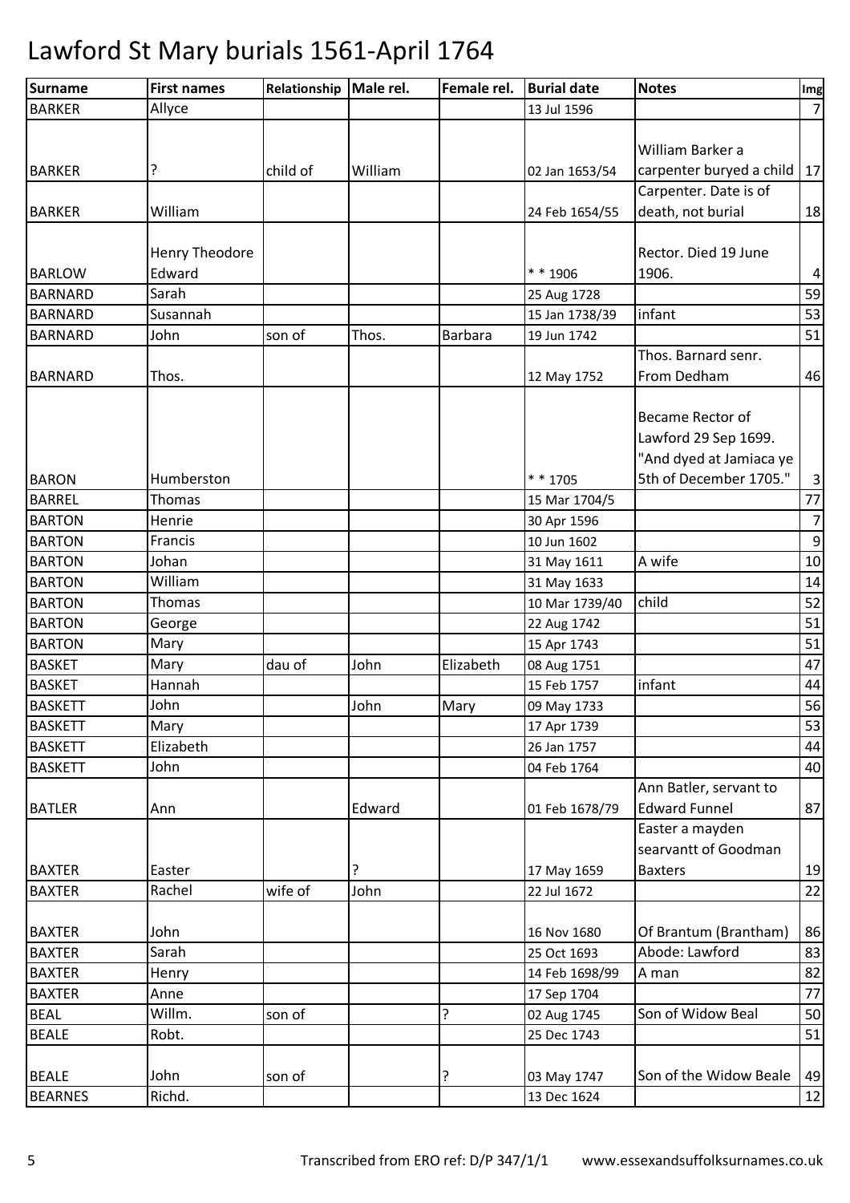# Lawford St Mary burials 1561-April 1764

| Surname | First names | Relationship | Male rel. | Female rel. | Burial date | Notes | Img |
|---|---|---|---|---|---|---|---|
| BARKER | Allyce | | | | 13 Jul 1596 | | 7 |
| BARKER | ? | child of | William | | 02 Jan 1653/54 | William Barker a carpenter buryed a child | 17 |
| BARKER | William | | | | 24 Feb 1654/55 | Carpenter. Date is of death, not burial | 18 |
| BARLOW | Henry Theodore Edward | | | | * * 1906 | Rector. Died 19 June 1906. | 4 |
| BARNARD | Sarah | | | | 25 Aug 1728 | | 59 |
| BARNARD | Susannah | | | | 15 Jan 1738/39 | infant | 53 |
| BARNARD | John | son of | Thos. | Barbara | 19 Jun 1742 | | 51 |
| BARNARD | Thos. | | | | 12 May 1752 | Thos. Barnard senr. From Dedham | 46 |
| BARON | Humberston | | | | * * 1705 | Became Rector of Lawford 29 Sep 1699. "And dyed at Jamiaca ye 5th of December 1705." | 3 |
| BARREL | Thomas | | | | 15 Mar 1704/5 | | 77 |
| BARTON | Henrie | | | | 30 Apr 1596 | | 7 |
| BARTON | Francis | | | | 10 Jun 1602 | | 9 |
| BARTON | Johan | | | | 31 May 1611 | A wife | 10 |
| BARTON | William | | | | 31 May 1633 | | 14 |
| BARTON | Thomas | | | | 10 Mar 1739/40 | child | 52 |
| BARTON | George | | | | 22 Aug 1742 | | 51 |
| BARTON | Mary | | | | 15 Apr 1743 | | 51 |
| BASKET | Mary | dau of | John | Elizabeth | 08 Aug 1751 | | 47 |
| BASKET | Hannah | | | | 15 Feb 1757 | infant | 44 |
| BASKETT | John | | John | Mary | 09 May 1733 | | 56 |
| BASKETT | Mary | | | | 17 Apr 1739 | | 53 |
| BASKETT | Elizabeth | | | | 26 Jan 1757 | | 44 |
| BASKETT | John | | | | 04 Feb 1764 | | 40 |
| BATLER | Ann | | Edward | | 01 Feb 1678/79 | Ann Batler, servant to Edward Funnel | 87 |
| BAXTER | Easter | | ? | | 17 May 1659 | Easter a mayden searvantt of Goodman Baxters | 19 |
| BAXTER | Rachel | wife of | John | | 22 Jul 1672 | | 22 |
| BAXTER | John | | | | 16 Nov 1680 | Of Brantum (Brantham) | 86 |
| BAXTER | Sarah | | | | 25 Oct 1693 | Abode: Lawford | 83 |
| BAXTER | Henry | | | | 14 Feb 1698/99 | A man | 82 |
| BAXTER | Anne | | | | 17 Sep 1704 | | 77 |
| BEAL | Willm. | son of | | ? | 02 Aug 1745 | Son of Widow Beal | 50 |
| BEALE | Robt. | | | | 25 Dec 1743 | | 51 |
| BEALE | John | son of | | ? | 03 May 1747 | Son of the Widow Beale | 49 |
| BEARNES | Richd. | | | | 13 Dec 1624 | | 12 |

Transcribed from ERO ref: D/P 347/1/1 www.essexandsuffolksurnames.co.uk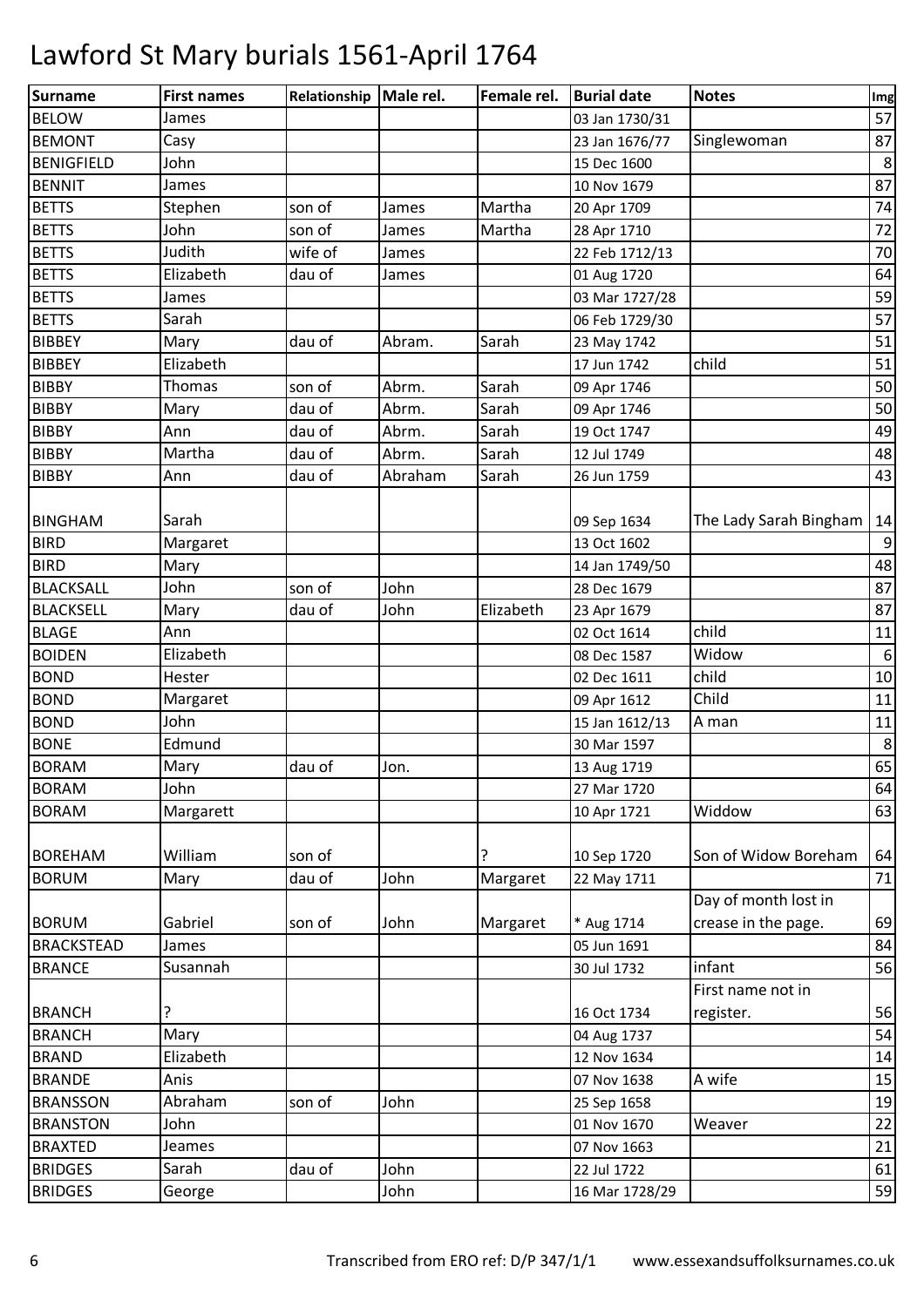# Lawford St Mary burials 1561-April 1764

| Surname | First names | Relationship | Male rel. | Female rel. | Burial date | Notes | Img |
|---|---|---|---|---|---|---|---|
| BELOW | James | | | | 03 Jan 1730/31 | | 57 |
| BEMONT | Casy | | | | 23 Jan 1676/77 | Singlewoman | 87 |
| BENIGFIELD | John | | | | 15 Dec 1600 | | 8 |
| BENNIT | James | | | | 10 Nov 1679 | | 87 |
| BETTS | Stephen | son of | James | Martha | 20 Apr 1709 | | 74 |
| BETTS | John | son of | James | Martha | 28 Apr 1710 | | 72 |
| BETTS | Judith | wife of | James | | 22 Feb 1712/13 | | 70 |
| BETTS | Elizabeth | dau of | James | | 01 Aug 1720 | | 64 |
| BETTS | James | | | | 03 Mar 1727/28 | | 59 |
| BETTS | Sarah | | | | 06 Feb 1729/30 | | 57 |
| BIBBEY | Mary | dau of | Abram. | Sarah | 23 May 1742 | | 51 |
| BIBBEY | Elizabeth | | | | 17 Jun 1742 | child | 51 |
| BIBBY | Thomas | son of | Abrm. | Sarah | 09 Apr 1746 | | 50 |
| BIBBY | Mary | dau of | Abrm. | Sarah | 09 Apr 1746 | | 50 |
| BIBBY | Ann | dau of | Abrm. | Sarah | 19 Oct 1747 | | 49 |
| BIBBY | Martha | dau of | Abrm. | Sarah | 12 Jul 1749 | | 48 |
| BIBBY | Ann | dau of | Abraham | Sarah | 26 Jun 1759 | | 43 |
| BINGHAM | Sarah | | | | 09 Sep 1634 | The Lady Sarah Bingham | 14 |
| BIRD | Margaret | | | | 13 Oct 1602 | | 9 |
| BIRD | Mary | | | | 14 Jan 1749/50 | | 48 |
| BLACKSALL | John | son of | John | | 28 Dec 1679 | | 87 |
| BLACKSELL | Mary | dau of | John | Elizabeth | 23 Apr 1679 | | 87 |
| BLAGE | Ann | | | | 02 Oct 1614 | child | 11 |
| BOIDEN | Elizabeth | | | | 08 Dec 1587 | Widow | 6 |
| BOND | Hester | | | | 02 Dec 1611 | child | 10 |
| BOND | Margaret | | | | 09 Apr 1612 | Child | 11 |
| BOND | John | | | | 15 Jan 1612/13 | A man | 11 |
| BONE | Edmund | | | | 30 Mar 1597 | | 8 |
| BORAM | Mary | dau of | Jon. | | 13 Aug 1719 | | 65 |
| BORAM | John | | | | 27 Mar 1720 | | 64 |
| BORAM | Margarett | | | | 10 Apr 1721 | Widdow | 63 |
| BOREHAM | William | son of | | ? | 10 Sep 1720 | Son of Widow Boreham | 64 |
| BORUM | Mary | dau of | John | Margaret | 22 May 1711 | | 71 |
| BORUM | Gabriel | son of | John | Margaret | * Aug 1714 | Day of month lost in crease in the page. | 69 |
| BRACKSTEAD | James | | | | 05 Jun 1691 | | 84 |
| BRANCE | Susannah | | | | 30 Jul 1732 | infant | 56 |
| BRANCH | ? | | | | 16 Oct 1734 | First name not in register. | 56 |
| BRANCH | Mary | | | | 04 Aug 1737 | | 54 |
| BRAND | Elizabeth | | | | 12 Nov 1634 | | 14 |
| BRANDE | Anis | | | | 07 Nov 1638 | A wife | 15 |
| BRANSSON | Abraham | son of | John | | 25 Sep 1658 | | 19 |
| BRANSTON | John | | | | 01 Nov 1670 | Weaver | 22 |
| BRAXTED | Jeames | | | | 07 Nov 1663 | | 21 |
| BRIDGES | Sarah | dau of | John | | 22 Jul 1722 | | 61 |
| BRIDGES | George | | John | | 16 Mar 1728/29 | | 59 |

Transcribed from ERO ref: D/P 347/1/1    www.essexandsuffolksurnames.co.uk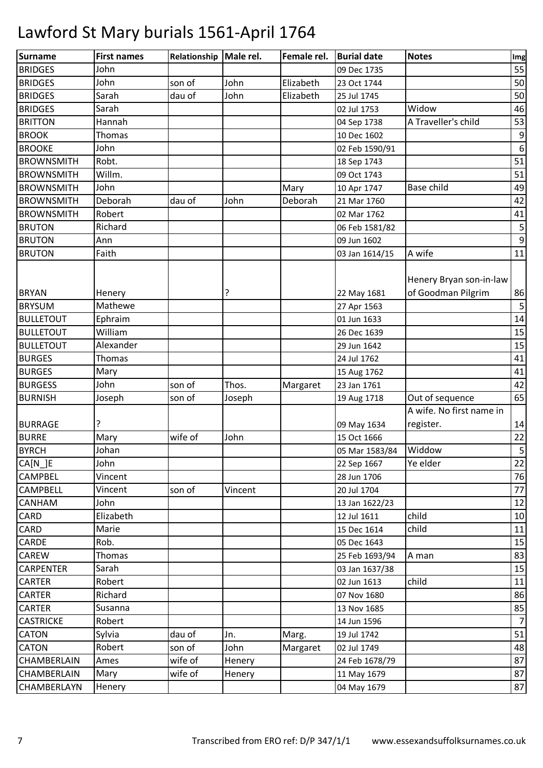# Lawford St Mary burials 1561-April 1764

| Surname | First names | Relationship | Male rel. | Female rel. | Burial date | Notes | Img |
|---|---|---|---|---|---|---|---|
| BRIDGES | John | | | | 09 Dec 1735 | | 55 |
| BRIDGES | John | son of | John | Elizabeth | 23 Oct 1744 | | 50 |
| BRIDGES | Sarah | dau of | John | Elizabeth | 25 Jul 1745 | | 50 |
| BRIDGES | Sarah | | | | 02 Jul 1753 | Widow | 46 |
| BRITTON | Hannah | | | | 04 Sep 1738 | A Traveller's child | 53 |
| BROOK | Thomas | | | | 10 Dec 1602 | | 9 |
| BROOKE | John | | | | 02 Feb 1590/91 | | 6 |
| BROWNSMITH | Robt. | | | | 18 Sep 1743 | | 51 |
| BROWNSMITH | Willm. | | | | 09 Oct 1743 | | 51 |
| BROWNSMITH | John | | | Mary | 10 Apr 1747 | Base child | 49 |
| BROWNSMITH | Deborah | dau of | John | Deborah | 21 Mar 1760 | | 42 |
| BROWNSMITH | Robert | | | | 02 Mar 1762 | | 41 |
| BRUTON | Richard | | | | 06 Feb 1581/82 | | 5 |
| BRUTON | Ann | | | | 09 Jun 1602 | | 9 |
| BRUTON | Faith | | | | 03 Jan 1614/15 | A wife | 11 |
| BRYAN | Henery | | ? | | 22 May 1681 | Henery Bryan son-in-law of Goodman Pilgrim | 86 |
| BRYSUM | Mathewe | | | | 27 Apr 1563 | | 5 |
| BULLETOUT | Ephraim | | | | 01 Jun 1633 | | 14 |
| BULLETOUT | William | | | | 26 Dec 1639 | | 15 |
| BULLETOUT | Alexander | | | | 29 Jun 1642 | | 15 |
| BURGES | Thomas | | | | 24 Jul 1762 | | 41 |
| BURGES | Mary | | | | 15 Aug 1762 | | 41 |
| BURGESS | John | son of | Thos. | Margaret | 23 Jan 1761 | | 42 |
| BURNISH | Joseph | son of | Joseph | | 19 Aug 1718 | Out of sequence | 65 |
| BURRAGE | ? | | | | 09 May 1634 | A wife. No first name in register. | 14 |
| BURRE | Mary | wife of | John | | 15 Oct 1666 | | 22 |
| BYRCH | Johan | | | | 05 Mar 1583/84 | Widdow | 5 |
| CA[N_]E | John | | | | 22 Sep 1667 | Ye elder | 22 |
| CAMPBEL | Vincent | | | | 28 Jun 1706 | | 76 |
| CAMPBELL | Vincent | son of | Vincent | | 20 Jul 1704 | | 77 |
| CANHAM | John | | | | 13 Jan 1622/23 | | 12 |
| CARD | Elizabeth | | | | 12 Jul 1611 | child | 10 |
| CARD | Marie | | | | 15 Dec 1614 | child | 11 |
| CARDE | Rob. | | | | 05 Dec 1643 | | 15 |
| CAREW | Thomas | | | | 25 Feb 1693/94 | A man | 83 |
| CARPENTER | Sarah | | | | 03 Jan 1637/38 | | 15 |
| CARTER | Robert | | | | 02 Jun 1613 | child | 11 |
| CARTER | Richard | | | | 07 Nov 1680 | | 86 |
| CARTER | Susanna | | | | 13 Nov 1685 | | 85 |
| CASTRICKE | Robert | | | | 14 Jun 1596 | | 7 |
| CATON | Sylvia | dau of | Jn. | Marg. | 19 Jul 1742 | | 51 |
| CATON | Robert | son of | John | Margaret | 02 Jul 1749 | | 48 |
| CHAMBERLAIN | Ames | wife of | Henery | | 24 Feb 1678/79 | | 87 |
| CHAMBERLAIN | Mary | wife of | Henery | | 11 May 1679 | | 87 |
| CHAMBERLAYN | Henery | | | | 04 May 1679 | | 87 |

Transcribed from ERO ref: D/P 347/1/1 www.essexandsuffolksurnames.co.uk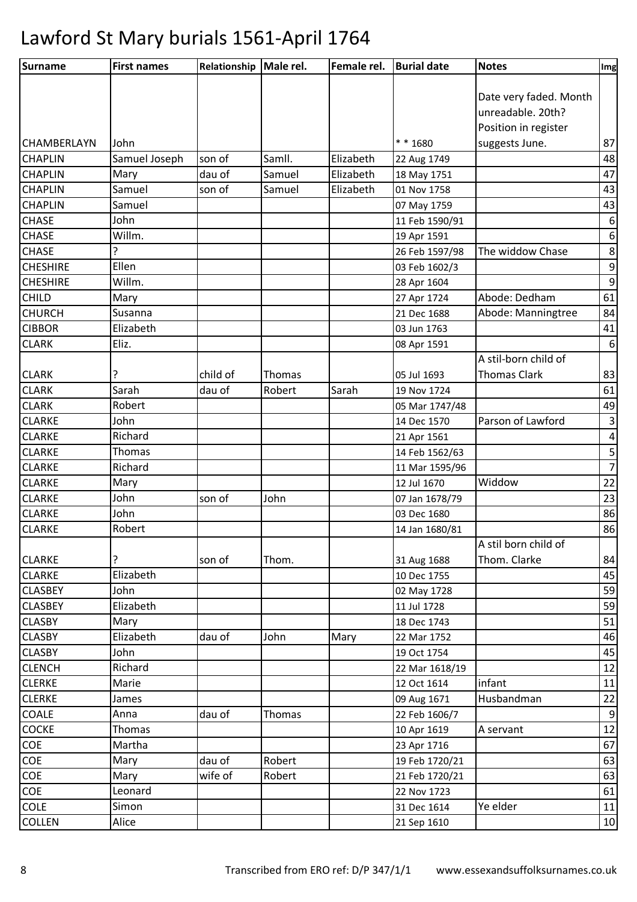# Lawford St Mary burials 1561-April 1764

| Surname | First names | Relationship | Male rel. | Female rel. | Burial date | Notes | Img |
|---|---|---|---|---|---|---|---|
| CHAMBERLAYN | John | | | | * * 1680 | Date very faded. Month unreadable. 20th? Position in register suggests June. | 87 |
| CHAPLIN | Samuel Joseph | son of | Samll. | Elizabeth | 22 Aug 1749 | | 48 |
| CHAPLIN | Mary | dau of | Samuel | Elizabeth | 18 May 1751 | | 47 |
| CHAPLIN | Samuel | son of | Samuel | Elizabeth | 01 Nov 1758 | | 43 |
| CHAPLIN | Samuel | | | | 07 May 1759 | | 43 |
| CHASE | John | | | | 11 Feb 1590/91 | | 6 |
| CHASE | Willm. | | | | 19 Apr 1591 | | 6 |
| CHASE | ? | | | | 26 Feb 1597/98 | The widdow Chase | 8 |
| CHESHIRE | Ellen | | | | 03 Feb 1602/3 | | 9 |
| CHESHIRE | Willm. | | | | 28 Apr 1604 | | 9 |
| CHILD | Mary | | | | 27 Apr 1724 | Abode: Dedham | 61 |
| CHURCH | Susanna | | | | 21 Dec 1688 | Abode: Manningtree | 84 |
| CIBBOR | Elizabeth | | | | 03 Jun 1763 | | 41 |
| CLARK | Eliz. | | | | 08 Apr 1591 | | 6 |
| CLARK | ? | child of | Thomas | | 05 Jul 1693 | A stil-born child of Thomas Clark | 83 |
| CLARK | Sarah | dau of | Robert | Sarah | 19 Nov 1724 | | 61 |
| CLARK | Robert | | | | 05 Mar 1747/48 | | 49 |
| CLARKE | John | | | | 14 Dec 1570 | Parson of Lawford | 3 |
| CLARKE | Richard | | | | 21 Apr 1561 | | 4 |
| CLARKE | Thomas | | | | 14 Feb 1562/63 | | 5 |
| CLARKE | Richard | | | | 11 Mar 1595/96 | | 7 |
| CLARKE | Mary | | | | 12 Jul 1670 | Widdow | 22 |
| CLARKE | John | son of | John | | 07 Jan 1678/79 | | 23 |
| CLARKE | John | | | | 03 Dec 1680 | | 86 |
| CLARKE | Robert | | | | 14 Jan 1680/81 | | 86 |
| CLARKE | ? | son of | Thom. | | 31 Aug 1688 | A stil born child of Thom. Clarke | 84 |
| CLARKE | Elizabeth | | | | 10 Dec 1755 | | 45 |
| CLASBEY | John | | | | 02 May 1728 | | 59 |
| CLASBEY | Elizabeth | | | | 11 Jul 1728 | | 59 |
| CLASBY | Mary | | | | 18 Dec 1743 | | 51 |
| CLASBY | Elizabeth | dau of | John | Mary | 22 Mar 1752 | | 46 |
| CLASBY | John | | | | 19 Oct 1754 | | 45 |
| CLENCH | Richard | | | | 22 Mar 1618/19 | | 12 |
| CLERKE | Marie | | | | 12 Oct 1614 | infant | 11 |
| CLERKE | James | | | | 09 Aug 1671 | Husbandman | 22 |
| COALE | Anna | dau of | Thomas | | 22 Feb 1606/7 | | 9 |
| COCKE | Thomas | | | | 10 Apr 1619 | A servant | 12 |
| COE | Martha | | | | 23 Apr 1716 | | 67 |
| COE | Mary | dau of | Robert | | 19 Feb 1720/21 | | 63 |
| COE | Mary | wife of | Robert | | 21 Feb 1720/21 | | 63 |
| COE | Leonard | | | | 22 Nov 1723 | | 61 |
| COLE | Simon | | | | 31 Dec 1614 | Ye elder | 11 |
| COLLEN | Alice | | | | 21 Sep 1610 | | 10 |

Transcribed from ERO ref: D/P 347/1/1 www.essexandsuffolksurnames.co.uk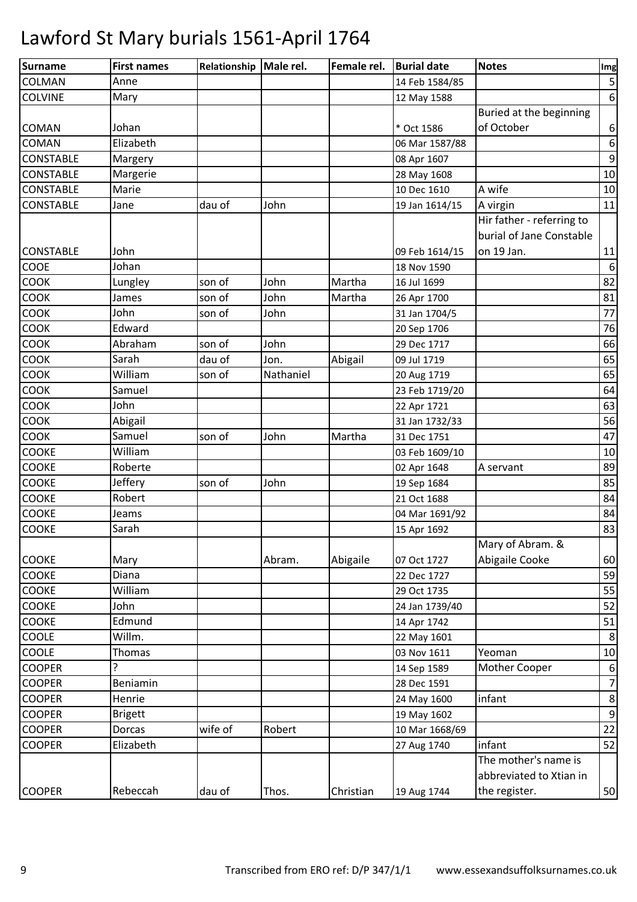# Lawford St Mary burials 1561-April 1764

| Surname | First names | Relationship | Male rel. | Female rel. | Burial date | Notes | Img |
|---|---|---|---|---|---|---|---|
| COLMAN | Anne | | | | 14 Feb 1584/85 | | 5 |
| COLVINE | Mary | | | | 12 May 1588 | | 6 |
| COMAN | Johan | | | | * Oct 1586 | Buried at the beginning of October | 6 |
| COMAN | Elizabeth | | | | 06 Mar 1587/88 | | 6 |
| CONSTABLE | Margery | | | | 08 Apr 1607 | | 9 |
| CONSTABLE | Margerie | | | | 28 May 1608 | | 10 |
| CONSTABLE | Marie | | | | 10 Dec 1610 | A wife | 10 |
| CONSTABLE | Jane | dau of | John | | 19 Jan 1614/15 | A virgin | 11 |
| CONSTABLE | John | | | | 09 Feb 1614/15 | Hir father - referring to burial of Jane Constable on 19 Jan. | 11 |
| COOE | Johan | | | | 18 Nov 1590 | | 6 |
| COOK | Lungley | son of | John | Martha | 16 Jul 1699 | | 82 |
| COOK | James | son of | John | Martha | 26 Apr 1700 | | 81 |
| COOK | John | son of | John | | 31 Jan 1704/5 | | 77 |
| COOK | Edward | | | | 20 Sep 1706 | | 76 |
| COOK | Abraham | son of | John | | 29 Dec 1717 | | 66 |
| COOK | Sarah | dau of | Jon. | Abigail | 09 Jul 1719 | | 65 |
| COOK | William | son of | Nathaniel | | 20 Aug 1719 | | 65 |
| COOK | Samuel | | | | 23 Feb 1719/20 | | 64 |
| COOK | John | | | | 22 Apr 1721 | | 63 |
| COOK | Abigail | | | | 31 Jan 1732/33 | | 56 |
| COOK | Samuel | son of | John | Martha | 31 Dec 1751 | | 47 |
| COOKE | William | | | | 03 Feb 1609/10 | | 10 |
| COOKE | Roberte | | | | 02 Apr 1648 | A servant | 89 |
| COOKE | Jeffery | son of | John | | 19 Sep 1684 | | 85 |
| COOKE | Robert | | | | 21 Oct 1688 | | 84 |
| COOKE | Jeams | | | | 04 Mar 1691/92 | | 84 |
| COOKE | Sarah | | | | 15 Apr 1692 | | 83 |
| COOKE | Mary | | Abram. | Abigaile | 07 Oct 1727 | Mary of Abram. & Abigaile Cooke | 60 |
| COOKE | Diana | | | | 22 Dec 1727 | | 59 |
| COOKE | William | | | | 29 Oct 1735 | | 55 |
| COOKE | John | | | | 24 Jan 1739/40 | | 52 |
| COOKE | Edmund | | | | 14 Apr 1742 | | 51 |
| COOLE | Willm. | | | | 22 May 1601 | | 8 |
| COOLE | Thomas | | | | 03 Nov 1611 | Yeoman | 10 |
| COOPER | ? | | | | 14 Sep 1589 | Mother Cooper | 6 |
| COOPER | Beniamin | | | | 28 Dec 1591 | | 7 |
| COOPER | Henrie | | | | 24 May 1600 | infant | 8 |
| COOPER | Brigett | | | | 19 May 1602 | | 9 |
| COOPER | Dorcas | wife of | Robert | | 10 Mar 1668/69 | | 22 |
| COOPER | Elizabeth | | | | 27 Aug 1740 | infant | 52 |
| COOPER | Rebeccah | dau of | Thos. | Christian | 19 Aug 1744 | The mother's name is abbreviated to Xtian in the register. | 50 |

Transcribed from ERO ref: D/P 347/1/1 www.essexandsuffolksurnames.co.uk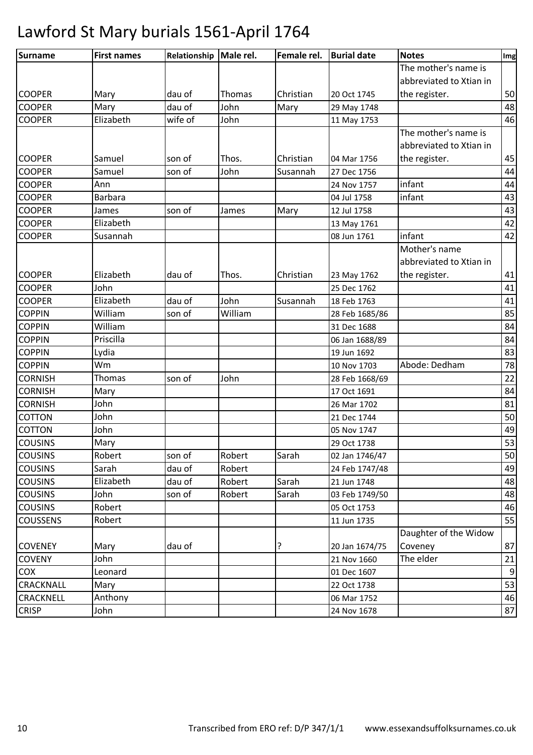# Lawford St Mary burials 1561-April 1764

| Surname | First names | Relationship | Male rel. | Female rel. | Burial date | Notes | Img |
|---|---|---|---|---|---|---|---|
| COOPER | Mary | dau of | Thomas | Christian | 20 Oct 1745 | The mother's name is abbreviated to Xtian in the register. | 50 |
| COOPER | Mary | dau of | John | Mary | 29 May 1748 | | 48 |
| COOPER | Elizabeth | wife of | John | | 11 May 1753 | | 46 |
| COOPER | Samuel | son of | Thos. | Christian | 04 Mar 1756 | The mother's name is abbreviated to Xtian in the register. | 45 |
| COOPER | Samuel | son of | John | Susannah | 27 Dec 1756 | | 44 |
| COOPER | Ann | | | | 24 Nov 1757 | infant | 44 |
| COOPER | Barbara | | | | 04 Jul 1758 | infant | 43 |
| COOPER | James | son of | James | Mary | 12 Jul 1758 | | 43 |
| COOPER | Elizabeth | | | | 13 May 1761 | | 42 |
| COOPER | Susannah | | | | 08 Jun 1761 | infant | 42 |
| COOPER | Elizabeth | dau of | Thos. | Christian | 23 May 1762 | Mother's name abbreviated to Xtian in the register. | 41 |
| COOPER | John | | | | 25 Dec 1762 | | 41 |
| COOPER | Elizabeth | dau of | John | Susannah | 18 Feb 1763 | | 41 |
| COPPIN | William | son of | William | | 28 Feb 1685/86 | | 85 |
| COPPIN | William | | | | 31 Dec 1688 | | 84 |
| COPPIN | Priscilla | | | | 06 Jan 1688/89 | | 84 |
| COPPIN | Lydia | | | | 19 Jun 1692 | | 83 |
| COPPIN | Wm | | | | 10 Nov 1703 | Abode: Dedham | 78 |
| CORNISH | Thomas | son of | John | | 28 Feb 1668/69 | | 22 |
| CORNISH | Mary | | | | 17 Oct 1691 | | 84 |
| CORNISH | John | | | | 26 Mar 1702 | | 81 |
| COTTON | John | | | | 21 Dec 1744 | | 50 |
| COTTON | John | | | | 05 Nov 1747 | | 49 |
| COUSINS | Mary | | | | 29 Oct 1738 | | 53 |
| COUSINS | Robert | son of | Robert | Sarah | 02 Jan 1746/47 | | 50 |
| COUSINS | Sarah | dau of | Robert | | 24 Feb 1747/48 | | 49 |
| COUSINS | Elizabeth | dau of | Robert | Sarah | 21 Jun 1748 | | 48 |
| COUSINS | John | son of | Robert | Sarah | 03 Feb 1749/50 | | 48 |
| COUSINS | Robert | | | | 05 Oct 1753 | | 46 |
| COUSSENS | Robert | | | | 11 Jun 1735 | | 55 |
| COVENEY | Mary | dau of | | ? | 20 Jan 1674/75 | Daughter of the Widow Coveney | 87 |
| COVENY | John | | | | 21 Nov 1660 | The elder | 21 |
| COX | Leonard | | | | 01 Dec 1607 | | 9 |
| CRACKNALL | Mary | | | | 22 Oct 1738 | | 53 |
| CRACKNELL | Anthony | | | | 06 Mar 1752 | | 46 |
| CRISP | John | | | | 24 Nov 1678 | | 87 |

Transcribed from ERO ref: D/P 347/1/1 www.essexandsuffolksurnames.co.uk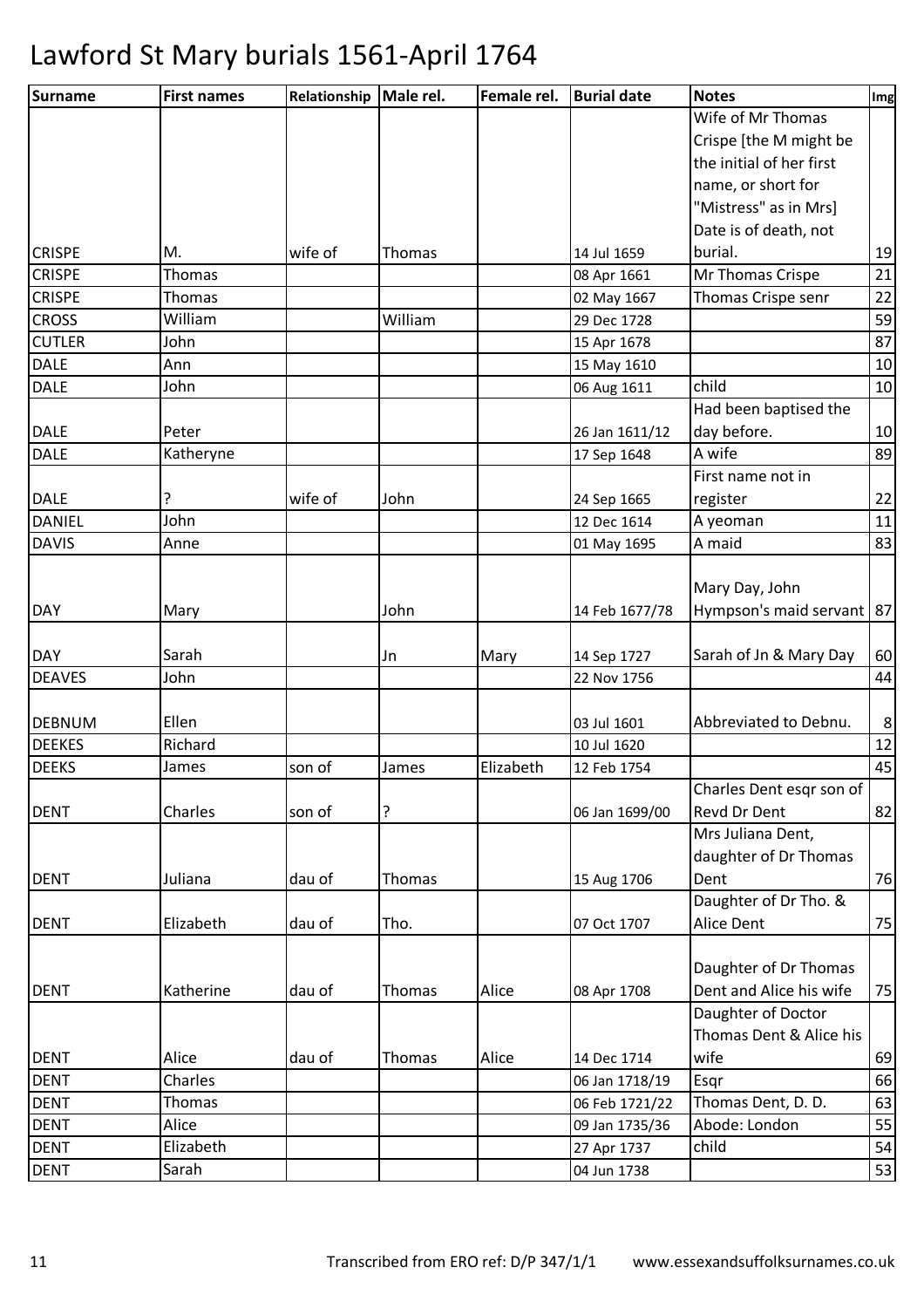# Lawford St Mary burials 1561-April 1764

| Surname | First names | Relationship | Male rel. | Female rel. | Burial date | Notes | Img |
|---|---|---|---|---|---|---|---|
| CRISPE | M. | wife of | Thomas | | 14 Jul 1659 | Wife of Mr Thomas Crispe [the M might be the initial of her first name, or short for "Mistress" as in Mrs] Date is of death, not burial. | 19 |
| CRISPE | Thomas | | | | 08 Apr 1661 | Mr Thomas Crispe | 21 |
| CRISPE | Thomas | | | | 02 May 1667 | Thomas Crispe senr | 22 |
| CROSS | William | | William | | 29 Dec 1728 | | 59 |
| CUTLER | John | | | | 15 Apr 1678 | | 87 |
| DALE | Ann | | | | 15 May 1610 | | 10 |
| DALE | John | | | | 06 Aug 1611 | child | 10 |
| DALE | Peter | | | | 26 Jan 1611/12 | Had been baptised the day before. | 10 |
| DALE | Katheryne | | | | 17 Sep 1648 | A wife | 89 |
| DALE | ? | wife of | John | | 24 Sep 1665 | First name not in register | 22 |
| DANIEL | John | | | | 12 Dec 1614 | A yeoman | 11 |
| DAVIS | Anne | | | | 01 May 1695 | A maid | 83 |
| DAY | Mary | | John | | 14 Feb 1677/78 | Mary Day, John Hympson's maid servant | 87 |
| DAY | Sarah | | Jn | Mary | 14 Sep 1727 | Sarah of Jn & Mary Day | 60 |
| DEAVES | John | | | | 22 Nov 1756 | | 44 |
| DEBNUM | Ellen | | | | 03 Jul 1601 | Abbreviated to Debnu. | 8 |
| DEEKES | Richard | | | | 10 Jul 1620 | | 12 |
| DEEKS | James | son of | James | Elizabeth | 12 Feb 1754 | | 45 |
| DENT | Charles | son of | ? | | 06 Jan 1699/00 | Charles Dent esqr son of Revd Dr Dent | 82 |
| DENT | Juliana | dau of | Thomas | | 15 Aug 1706 | Mrs Juliana Dent, daughter of Dr Thomas Dent | 76 |
| DENT | Elizabeth | dau of | Tho. | | 07 Oct 1707 | Daughter of Dr Tho. & Alice Dent | 75 |
| DENT | Katherine | dau of | Thomas | Alice | 08 Apr 1708 | Daughter of Dr Thomas Dent and Alice his wife | 75 |
| DENT | Alice | dau of | Thomas | Alice | 14 Dec 1714 | Daughter of Doctor Thomas Dent & Alice his wife | 69 |
| DENT | Charles | | | | 06 Jan 1718/19 | Esqr | 66 |
| DENT | Thomas | | | | 06 Feb 1721/22 | Thomas Dent, D. D. | 63 |
| DENT | Alice | | | | 09 Jan 1735/36 | Abode: London | 55 |
| DENT | Elizabeth | | | | 27 Apr 1737 | child | 54 |
| DENT | Sarah | | | | 04 Jun 1738 | | 53 |

Transcribed from ERO ref: D/P 347/1/1 www.essexandsuffolksurnames.co.uk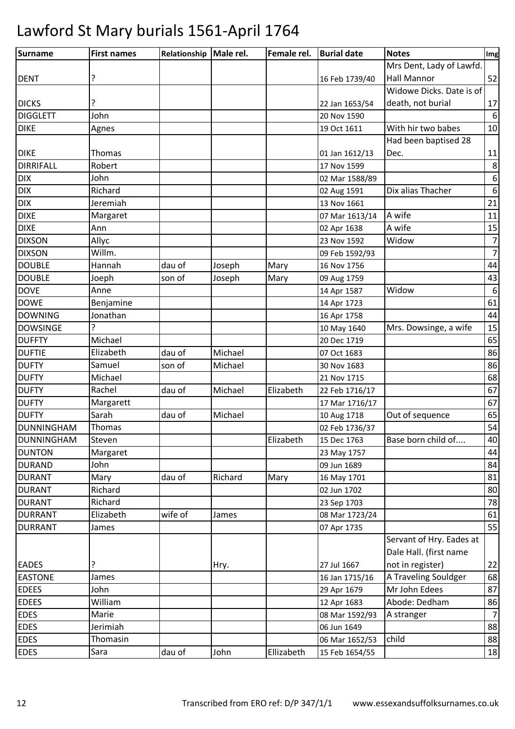# Lawford St Mary burials 1561-April 1764

| Surname | First names | Relationship | Male rel. | Female rel. | Burial date | Notes | Img |
|---|---|---|---|---|---|---|---|
| DENT | ? | | | | 16 Feb 1739/40 | Mrs Dent, Lady of Lawfd. Hall Mannor | 52 |
| DICKS | ? | | | | 22 Jan 1653/54 | Widowe Dicks. Date is of death, not burial | 17 |
| DIGGLETT | John | | | | 20 Nov 1590 | | 6 |
| DIKE | Agnes | | | | 19 Oct 1611 | With hir two babes | 10 |
| DIKE | Thomas | | | | 01 Jan 1612/13 | Had been baptised 28 Dec. | 11 |
| DIRRIFALL | Robert | | | | 17 Nov 1599 | | 8 |
| DIX | John | | | | 02 Mar 1588/89 | | 6 |
| DIX | Richard | | | | 02 Aug 1591 | Dix alias Thacher | 6 |
| DIX | Jeremiah | | | | 13 Nov 1661 | | 21 |
| DIXE | Margaret | | | | 07 Mar 1613/14 | A wife | 11 |
| DIXE | Ann | | | | 02 Apr 1638 | A wife | 15 |
| DIXSON | Allyc | | | | 23 Nov 1592 | Widow | 7 |
| DIXSON | Willm. | | | | 09 Feb 1592/93 | | 7 |
| DOUBLE | Hannah | dau of | Joseph | Mary | 16 Nov 1756 | | 44 |
| DOUBLE | Joeph | son of | Joseph | Mary | 09 Aug 1759 | | 43 |
| DOVE | Anne | | | | 14 Apr 1587 | Widow | 6 |
| DOWE | Benjamine | | | | 14 Apr 1723 | | 61 |
| DOWNING | Jonathan | | | | 16 Apr 1758 | | 44 |
| DOWSINGE | ? | | | | 10 May 1640 | Mrs. Dowsinge, a wife | 15 |
| DUFFTY | Michael | | | | 20 Dec 1719 | | 65 |
| DUFTIE | Elizabeth | dau of | Michael | | 07 Oct 1683 | | 86 |
| DUFTY | Samuel | son of | Michael | | 30 Nov 1683 | | 86 |
| DUFTY | Michael | | | | 21 Nov 1715 | | 68 |
| DUFTY | Rachel | dau of | Michael | Elizabeth | 22 Feb 1716/17 | | 67 |
| DUFTY | Margarett | | | | 17 Mar 1716/17 | | 67 |
| DUFTY | Sarah | dau of | Michael | | 10 Aug 1718 | Out of sequence | 65 |
| DUNNINGHAM | Thomas | | | | 02 Feb 1736/37 | | 54 |
| DUNNINGHAM | Steven | | | Elizabeth | 15 Dec 1763 | Base born child of.... | 40 |
| DUNTON | Margaret | | | | 23 May 1757 | | 44 |
| DURAND | John | | | | 09 Jun 1689 | | 84 |
| DURANT | Mary | dau of | Richard | Mary | 16 May 1701 | | 81 |
| DURANT | Richard | | | | 02 Jun 1702 | | 80 |
| DURANT | Richard | | | | 23 Sep 1703 | | 78 |
| DURRANT | Elizabeth | wife of | James | | 08 Mar 1723/24 | | 61 |
| DURRANT | James | | | | 07 Apr 1735 | | 55 |
| EADES | ? | | Hry. | | 27 Jul 1667 | Servant of Hry. Eades at Dale Hall. (first name not in register) | 22 |
| EASTONE | James | | | | 16 Jan 1715/16 | A Traveling Souldger | 68 |
| EDEES | John | | | | 29 Apr 1679 | Mr John Edees | 87 |
| EDEES | William | | | | 12 Apr 1683 | Abode: Dedham | 86 |
| EDES | Marie | | | | 08 Mar 1592/93 | A stranger | 7 |
| EDES | Jerimiah | | | | 06 Jun 1649 | | 88 |
| EDES | Thomasin | | | | 06 Mar 1652/53 | child | 88 |
| EDES | Sara | dau of | John | Ellizabeth | 15 Feb 1654/55 | | 18 |

Transcribed from ERO ref: D/P 347/1/1 www.essexandsuffolksurnames.co.uk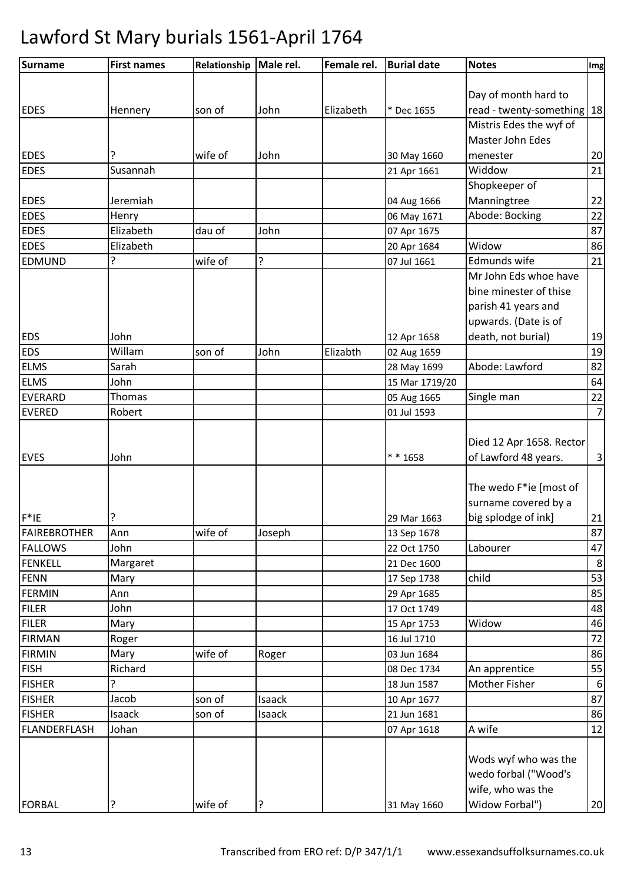# Lawford St Mary burials 1561-April 1764

| Surname | First names | Relationship | Male rel. | Female rel. | Burial date | Notes | Img |
|---|---|---|---|---|---|---|---|
| EDES | Hennery | son of | John | Elizabeth | * Dec 1655 | Day of month hard to read - twenty-something | 18 |
| EDES | ? | wife of | John | | 30 May 1660 | Mistris Edes the wyf of Master John Edes menester | 20 |
| EDES | Susannah | | | | 21 Apr 1661 | Widdow | 21 |
| EDES | Jeremiah | | | | 04 Aug 1666 | Shopkeeper of Manningtree | 22 |
| EDES | Henry | | | | 06 May 1671 | Abode: Bocking | 22 |
| EDES | Elizabeth | dau of | John | | 07 Apr 1675 | | 87 |
| EDES | Elizabeth | | | | 20 Apr 1684 | Widow | 86 |
| EDMUND | ? | wife of | ? | | 07 Jul 1661 | Edmunds wife | 21 |
| EDS | John | | | | 12 Apr 1658 | Mr John Eds whoe have bine minester of thise parish 41 years and upwards. (Date is of death, not burial) | 19 |
| EDS | Willam | son of | John | Elizabth | 02 Aug 1659 | | 19 |
| ELMS | Sarah | | | | 28 May 1699 | Abode: Lawford | 82 |
| ELMS | John | | | | 15 Mar 1719/20 | | 64 |
| EVERARD | Thomas | | | | 05 Aug 1665 | Single man | 22 |
| EVERED | Robert | | | | 01 Jul 1593 | | 7 |
| EVES | John | | | | * * 1658 | Died 12 Apr 1658. Rector of Lawford 48 years. | 3 |
| F*IE | ? | | | | 29 Mar 1663 | The wedo F*ie [most of surname covered by a big splodge of ink] | 21 |
| FAIREBROTHER | Ann | wife of | Joseph | | 13 Sep 1678 | | 87 |
| FALLOWS | John | | | | 22 Oct 1750 | Labourer | 47 |
| FENKELL | Margaret | | | | 21 Dec 1600 | | 8 |
| FENN | Mary | | | | 17 Sep 1738 | child | 53 |
| FERMIN | Ann | | | | 29 Apr 1685 | | 85 |
| FILER | John | | | | 17 Oct 1749 | | 48 |
| FILER | Mary | | | | 15 Apr 1753 | Widow | 46 |
| FIRMAN | Roger | | | | 16 Jul 1710 | | 72 |
| FIRMIN | Mary | wife of | Roger | | 03 Jun 1684 | | 86 |
| FISH | Richard | | | | 08 Dec 1734 | An apprentice | 55 |
| FISHER | ? | | | | 18 Jun 1587 | Mother Fisher | 6 |
| FISHER | Jacob | son of | Isaack | | 10 Apr 1677 | | 87 |
| FISHER | Isaack | son of | Isaack | | 21 Jun 1681 | | 86 |
| FLANDERFLASH | Johan | | | | 07 Apr 1618 | A wife | 12 |
| FORBAL | ? | wife of | ? | | 31 May 1660 | Wods wyf who was the wedo forbal ("Wood's wife, who was the Widow Forbal") | 20 |

Transcribed from ERO ref: D/P 347/1/1 www.essexandsuffolksurnames.co.uk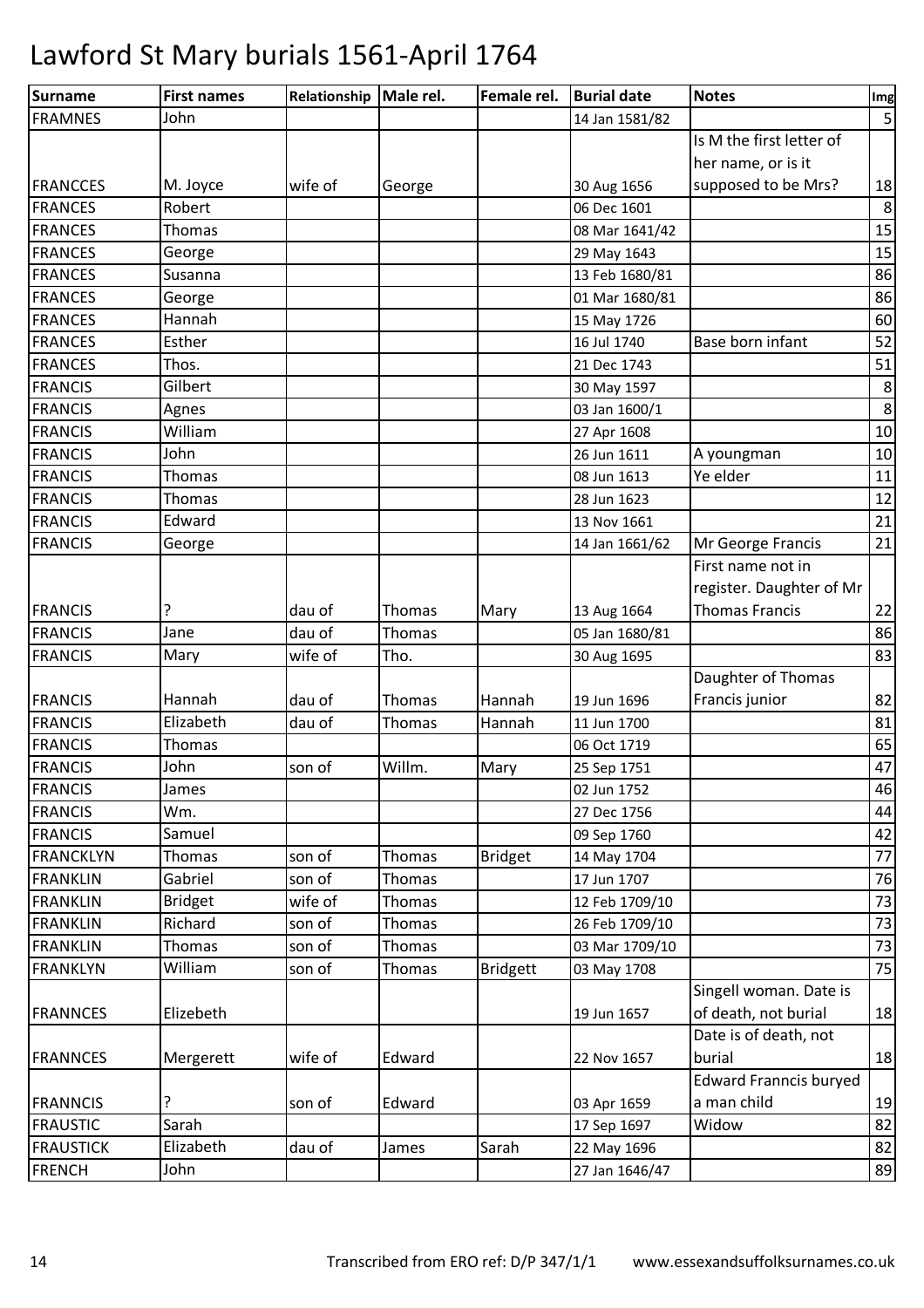# Lawford St Mary burials 1561-April 1764

| Surname | First names | Relationship | Male rel. | Female rel. | Burial date | Notes | Img |
|---|---|---|---|---|---|---|---|
| FRAMNES | John | | | | 14 Jan 1581/82 | | 5 |
| FRANCCES | M. Joyce | wife of | George | | 30 Aug 1656 | Is M the first letter of her name, or is it supposed to be Mrs? | 18 |
| FRANCES | Robert | | | | 06 Dec 1601 | | 8 |
| FRANCES | Thomas | | | | 08 Mar 1641/42 | | 15 |
| FRANCES | George | | | | 29 May 1643 | | 15 |
| FRANCES | Susanna | | | | 13 Feb 1680/81 | | 86 |
| FRANCES | George | | | | 01 Mar 1680/81 | | 86 |
| FRANCES | Hannah | | | | 15 May 1726 | | 60 |
| FRANCES | Esther | | | | 16 Jul 1740 | Base born infant | 52 |
| FRANCES | Thos. | | | | 21 Dec 1743 | | 51 |
| FRANCIS | Gilbert | | | | 30 May 1597 | | 8 |
| FRANCIS | Agnes | | | | 03 Jan 1600/1 | | 8 |
| FRANCIS | William | | | | 27 Apr 1608 | | 10 |
| FRANCIS | John | | | | 26 Jun 1611 | A youngman | 10 |
| FRANCIS | Thomas | | | | 08 Jun 1613 | Ye elder | 11 |
| FRANCIS | Thomas | | | | 28 Jun 1623 | | 12 |
| FRANCIS | Edward | | | | 13 Nov 1661 | | 21 |
| FRANCIS | George | | | | 14 Jan 1661/62 | Mr George Francis | 21 |
| FRANCIS | ? | dau of | Thomas | Mary | 13 Aug 1664 | First name not in register. Daughter of Mr Thomas Francis | 22 |
| FRANCIS | Jane | dau of | Thomas | | 05 Jan 1680/81 | | 86 |
| FRANCIS | Mary | wife of | Tho. | | 30 Aug 1695 | | 83 |
| FRANCIS | Hannah | dau of | Thomas | Hannah | 19 Jun 1696 | Daughter of Thomas Francis junior | 82 |
| FRANCIS | Elizabeth | dau of | Thomas | Hannah | 11 Jun 1700 | | 81 |
| FRANCIS | Thomas | | | | 06 Oct 1719 | | 65 |
| FRANCIS | John | son of | Willm. | Mary | 25 Sep 1751 | | 47 |
| FRANCIS | James | | | | 02 Jun 1752 | | 46 |
| FRANCIS | Wm. | | | | 27 Dec 1756 | | 44 |
| FRANCIS | Samuel | | | | 09 Sep 1760 | | 42 |
| FRANCKLYN | Thomas | son of | Thomas | Bridget | 14 May 1704 | | 77 |
| FRANKLIN | Gabriel | son of | Thomas | | 17 Jun 1707 | | 76 |
| FRANKLIN | Bridget | wife of | Thomas | | 12 Feb 1709/10 | | 73 |
| FRANKLIN | Richard | son of | Thomas | | 26 Feb 1709/10 | | 73 |
| FRANKLIN | Thomas | son of | Thomas | | 03 Mar 1709/10 | | 73 |
| FRANKLYN | William | son of | Thomas | Bridgett | 03 May 1708 | | 75 |
| FRANNCES | Elizebeth | | | | 19 Jun 1657 | Singell woman. Date is of death, not burial | 18 |
| FRANNCES | Mergerett | wife of | Edward | | 22 Nov 1657 | Date is of death, not burial | 18 |
| FRANNCIS | ? | son of | Edward | | 03 Apr 1659 | Edward Franncis buryed a man child | 19 |
| FRAUSTIC | Sarah | | | | 17 Sep 1697 | Widow | 82 |
| FRAUSTICK | Elizabeth | dau of | James | Sarah | 22 May 1696 | | 82 |
| FRENCH | John | | | | 27 Jan 1646/47 | | 89 |

Transcribed from ERO ref: D/P 347/1/1 www.essexandsuffolksurnames.co.uk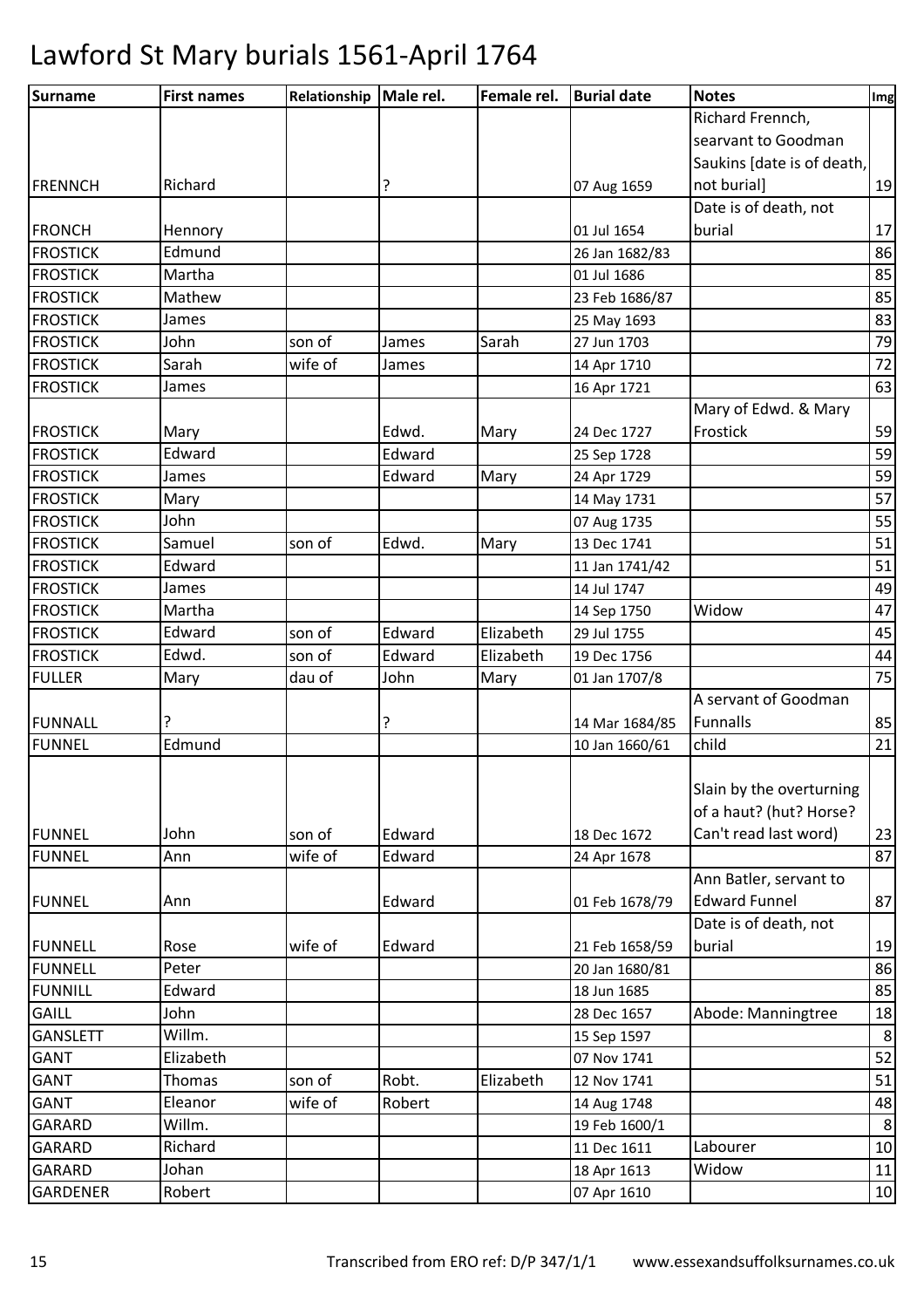# Lawford St Mary burials 1561-April 1764

| Surname | First names | Relationship | Male rel. | Female rel. | Burial date | Notes | Img |
|---|---|---|---|---|---|---|---|
| FRENNCH | Richard | | ? | | 07 Aug 1659 | Richard Frennch, searvant to Goodman Saukins [date is of death, not burial] | 19 |
| FRONCH | Hennory | | | | 01 Jul 1654 | Date is of death, not burial | 17 |
| FROSTICK | Edmund | | | | 26 Jan 1682/83 | | 86 |
| FROSTICK | Martha | | | | 01 Jul 1686 | | 85 |
| FROSTICK | Mathew | | | | 23 Feb 1686/87 | | 85 |
| FROSTICK | James | | | | 25 May 1693 | | 83 |
| FROSTICK | John | son of | James | Sarah | 27 Jun 1703 | | 79 |
| FROSTICK | Sarah | wife of | James | | 14 Apr 1710 | | 72 |
| FROSTICK | James | | | | 16 Apr 1721 | | 63 |
| FROSTICK | Mary | | Edwd. | Mary | 24 Dec 1727 | Mary of Edwd. & Mary Frostick | 59 |
| FROSTICK | Edward | | Edward | | 25 Sep 1728 | | 59 |
| FROSTICK | James | | Edward | Mary | 24 Apr 1729 | | 59 |
| FROSTICK | Mary | | | | 14 May 1731 | | 57 |
| FROSTICK | John | | | | 07 Aug 1735 | | 55 |
| FROSTICK | Samuel | son of | Edwd. | Mary | 13 Dec 1741 | | 51 |
| FROSTICK | Edward | | | | 11 Jan 1741/42 | | 51 |
| FROSTICK | James | | | | 14 Jul 1747 | | 49 |
| FROSTICK | Martha | | | | 14 Sep 1750 | Widow | 47 |
| FROSTICK | Edward | son of | Edward | Elizabeth | 29 Jul 1755 | | 45 |
| FROSTICK | Edwd. | son of | Edward | Elizabeth | 19 Dec 1756 | | 44 |
| FULLER | Mary | dau of | John | Mary | 01 Jan 1707/8 | | 75 |
| FUNNALL | ? | | ? | | 14 Mar 1684/85 | A servant of Goodman Funnalls | 85 |
| FUNNEL | Edmund | | | | 10 Jan 1660/61 | child | 21 |
| FUNNEL | John | son of | Edward | | 18 Dec 1672 | Slain by the overturning of a haut? (hut? Horse? Can't read last word) | 23 |
| FUNNEL | Ann | wife of | Edward | | 24 Apr 1678 | | 87 |
| FUNNEL | Ann | | Edward | | 01 Feb 1678/79 | Ann Batler, servant to Edward Funnel | 87 |
| FUNNELL | Rose | wife of | Edward | | 21 Feb 1658/59 | Date is of death, not burial | 19 |
| FUNNELL | Peter | | | | 20 Jan 1680/81 | | 86 |
| FUNNILL | Edward | | | | 18 Jun 1685 | | 85 |
| GAILL | John | | | | 28 Dec 1657 | Abode: Manningtree | 18 |
| GANSLETT | Willm. | | | | 15 Sep 1597 | | 8 |
| GANT | Elizabeth | | | | 07 Nov 1741 | | 52 |
| GANT | Thomas | son of | Robt. | Elizabeth | 12 Nov 1741 | | 51 |
| GANT | Eleanor | wife of | Robert | | 14 Aug 1748 | | 48 |
| GARARD | Willm. | | | | 19 Feb 1600/1 | | 8 |
| GARARD | Richard | | | | 11 Dec 1611 | Labourer | 10 |
| GARARD | Johan | | | | 18 Apr 1613 | Widow | 11 |
| GARDENER | Robert | | | | 07 Apr 1610 | | 10 |

Transcribed from ERO ref: D/P 347/1/1 www.essexandsuffolksurnames.co.uk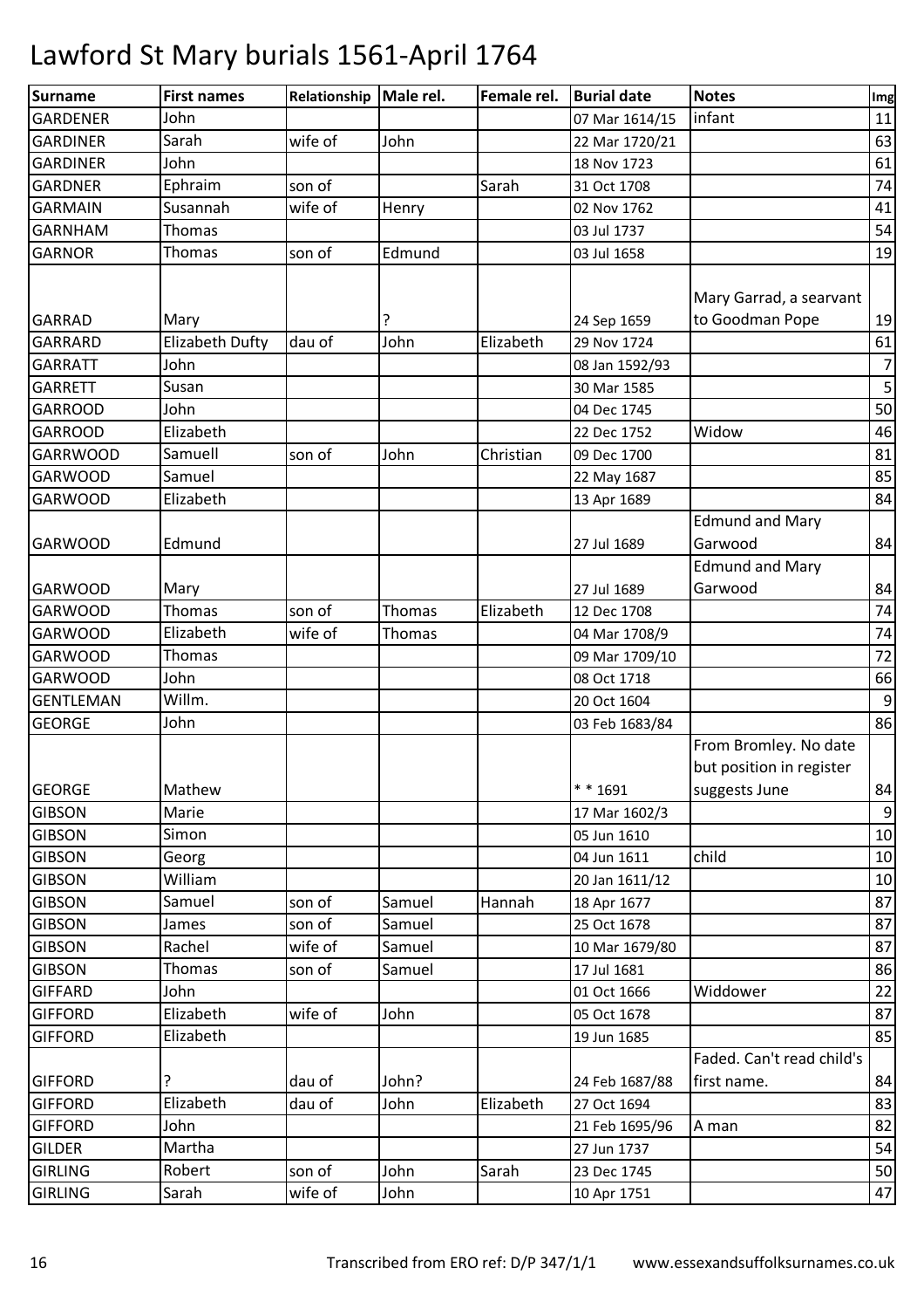# Lawford St Mary burials 1561-April 1764

| Surname | First names | Relationship | Male rel. | Female rel. | Burial date | Notes | Img |
|---|---|---|---|---|---|---|---|
| GARDENER | John | | | | 07 Mar 1614/15 | infant | 11 |
| GARDINER | Sarah | wife of | John | | 22 Mar 1720/21 | | 63 |
| GARDINER | John | | | | 18 Nov 1723 | | 61 |
| GARDNER | Ephraim | son of | | Sarah | 31 Oct 1708 | | 74 |
| GARMAIN | Susannah | wife of | Henry | | 02 Nov 1762 | | 41 |
| GARNHAM | Thomas | | | | 03 Jul 1737 | | 54 |
| GARNOR | Thomas | son of | Edmund | | 03 Jul 1658 | | 19 |
| GARRAD | Mary | | ? | | 24 Sep 1659 | Mary Garrad, a searvant to Goodman Pope | 19 |
| GARRARD | Elizabeth Dufty | dau of | John | Elizabeth | 29 Nov 1724 | | 61 |
| GARRATT | John | | | | 08 Jan 1592/93 | | 7 |
| GARRETT | Susan | | | | 30 Mar 1585 | | 5 |
| GARROOD | John | | | | 04 Dec 1745 | | 50 |
| GARROOD | Elizabeth | | | | 22 Dec 1752 | Widow | 46 |
| GARRWOOD | Samuell | son of | John | Christian | 09 Dec 1700 | | 81 |
| GARWOOD | Samuel | | | | 22 May 1687 | | 85 |
| GARWOOD | Elizabeth | | | | 13 Apr 1689 | | 84 |
| GARWOOD | Edmund | | | | 27 Jul 1689 | Edmund and Mary Garwood | 84 |
| GARWOOD | Mary | | | | 27 Jul 1689 | Edmund and Mary Garwood | 84 |
| GARWOOD | Thomas | son of | Thomas | Elizabeth | 12 Dec 1708 | | 74 |
| GARWOOD | Elizabeth | wife of | Thomas | | 04 Mar 1708/9 | | 74 |
| GARWOOD | Thomas | | | | 09 Mar 1709/10 | | 72 |
| GARWOOD | John | | | | 08 Oct 1718 | | 66 |
| GENTLEMAN | Willm. | | | | 20 Oct 1604 | | 9 |
| GEORGE | John | | | | 03 Feb 1683/84 | | 86 |
| GEORGE | Mathew | | | | * * 1691 | From Bromley. No date but position in register suggests June | 84 |
| GIBSON | Marie | | | | 17 Mar 1602/3 | | 9 |
| GIBSON | Simon | | | | 05 Jun 1610 | | 10 |
| GIBSON | Georg | | | | 04 Jun 1611 | child | 10 |
| GIBSON | William | | | | 20 Jan 1611/12 | | 10 |
| GIBSON | Samuel | son of | Samuel | Hannah | 18 Apr 1677 | | 87 |
| GIBSON | James | son of | Samuel | | 25 Oct 1678 | | 87 |
| GIBSON | Rachel | wife of | Samuel | | 10 Mar 1679/80 | | 87 |
| GIBSON | Thomas | son of | Samuel | | 17 Jul 1681 | | 86 |
| GIFFARD | John | | | | 01 Oct 1666 | Widdower | 22 |
| GIFFORD | Elizabeth | wife of | John | | 05 Oct 1678 | | 87 |
| GIFFORD | Elizabeth | | | | 19 Jun 1685 | | 85 |
| GIFFORD | ? | dau of | John? | | 24 Feb 1687/88 | Faded. Can't read child's first name. | 84 |
| GIFFORD | Elizabeth | dau of | John | Elizabeth | 27 Oct 1694 | | 83 |
| GIFFORD | John | | | | 21 Feb 1695/96 | A man | 82 |
| GILDER | Martha | | | | 27 Jun 1737 | | 54 |
| GIRLING | Robert | son of | John | Sarah | 23 Dec 1745 | | 50 |
| GIRLING | Sarah | wife of | John | | 10 Apr 1751 | | 47 |

Transcribed from ERO ref: D/P 347/1/1 www.essexandsuffolksurnames.co.uk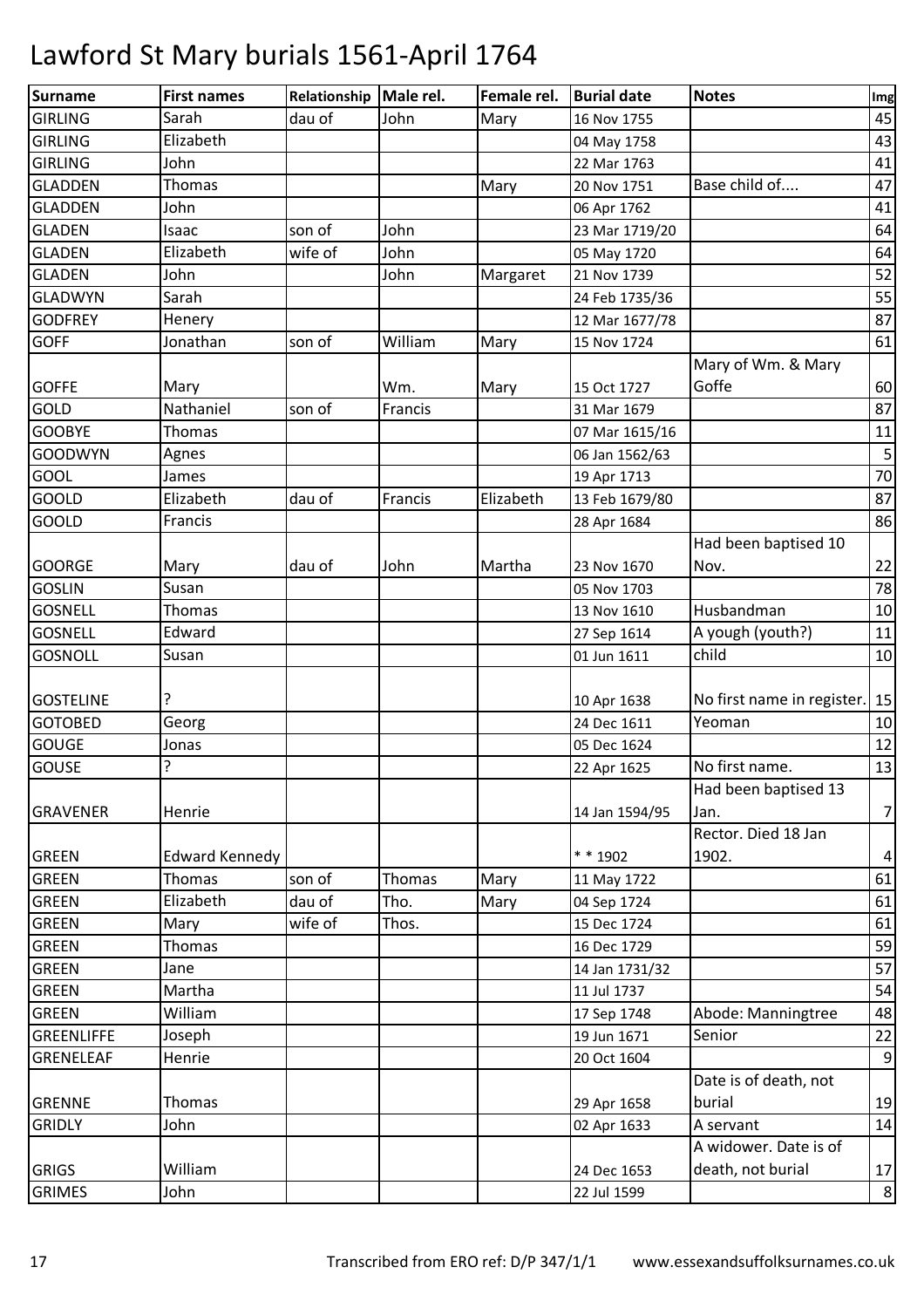# Lawford St Mary burials 1561-April 1764

| Surname | First names | Relationship | Male rel. | Female rel. | Burial date | Notes | Img |
|---|---|---|---|---|---|---|---|
| GIRLING | Sarah | dau of | John | Mary | 16 Nov 1755 | | 45 |
| GIRLING | Elizabeth | | | | 04 May 1758 | | 43 |
| GIRLING | John | | | | 22 Mar 1763 | | 41 |
| GLADDEN | Thomas | | | Mary | 20 Nov 1751 | Base child of.... | 47 |
| GLADDEN | John | | | | 06 Apr 1762 | | 41 |
| GLADEN | Isaac | son of | John | | 23 Mar 1719/20 | | 64 |
| GLADEN | Elizabeth | wife of | John | | 05 May 1720 | | 64 |
| GLADEN | John | | John | Margaret | 21 Nov 1739 | | 52 |
| GLADWYN | Sarah | | | | 24 Feb 1735/36 | | 55 |
| GODFREY | Henery | | | | 12 Mar 1677/78 | | 87 |
| GOFF | Jonathan | son of | William | Mary | 15 Nov 1724 | | 61 |
| GOFFE | Mary | | Wm. | Mary | 15 Oct 1727 | Mary of Wm. & Mary Goffe | 60 |
| GOLD | Nathaniel | son of | Francis | | 31 Mar 1679 | | 87 |
| GOOBYE | Thomas | | | | 07 Mar 1615/16 | | 11 |
| GOODWYN | Agnes | | | | 06 Jan 1562/63 | | 5 |
| GOOL | James | | | | 19 Apr 1713 | | 70 |
| GOOLD | Elizabeth | dau of | Francis | Elizabeth | 13 Feb 1679/80 | | 87 |
| GOOLD | Francis | | | | 28 Apr 1684 | | 86 |
| GOORGE | Mary | dau of | John | Martha | 23 Nov 1670 | Had been baptised 10 Nov. | 22 |
| GOSLIN | Susan | | | | 05 Nov 1703 | | 78 |
| GOSNELL | Thomas | | | | 13 Nov 1610 | Husbandman | 10 |
| GOSNELL | Edward | | | | 27 Sep 1614 | A yough (youth?) | 11 |
| GOSNOLL | Susan | | | | 01 Jun 1611 | child | 10 |
| GOSTELINE | ? | | | | 10 Apr 1638 | No first name in register. | 15 |
| GOTOBED | Georg | | | | 24 Dec 1611 | Yeoman | 10 |
| GOUGE | Jonas | | | | 05 Dec 1624 | | 12 |
| GOUSE | ? | | | | 22 Apr 1625 | No first name. | 13 |
| GRAVENER | Henrie | | | | 14 Jan 1594/95 | Had been baptised 13 Jan. | 7 |
| GREEN | Edward Kennedy | | | | * * 1902 | Rector. Died 18 Jan 1902. | 4 |
| GREEN | Thomas | son of | Thomas | Mary | 11 May 1722 | | 61 |
| GREEN | Elizabeth | dau of | Tho. | Mary | 04 Sep 1724 | | 61 |
| GREEN | Mary | wife of | Thos. | | 15 Dec 1724 | | 61 |
| GREEN | Thomas | | | | 16 Dec 1729 | | 59 |
| GREEN | Jane | | | | 14 Jan 1731/32 | | 57 |
| GREEN | Martha | | | | 11 Jul 1737 | | 54 |
| GREEN | William | | | | 17 Sep 1748 | Abode: Manningtree | 48 |
| GREENLIFFE | Joseph | | | | 19 Jun 1671 | Senior | 22 |
| GRENELEAF | Henrie | | | | 20 Oct 1604 | | 9 |
| GRENNE | Thomas | | | | 29 Apr 1658 | Date is of death, not burial | 19 |
| GRIDLY | John | | | | 02 Apr 1633 | A servant | 14 |
| GRIGS | William | | | | 24 Dec 1653 | A widower. Date is of death, not burial | 17 |
| GRIMES | John | | | | 22 Jul 1599 | | 8 |

Transcribed from ERO ref: D/P 347/1/1 www.essexandsuffolksurnames.co.uk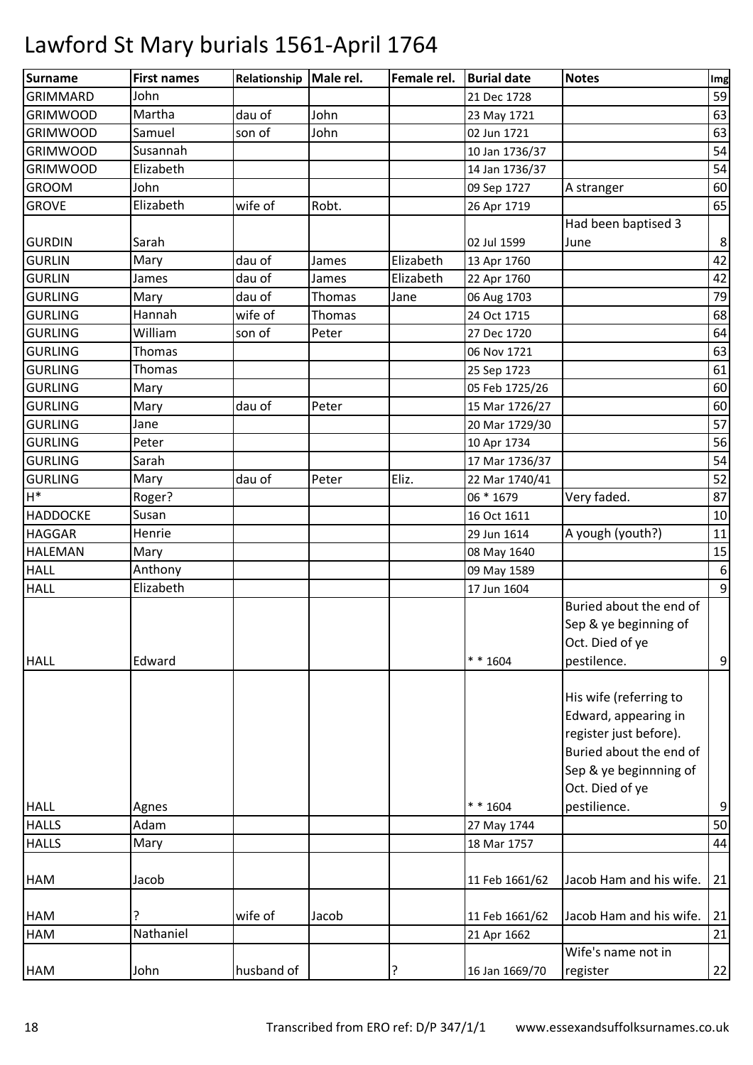# Lawford St Mary burials 1561-April 1764

| Surname | First names | Relationship | Male rel. | Female rel. | Burial date | Notes | Img |
|---|---|---|---|---|---|---|---|
| GRIMMARD | John | | | | 21 Dec 1728 | | 59 |
| GRIMWOOD | Martha | dau of | John | | 23 May 1721 | | 63 |
| GRIMWOOD | Samuel | son of | John | | 02 Jun 1721 | | 63 |
| GRIMWOOD | Susannah | | | | 10 Jan 1736/37 | | 54 |
| GRIMWOOD | Elizabeth | | | | 14 Jan 1736/37 | | 54 |
| GROOM | John | | | | 09 Sep 1727 | A stranger | 60 |
| GROVE | Elizabeth | wife of | Robt. | | 26 Apr 1719 | | 65 |
| GURDIN | Sarah | | | | 02 Jul 1599 | Had been baptised 3 June | 8 |
| GURLIN | Mary | dau of | James | Elizabeth | 13 Apr 1760 | | 42 |
| GURLIN | James | dau of | James | Elizabeth | 22 Apr 1760 | | 42 |
| GURLING | Mary | dau of | Thomas | Jane | 06 Aug 1703 | | 79 |
| GURLING | Hannah | wife of | Thomas | | 24 Oct 1715 | | 68 |
| GURLING | William | son of | Peter | | 27 Dec 1720 | | 64 |
| GURLING | Thomas | | | | 06 Nov 1721 | | 63 |
| GURLING | Thomas | | | | 25 Sep 1723 | | 61 |
| GURLING | Mary | | | | 05 Feb 1725/26 | | 60 |
| GURLING | Mary | dau of | Peter | | 15 Mar 1726/27 | | 60 |
| GURLING | Jane | | | | 20 Mar 1729/30 | | 57 |
| GURLING | Peter | | | | 10 Apr 1734 | | 56 |
| GURLING | Sarah | | | | 17 Mar 1736/37 | | 54 |
| GURLING | Mary | dau of | Peter | Eliz. | 22 Mar 1740/41 | | 52 |
| H* | Roger? | | | | 06 * 1679 | Very faded. | 87 |
| HADDOCKE | Susan | | | | 16 Oct 1611 | | 10 |
| HAGGAR | Henrie | | | | 29 Jun 1614 | A yough (youth?) | 11 |
| HALEMAN | Mary | | | | 08 May 1640 | | 15 |
| HALL | Anthony | | | | 09 May 1589 | | 6 |
| HALL | Elizabeth | | | | 17 Jun 1604 | | 9 |
| HALL | Edward | | | | * * 1604 | Buried about the end of Sep & ye beginning of Oct. Died of ye pestilence. | 9 |
| HALL | Agnes | | | | * * 1604 | His wife (referring to Edward, appearing in register just before). Buried about the end of Sep & ye beginnning of Oct. Died of ye pestilience. | 9 |
| HALLS | Adam | | | | 27 May 1744 | | 50 |
| HALLS | Mary | | | | 18 Mar 1757 | | 44 |
| HAM | Jacob | | | | 11 Feb 1661/62 | Jacob Ham and his wife. | 21 |
| HAM | ? | wife of | Jacob | | 11 Feb 1661/62 | Jacob Ham and his wife. | 21 |
| HAM | Nathaniel | | | | 21 Apr 1662 | | 21 |
| HAM | John | husband of | | ? | 16 Jan 1669/70 | Wife's name not in register | 22 |

Transcribed from ERO ref: D/P 347/1/1 www.essexandsuffolksurnames.co.uk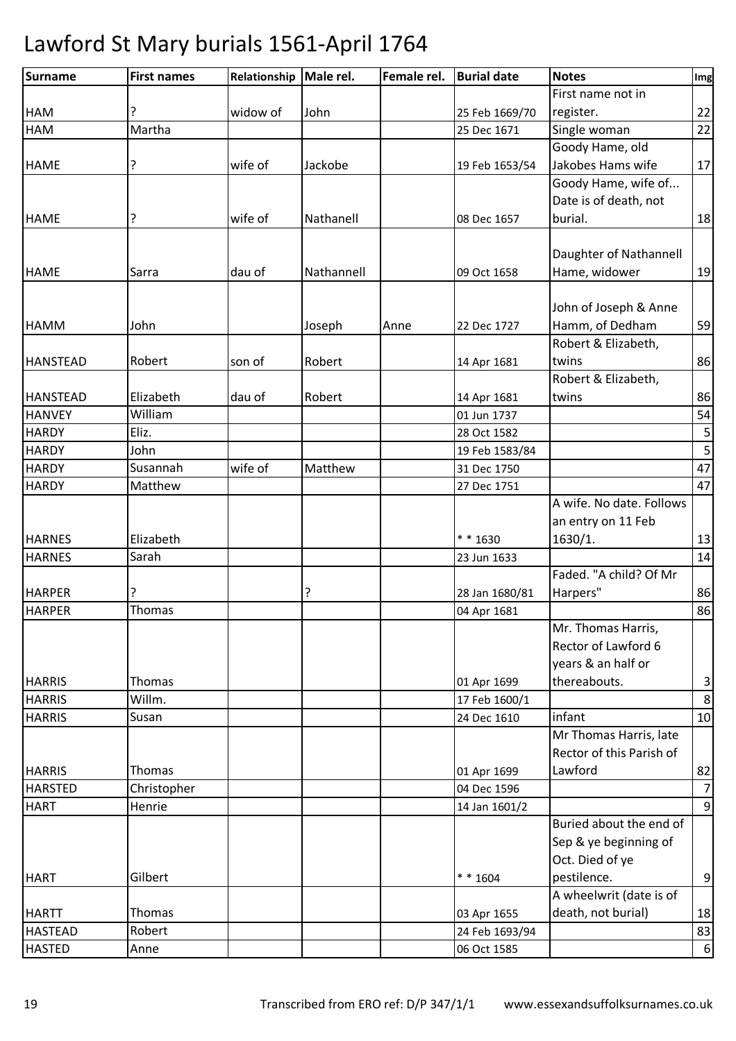# Lawford St Mary burials 1561-April 1764

| Surname | First names | Relationship | Male rel. | Female rel. | Burial date | Notes | Img |
|---|---|---|---|---|---|---|---|
| HAM | ? | widow of | John | | 25 Feb 1669/70 | First name not in register. | 22 |
| HAM | Martha | | | | 25 Dec 1671 | Single woman | 22 |
| HAME | ? | wife of | Jackobe | | 19 Feb 1653/54 | Goody Hame, old Jakobes Hams wife | 17 |
| HAME | ? | wife of | Nathanell | | 08 Dec 1657 | Goody Hame, wife of... Date is of death, not burial. | 18 |
| HAME | Sarra | dau of | Nathannell | | 09 Oct 1658 | Daughter of Nathannell Hame, widower | 19 |
| HAMM | John | | Joseph | Anne | 22 Dec 1727 | John of Joseph & Anne Hamm, of Dedham | 59 |
| HANSTEAD | Robert | son of | Robert | | 14 Apr 1681 | Robert & Elizabeth, twins | 86 |
| HANSTEAD | Elizabeth | dau of | Robert | | 14 Apr 1681 | Robert & Elizabeth, twins | 86 |
| HANVEY | William | | | | 01 Jun 1737 | | 54 |
| HARDY | Eliz. | | | | 28 Oct 1582 | | 5 |
| HARDY | John | | | | 19 Feb 1583/84 | | 5 |
| HARDY | Susannah | wife of | Matthew | | 31 Dec 1750 | | 47 |
| HARDY | Matthew | | | | 27 Dec 1751 | | 47 |
| HARNES | Elizabeth | | | | * * 1630 | A wife. No date. Follows an entry on 11 Feb 1630/1. | 13 |
| HARNES | Sarah | | | | 23 Jun 1633 | | 14 |
| HARPER | ? | | ? | | 28 Jan 1680/81 | Faded. "A child? Of Mr Harpers" | 86 |
| HARPER | Thomas | | | | 04 Apr 1681 | | 86 |
| HARRIS | Thomas | | | | 01 Apr 1699 | Mr. Thomas Harris, Rector of Lawford 6 years & an half or thereabouts. | 3 |
| HARRIS | Willm. | | | | 17 Feb 1600/1 | | 8 |
| HARRIS | Susan | | | | 24 Dec 1610 | infant | 10 |
| HARRIS | Thomas | | | | 01 Apr 1699 | Mr Thomas Harris, late Rector of this Parish of Lawford | 82 |
| HARSTED | Christopher | | | | 04 Dec 1596 | | 7 |
| HART | Henrie | | | | 14 Jan 1601/2 | | 9 |
| HART | Gilbert | | | | * * 1604 | Buried about the end of Sep & ye beginning of Oct. Died of ye pestilence. | 9 |
| HARTT | Thomas | | | | 03 Apr 1655 | A wheelwrit (date is of death, not burial) | 18 |
| HASTEAD | Robert | | | | 24 Feb 1693/94 | | 83 |
| HASTED | Anne | | | | 06 Oct 1585 | | 6 |

Transcribed from ERO ref: D/P 347/1/1 www.essexandsuffolksurnames.co.uk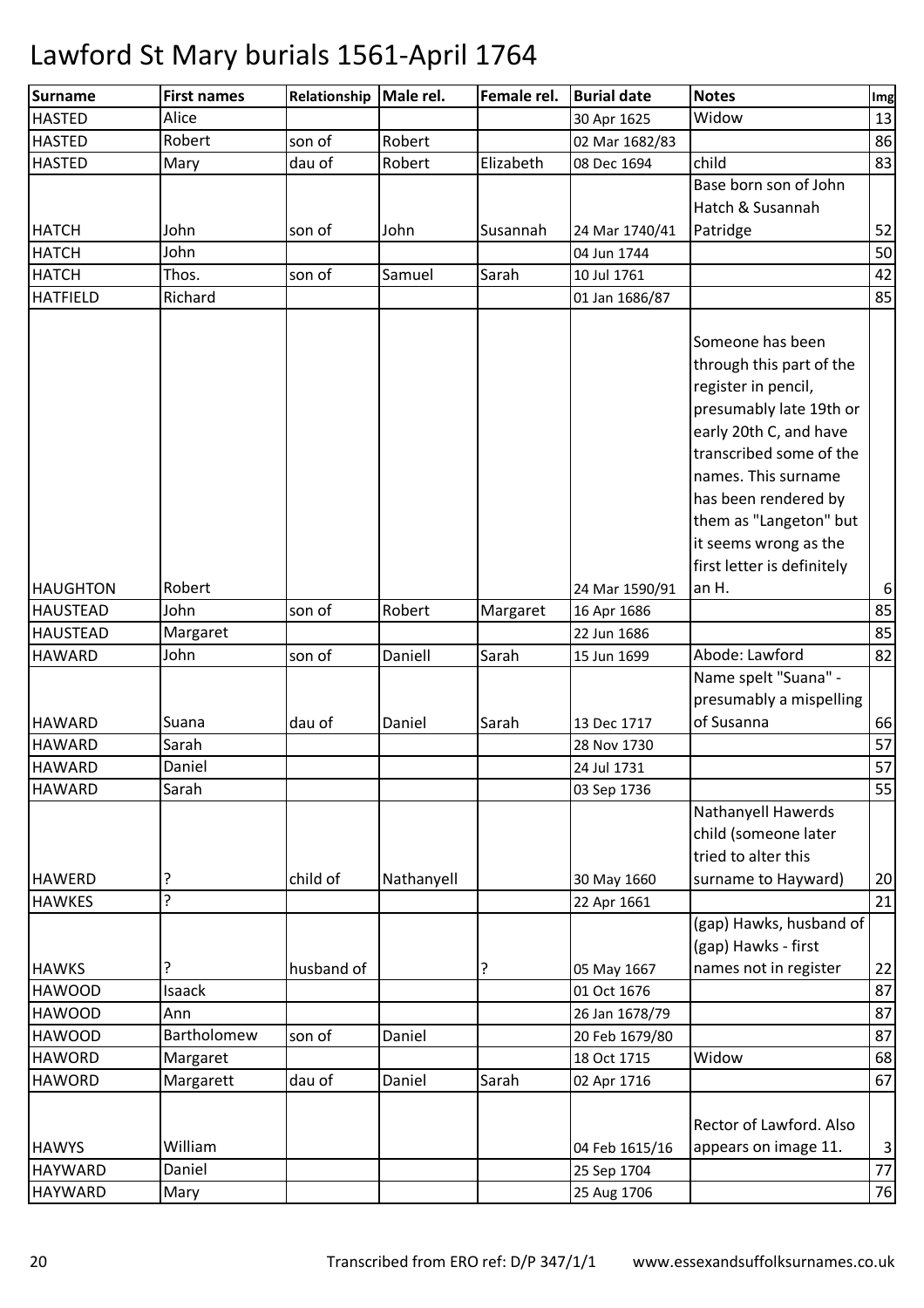# Lawford St Mary burials 1561-April 1764

| Surname | First names | Relationship | Male rel. | Female rel. | Burial date | Notes | Img |
|---|---|---|---|---|---|---|---|
| HASTED | Alice | | | | 30 Apr 1625 | Widow | 13 |
| HASTED | Robert | son of | Robert | | 02 Mar 1682/83 | | 86 |
| HASTED | Mary | dau of | Robert | Elizabeth | 08 Dec 1694 | child | 83 |
| HATCH | John | son of | John | Susannah | 24 Mar 1740/41 | Base born son of John Hatch & Susannah Patridge | 52 |
| HATCH | John | | | | 04 Jun 1744 | | 50 |
| HATCH | Thos. | son of | Samuel | Sarah | 10 Jul 1761 | | 42 |
| HATFIELD | Richard | | | | 01 Jan 1686/87 | | 85 |
| HAUGHTON | Robert | | | | 24 Mar 1590/91 | Someone has been through this part of the register in pencil, presumably late 19th or early 20th C, and have transcribed some of the names. This surname has been rendered by them as "Langeton" but it seems wrong as the first letter is definitely an H. | 6 |
| HAUSTEAD | John | son of | Robert | Margaret | 16 Apr 1686 | | 85 |
| HAUSTEAD | Margaret | | | | 22 Jun 1686 | | 85 |
| HAWARD | John | son of | Daniell | Sarah | 15 Jun 1699 | Abode: Lawford | 82 |
| HAWARD | Suana | dau of | Daniel | Sarah | 13 Dec 1717 | Name spelt "Suana" - presumably a mispelling of Susanna | 66 |
| HAWARD | Sarah | | | | 28 Nov 1730 | | 57 |
| HAWARD | Daniel | | | | 24 Jul 1731 | | 57 |
| HAWARD | Sarah | | | | 03 Sep 1736 | | 55 |
| HAWERD | ? | child of | Nathanyell | | 30 May 1660 | Nathanyell Hawerds child (someone later tried to alter this surname to Hayward) | 20 |
| HAWKES | ? | | | | 22 Apr 1661 | | 21 |
| HAWKS | ? | husband of | | ? | 05 May 1667 | (gap) Hawks, husband of (gap) Hawks - first names not in register | 22 |
| HAWOOD | Isaack | | | | 01 Oct 1676 | | 87 |
| HAWOOD | Ann | | | | 26 Jan 1678/79 | | 87 |
| HAWOOD | Bartholomew | son of | Daniel | | 20 Feb 1679/80 | | 87 |
| HAWORD | Margaret | | | | 18 Oct 1715 | Widow | 68 |
| HAWORD | Margarett | dau of | Daniel | Sarah | 02 Apr 1716 | | 67 |
| HAWYS | William | | | | 04 Feb 1615/16 | Rector of Lawford. Also appears on image 11. | 3 |
| HAYWARD | Daniel | | | | 25 Sep 1704 | | 77 |
| HAYWARD | Mary | | | | 25 Aug 1706 | | 76 |

Transcribed from ERO ref: D/P 347/1/1 www.essexandsuffolksurnames.co.uk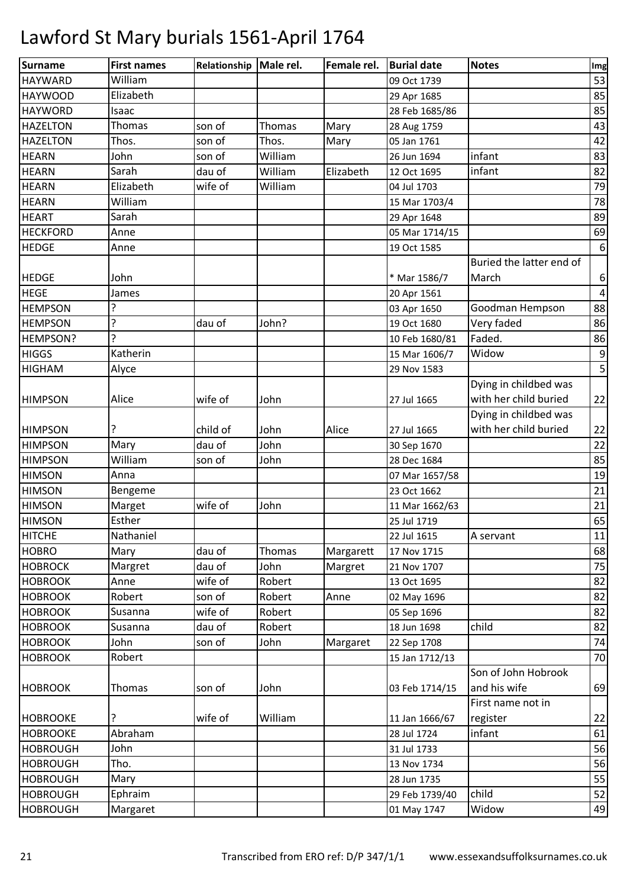# Lawford St Mary burials 1561-April 1764

| Surname | First names | Relationship | Male rel. | Female rel. | Burial date | Notes | Img |
|---|---|---|---|---|---|---|---|
| HAYWARD | William | | | | 09 Oct 1739 | | 53 |
| HAYWOOD | Elizabeth | | | | 29 Apr 1685 | | 85 |
| HAYWORD | Isaac | | | | 28 Feb 1685/86 | | 85 |
| HAZELTON | Thomas | son of | Thomas | Mary | 28 Aug 1759 | | 43 |
| HAZELTON | Thos. | son of | Thos. | Mary | 05 Jan 1761 | | 42 |
| HEARN | John | son of | William | | 26 Jun 1694 | infant | 83 |
| HEARN | Sarah | dau of | William | Elizabeth | 12 Oct 1695 | infant | 82 |
| HEARN | Elizabeth | wife of | William | | 04 Jul 1703 | | 79 |
| HEARN | William | | | | 15 Mar 1703/4 | | 78 |
| HEART | Sarah | | | | 29 Apr 1648 | | 89 |
| HECKFORD | Anne | | | | 05 Mar 1714/15 | | 69 |
| HEDGE | Anne | | | | 19 Oct 1585 | | 6 |
| HEDGE | John | | | | * Mar 1586/7 | Buried the latter end of March | 6 |
| HEGE | James | | | | 20 Apr 1561 | | 4 |
| HEMPSON | ? | | | | 03 Apr 1650 | Goodman Hempson | 88 |
| HEMPSON | ? | dau of | John? | | 19 Oct 1680 | Very faded | 86 |
| HEMPSON? | ? | | | | 10 Feb 1680/81 | Faded. | 86 |
| HIGGS | Katherin | | | | 15 Mar 1606/7 | Widow | 9 |
| HIGHAM | Alyce | | | | 29 Nov 1583 | | 5 |
| HIMPSON | Alice | wife of | John | | 27 Jul 1665 | Dying in childbed was with her child buried | 22 |
| HIMPSON | ? | child of | John | Alice | 27 Jul 1665 | Dying in childbed was with her child buried | 22 |
| HIMPSON | Mary | dau of | John | | 30 Sep 1670 | | 22 |
| HIMPSON | William | son of | John | | 28 Dec 1684 | | 85 |
| HIMSON | Anna | | | | 07 Mar 1657/58 | | 19 |
| HIMSON | Bengeme | | | | 23 Oct 1662 | | 21 |
| HIMSON | Marget | wife of | John | | 11 Mar 1662/63 | | 21 |
| HIMSON | Esther | | | | 25 Jul 1719 | | 65 |
| HITCHE | Nathaniel | | | | 22 Jul 1615 | A servant | 11 |
| HOBRO | Mary | dau of | Thomas | Margarett | 17 Nov 1715 | | 68 |
| HOBROCK | Margret | dau of | John | Margret | 21 Nov 1707 | | 75 |
| HOBROOK | Anne | wife of | Robert | | 13 Oct 1695 | | 82 |
| HOBROOK | Robert | son of | Robert | Anne | 02 May 1696 | | 82 |
| HOBROOK | Susanna | wife of | Robert | | 05 Sep 1696 | | 82 |
| HOBROOK | Susanna | dau of | Robert | | 18 Jun 1698 | child | 82 |
| HOBROOK | John | son of | John | Margaret | 22 Sep 1708 | | 74 |
| HOBROOK | Robert | | | | 15 Jan 1712/13 | | 70 |
| HOBROOK | Thomas | son of | John | | 03 Feb 1714/15 | Son of John Hobrook and his wife | 69 |
| HOBROOKE | ? | wife of | William | | 11 Jan 1666/67 | First name not in register | 22 |
| HOBROOKE | Abraham | | | | 28 Jul 1724 | infant | 61 |
| HOBROUGH | John | | | | 31 Jul 1733 | | 56 |
| HOBROUGH | Tho. | | | | 13 Nov 1734 | | 56 |
| HOBROUGH | Mary | | | | 28 Jun 1735 | | 55 |
| HOBROUGH | Ephraim | | | | 29 Feb 1739/40 | child | 52 |
| HOBROUGH | Margaret | | | | 01 May 1747 | Widow | 49 |

Transcribed from ERO ref: D/P 347/1/1 www.essexandsuffolksurnames.co.uk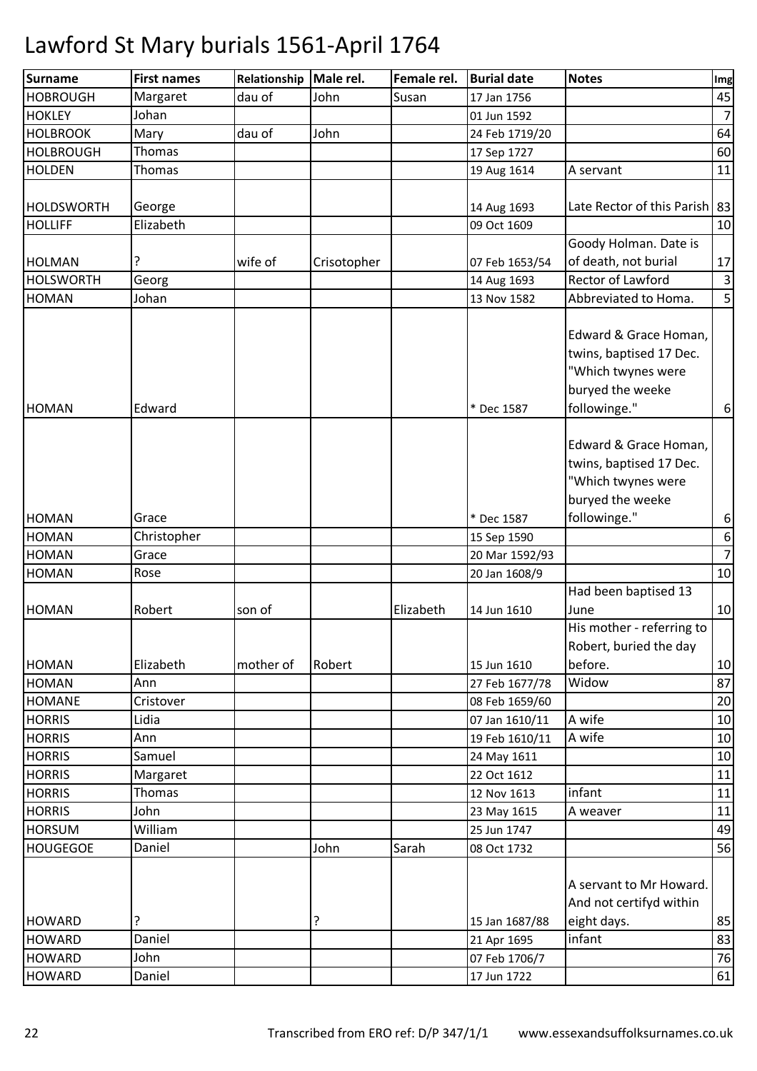# Lawford St Mary burials 1561-April 1764

| Surname | First names | Relationship | Male rel. | Female rel. | Burial date | Notes | Img |
|---|---|---|---|---|---|---|---|
| HOBROUGH | Margaret | dau of | John | Susan | 17 Jan 1756 | | 45 |
| HOKLEY | Johan | | | | 01 Jun 1592 | | 7 |
| HOLBROOK | Mary | dau of | John | | 24 Feb 1719/20 | | 64 |
| HOLBROUGH | Thomas | | | | 17 Sep 1727 | | 60 |
| HOLDEN | Thomas | | | | 19 Aug 1614 | A servant | 11 |
| HOLDSWORTH | George | | | | 14 Aug 1693 | Late Rector of this Parish | 83 |
| HOLLIFF | Elizabeth | | | | 09 Oct 1609 | | 10 |
| HOLMAN | ? | wife of | Crisotopher | | 07 Feb 1653/54 | Goody Holman. Date is of death, not burial | 17 |
| HOLSWORTH | Georg | | | | 14 Aug 1693 | Rector of Lawford | 3 |
| HOMAN | Johan | | | | 13 Nov 1582 | Abbreviated to Homa. | 5 |
| HOMAN | Edward | | | | * Dec 1587 | Edward & Grace Homan, twins, baptised 17 Dec. "Which twynes were buryed the weeke followinge." | 6 |
| HOMAN | Grace | | | | * Dec 1587 | Edward & Grace Homan, twins, baptised 17 Dec. "Which twynes were buryed the weeke followinge." | 6 |
| HOMAN | Christopher | | | | 15 Sep 1590 | | 6 |
| HOMAN | Grace | | | | 20 Mar 1592/93 | | 7 |
| HOMAN | Rose | | | | 20 Jan 1608/9 | | 10 |
| HOMAN | Robert | son of | | Elizabeth | 14 Jun 1610 | Had been baptised 13 June | 10 |
| HOMAN | Elizabeth | mother of | Robert | | 15 Jun 1610 | His mother - referring to Robert, buried the day before. | 10 |
| HOMAN | Ann | | | | 27 Feb 1677/78 | Widow | 87 |
| HOMANE | Cristover | | | | 08 Feb 1659/60 | | 20 |
| HORRIS | Lidia | | | | 07 Jan 1610/11 | A wife | 10 |
| HORRIS | Ann | | | | 19 Feb 1610/11 | A wife | 10 |
| HORRIS | Samuel | | | | 24 May 1611 | | 10 |
| HORRIS | Margaret | | | | 22 Oct 1612 | | 11 |
| HORRIS | Thomas | | | | 12 Nov 1613 | infant | 11 |
| HORRIS | John | | | | 23 May 1615 | A weaver | 11 |
| HORSUM | William | | | | 25 Jun 1747 | | 49 |
| HOUGEGOE | Daniel | | John | Sarah | 08 Oct 1732 | | 56 |
| HOWARD | ? | | ? | | 15 Jan 1687/88 | A servant to Mr Howard. And not certifyd within eight days. | 85 |
| HOWARD | Daniel | | | | 21 Apr 1695 | infant | 83 |
| HOWARD | John | | | | 07 Feb 1706/7 | | 76 |
| HOWARD | Daniel | | | | 17 Jun 1722 | | 61 |

Transcribed from ERO ref: D/P 347/1/1 www.essexandsuffolksurnames.co.uk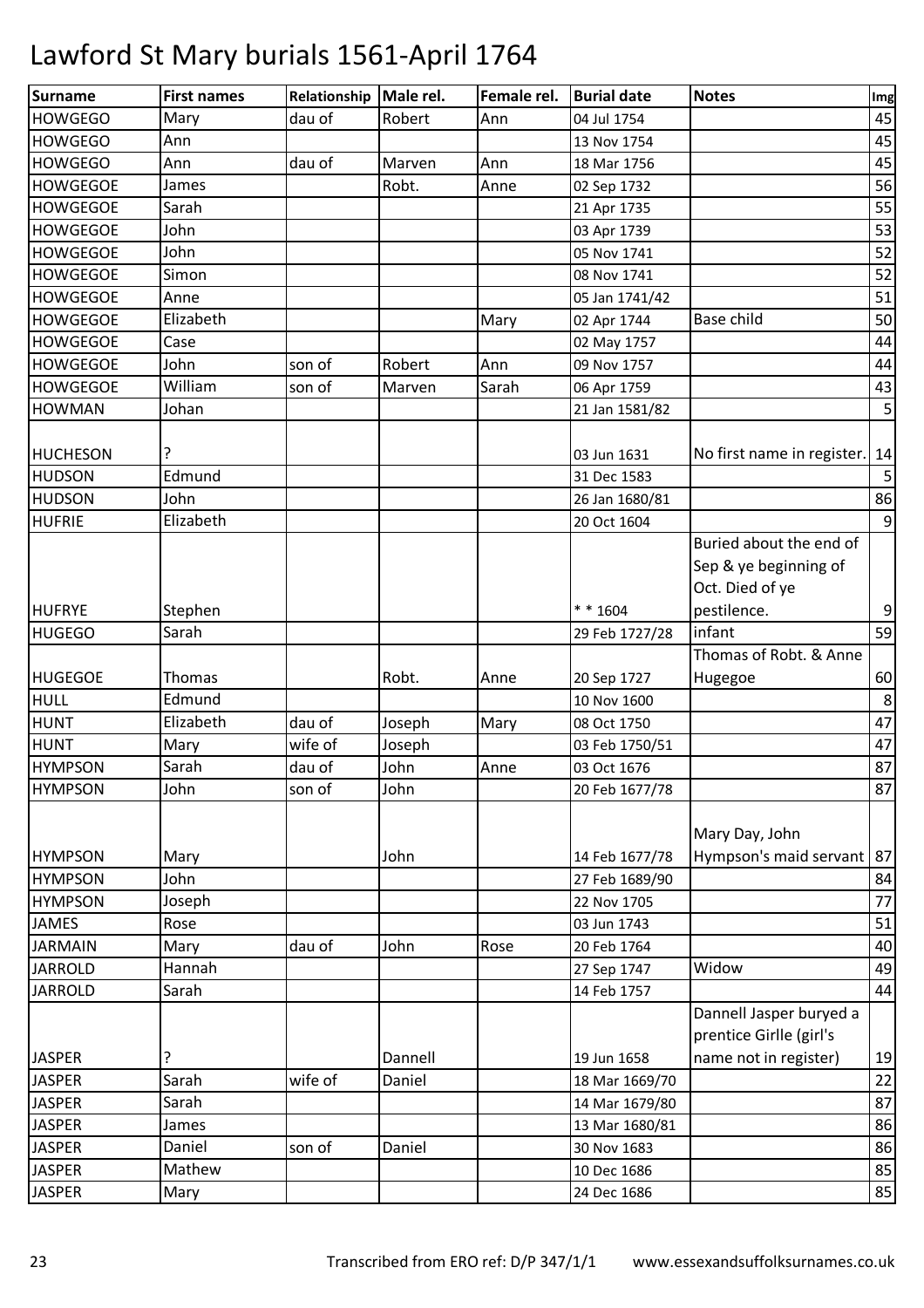# Lawford St Mary burials 1561-April 1764

| Surname | First names | Relationship | Male rel. | Female rel. | Burial date | Notes | Img |
|---|---|---|---|---|---|---|---|
| HOWGEGO | Mary | dau of | Robert | Ann | 04 Jul 1754 | | 45 |
| HOWGEGO | Ann | | | | 13 Nov 1754 | | 45 |
| HOWGEGO | Ann | dau of | Marven | Ann | 18 Mar 1756 | | 45 |
| HOWGEGOE | James | | Robt. | Anne | 02 Sep 1732 | | 56 |
| HOWGEGOE | Sarah | | | | 21 Apr 1735 | | 55 |
| HOWGEGOE | John | | | | 03 Apr 1739 | | 53 |
| HOWGEGOE | John | | | | 05 Nov 1741 | | 52 |
| HOWGEGOE | Simon | | | | 08 Nov 1741 | | 52 |
| HOWGEGOE | Anne | | | | 05 Jan 1741/42 | | 51 |
| HOWGEGOE | Elizabeth | | | Mary | 02 Apr 1744 | Base child | 50 |
| HOWGEGOE | Case | | | | 02 May 1757 | | 44 |
| HOWGEGOE | John | son of | Robert | Ann | 09 Nov 1757 | | 44 |
| HOWGEGOE | William | son of | Marven | Sarah | 06 Apr 1759 | | 43 |
| HOWMAN | Johan | | | | 21 Jan 1581/82 | | 5 |
| HUCHESON | ? | | | | 03 Jun 1631 | No first name in register. | 14 |
| HUDSON | Edmund | | | | 31 Dec 1583 | | 5 |
| HUDSON | John | | | | 26 Jan 1680/81 | | 86 |
| HUFRIE | Elizabeth | | | | 20 Oct 1604 | | 9 |
| HUFRYE | Stephen | | | | * * 1604 | Buried about the end of Sep & ye beginning of Oct. Died of ye pestilence. | 9 |
| HUGEGO | Sarah | | | | 29 Feb 1727/28 | infant | 59 |
| HUGEGOE | Thomas | | Robt. | Anne | 20 Sep 1727 | Thomas of Robt. & Anne Hugegoe | 60 |
| HULL | Edmund | | | | 10 Nov 1600 | | 8 |
| HUNT | Elizabeth | dau of | Joseph | Mary | 08 Oct 1750 | | 47 |
| HUNT | Mary | wife of | Joseph | | 03 Feb 1750/51 | | 47 |
| HYMPSON | Sarah | dau of | John | Anne | 03 Oct 1676 | | 87 |
| HYMPSON | John | son of | John | | 20 Feb 1677/78 | | 87 |
| HYMPSON | Mary | | John | | 14 Feb 1677/78 | Mary Day, John Hympson's maid servant | 87 |
| HYMPSON | John | | | | 27 Feb 1689/90 | | 84 |
| HYMPSON | Joseph | | | | 22 Nov 1705 | | 77 |
| JAMES | Rose | | | | 03 Jun 1743 | | 51 |
| JARMAIN | Mary | dau of | John | Rose | 20 Feb 1764 | | 40 |
| JARROLD | Hannah | | | | 27 Sep 1747 | Widow | 49 |
| JARROLD | Sarah | | | | 14 Feb 1757 | | 44 |
| JASPER | ? | | Dannell | | 19 Jun 1658 | Dannell Jasper buryed a prentice Girlle (girl's name not in register) | 19 |
| JASPER | Sarah | wife of | Daniel | | 18 Mar 1669/70 | | 22 |
| JASPER | Sarah | | | | 14 Mar 1679/80 | | 87 |
| JASPER | James | | | | 13 Mar 1680/81 | | 86 |
| JASPER | Daniel | son of | Daniel | | 30 Nov 1683 | | 86 |
| JASPER | Mathew | | | | 10 Dec 1686 | | 85 |
| JASPER | Mary | | | | 24 Dec 1686 | | 85 |

Transcribed from ERO ref: D/P 347/1/1 www.essexandsuffolksurnames.co.uk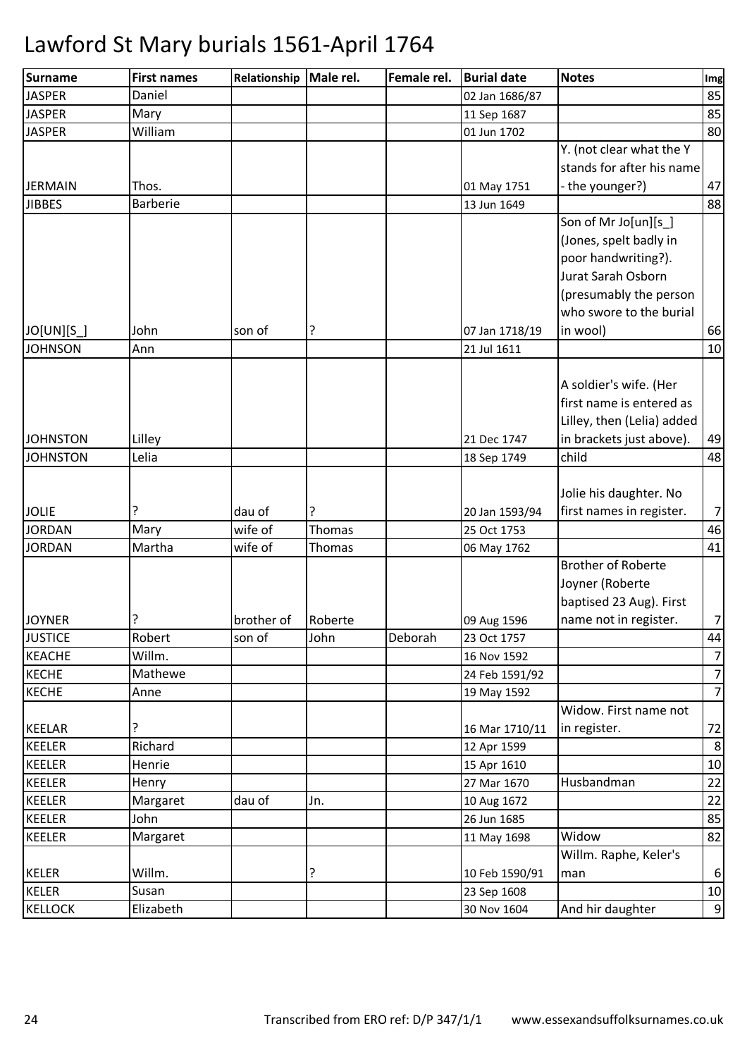# Lawford St Mary burials 1561-April 1764

| Surname | First names | Relationship | Male rel. | Female rel. | Burial date | Notes | Img |
|---|---|---|---|---|---|---|---|
| JASPER | Daniel | | | | 02 Jan 1686/87 | | 85 |
| JASPER | Mary | | | | 11 Sep 1687 | | 85 |
| JASPER | William | | | | 01 Jun 1702 | | 80 |
| JERMAIN | Thos. | | | | 01 May 1751 | Y. (not clear what the Y stands for after his name - the younger?) | 47 |
| JIBBES | Barberie | | | | 13 Jun 1649 | | 88 |
| JO[UN][S_] | John | son of | ? | | 07 Jan 1718/19 | Son of Mr Jo[un][s_] (Jones, spelt badly in poor handwriting?). Jurat Sarah Osborn (presumably the person who swore to the burial in wool) | 66 |
| JOHNSON | Ann | | | | 21 Jul 1611 | | 10 |
| JOHNSTON | Lilley | | | | 21 Dec 1747 | A soldier's wife. (Her first name is entered as Lilley, then (Lelia) added in brackets just above). | 49 |
| JOHNSTON | Lelia | | | | 18 Sep 1749 | child | 48 |
| JOLIE | ? | dau of | ? | | 20 Jan 1593/94 | Jolie his daughter. No first names in register. | 7 |
| JORDAN | Mary | wife of | Thomas | | 25 Oct 1753 | | 46 |
| JORDAN | Martha | wife of | Thomas | | 06 May 1762 | | 41 |
| JOYNER | ? | brother of | Roberte | | 09 Aug 1596 | Brother of Roberte Joyner (Roberte baptised 23 Aug). First name not in register. | 7 |
| JUSTICE | Robert | son of | John | Deborah | 23 Oct 1757 | | 44 |
| KEACHE | Willm. | | | | 16 Nov 1592 | | 7 |
| KECHE | Mathewe | | | | 24 Feb 1591/92 | | 7 |
| KECHE | Anne | | | | 19 May 1592 | | 7 |
| KEELAR | ? | | | | 16 Mar 1710/11 | Widow. First name not in register. | 72 |
| KEELER | Richard | | | | 12 Apr 1599 | | 8 |
| KEELER | Henrie | | | | 15 Apr 1610 | | 10 |
| KEELER | Henry | | | | 27 Mar 1670 | Husbandman | 22 |
| KEELER | Margaret | dau of | Jn. | | 10 Aug 1672 | | 22 |
| KEELER | John | | | | 26 Jun 1685 | | 85 |
| KEELER | Margaret | | | | 11 May 1698 | Widow | 82 |
| KELER | Willm. | | ? | | 10 Feb 1590/91 | Willm. Raphe, Keler's man | 6 |
| KELER | Susan | | | | 23 Sep 1608 | | 10 |
| KELLOCK | Elizabeth | | | | 30 Nov 1604 | And hir daughter | 9 |

Transcribed from ERO ref: D/P 347/1/1 www.essexandsuffolksurnames.co.uk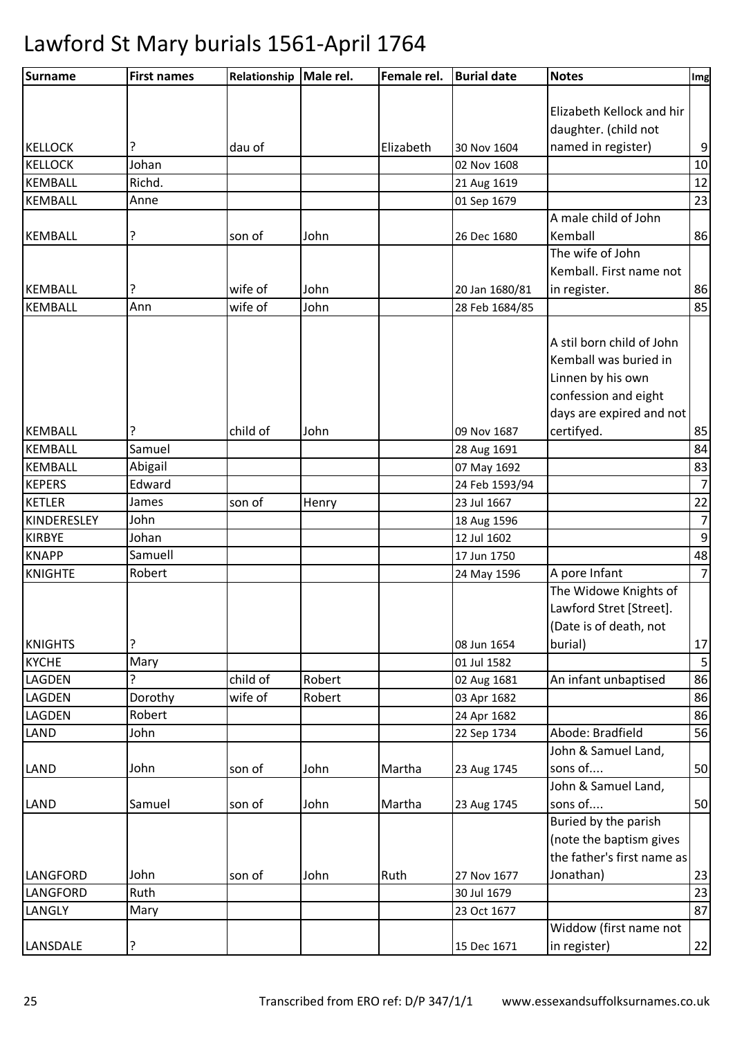# Lawford St Mary burials 1561-April 1764

| Surname | First names | Relationship | Male rel. | Female rel. | Burial date | Notes | Img |
|---|---|---|---|---|---|---|---|
| KELLOCK | ? | dau of | | Elizabeth | 30 Nov 1604 | Elizabeth Kellock and hir daughter. (child not named in register) | 9 |
| KELLOCK | Johan | | | | 02 Nov 1608 | | 10 |
| KEMBALL | Richd. | | | | 21 Aug 1619 | | 12 |
| KEMBALL | Anne | | | | 01 Sep 1679 | | 23 |
| KEMBALL | ? | son of | John | | 26 Dec 1680 | A male child of John Kemball | 86 |
| KEMBALL | ? | wife of | John | | 20 Jan 1680/81 | The wife of John Kemball. First name not in register. | 86 |
| KEMBALL | Ann | wife of | John | | 28 Feb 1684/85 | | 85 |
| KEMBALL | ? | child of | John | | 09 Nov 1687 | A stil born child of John Kemball was buried in Linnen by his own confession and eight days are expired and not certifyed. | 85 |
| KEMBALL | Samuel | | | | 28 Aug 1691 | | 84 |
| KEMBALL | Abigail | | | | 07 May 1692 | | 83 |
| KEPERS | Edward | | | | 24 Feb 1593/94 | | 7 |
| KETLER | James | son of | Henry | | 23 Jul 1667 | | 22 |
| KINDERESLEY | John | | | | 18 Aug 1596 | | 7 |
| KIRBYE | Johan | | | | 12 Jul 1602 | | 9 |
| KNAPP | Samuell | | | | 17 Jun 1750 | | 48 |
| KNIGHTE | Robert | | | | 24 May 1596 | A pore Infant | 7 |
| KNIGHTS | ? | | | | 08 Jun 1654 | The Widowe Knights of Lawford Stret [Street]. (Date is of death, not burial) | 17 |
| KYCHE | Mary | | | | 01 Jul 1582 | | 5 |
| LAGDEN | ? | child of | Robert | | 02 Aug 1681 | An infant unbaptised | 86 |
| LAGDEN | Dorothy | wife of | Robert | | 03 Apr 1682 | | 86 |
| LAGDEN | Robert | | | | 24 Apr 1682 | | 86 |
| LAND | John | | | | 22 Sep 1734 | Abode: Bradfield | 56 |
| LAND | John | son of | John | Martha | 23 Aug 1745 | John & Samuel Land, sons of.... | 50 |
| LAND | Samuel | son of | John | Martha | 23 Aug 1745 | John & Samuel Land, sons of.... | 50 |
| LANGFORD | John | son of | John | Ruth | 27 Nov 1677 | Buried by the parish (note the baptism gives the father's first name as Jonathan) | 23 |
| LANGFORD | Ruth | | | | 30 Jul 1679 | | 23 |
| LANGLY | Mary | | | | 23 Oct 1677 | | 87 |
| LANSDALE | ? | | | | 15 Dec 1671 | Widdow (first name not in register) | 22 |

Transcribed from ERO ref: D/P 347/1/1 www.essexandsuffolksurnames.co.uk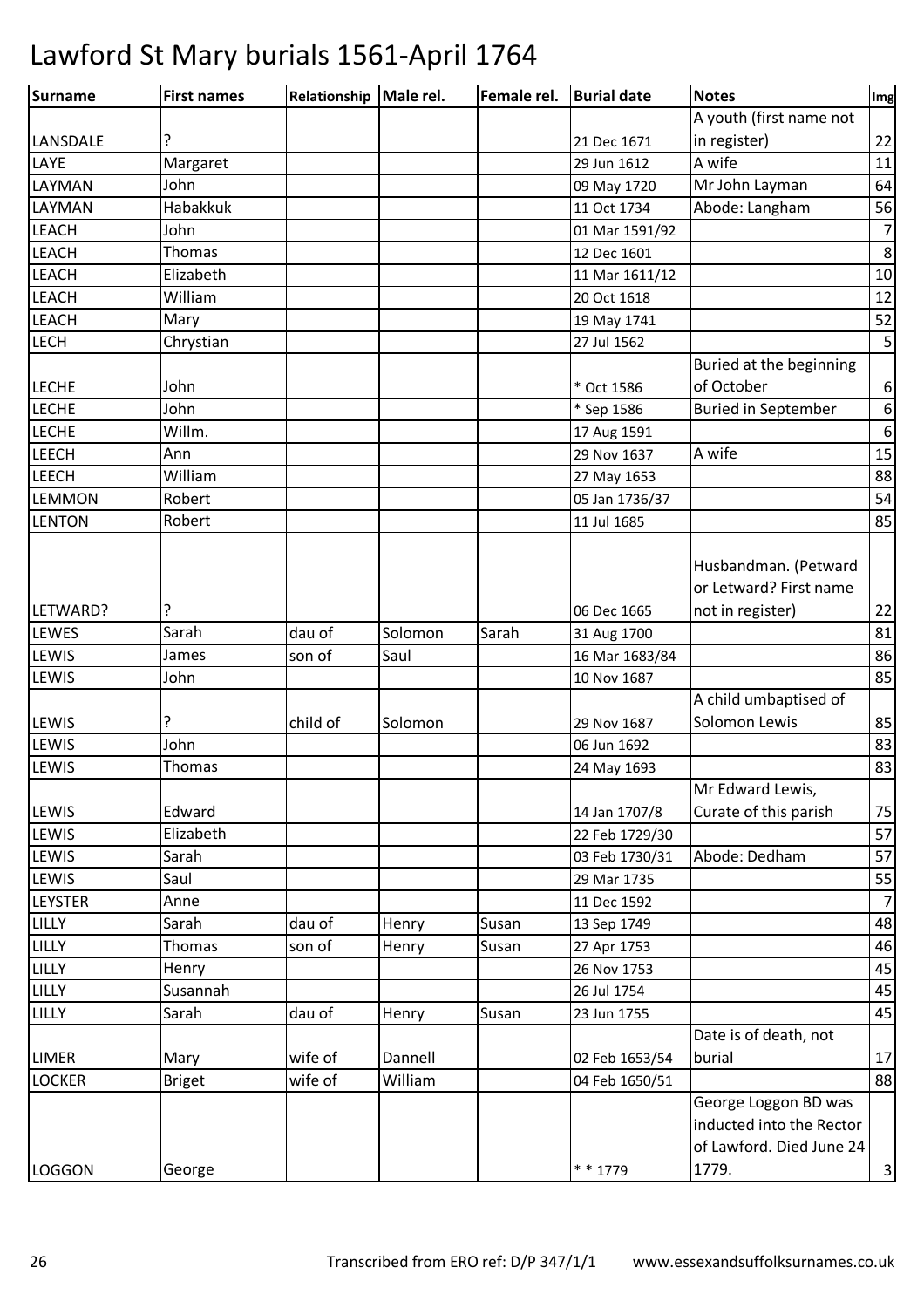# Lawford St Mary burials 1561-April 1764

| Surname | First names | Relationship | Male rel. | Female rel. | Burial date | Notes | Img |
|---|---|---|---|---|---|---|---|
| LANSDALE | ? | | | | 21 Dec 1671 | A youth (first name not in register) | 22 |
| LAYE | Margaret | | | | 29 Jun 1612 | A wife | 11 |
| LAYMAN | John | | | | 09 May 1720 | Mr John Layman | 64 |
| LAYMAN | Habakkuk | | | | 11 Oct 1734 | Abode: Langham | 56 |
| LEACH | John | | | | 01 Mar 1591/92 | | 7 |
| LEACH | Thomas | | | | 12 Dec 1601 | | 8 |
| LEACH | Elizabeth | | | | 11 Mar 1611/12 | | 10 |
| LEACH | William | | | | 20 Oct 1618 | | 12 |
| LEACH | Mary | | | | 19 May 1741 | | 52 |
| LECH | Chrystian | | | | 27 Jul 1562 | | 5 |
| LECHE | John | | | | * Oct 1586 | Buried at the beginning of October | 6 |
| LECHE | John | | | | * Sep 1586 | Buried in September | 6 |
| LECHE | Willm. | | | | 17 Aug 1591 | | 6 |
| LEECH | Ann | | | | 29 Nov 1637 | A wife | 15 |
| LEECH | William | | | | 27 May 1653 | | 88 |
| LEMMON | Robert | | | | 05 Jan 1736/37 | | 54 |
| LENTON | Robert | | | | 11 Jul 1685 | | 85 |
| LETWARD? | ? | | | | 06 Dec 1665 | Husbandman. (Petward or Letward? First name not in register) | 22 |
| LEWES | Sarah | dau of | Solomon | Sarah | 31 Aug 1700 | | 81 |
| LEWIS | James | son of | Saul | | 16 Mar 1683/84 | | 86 |
| LEWIS | John | | | | 10 Nov 1687 | | 85 |
| LEWIS | ? | child of | Solomon | | 29 Nov 1687 | A child umbaptised of Solomon Lewis | 85 |
| LEWIS | John | | | | 06 Jun 1692 | | 83 |
| LEWIS | Thomas | | | | 24 May 1693 | | 83 |
| LEWIS | Edward | | | | 14 Jan 1707/8 | Mr Edward Lewis, Curate of this parish | 75 |
| LEWIS | Elizabeth | | | | 22 Feb 1729/30 | | 57 |
| LEWIS | Sarah | | | | 03 Feb 1730/31 | Abode: Dedham | 57 |
| LEWIS | Saul | | | | 29 Mar 1735 | | 55 |
| LEYSTER | Anne | | | | 11 Dec 1592 | | 7 |
| LILLY | Sarah | dau of | Henry | Susan | 13 Sep 1749 | | 48 |
| LILLY | Thomas | son of | Henry | Susan | 27 Apr 1753 | | 46 |
| LILLY | Henry | | | | 26 Nov 1753 | | 45 |
| LILLY | Susannah | | | | 26 Jul 1754 | | 45 |
| LILLY | Sarah | dau of | Henry | Susan | 23 Jun 1755 | | 45 |
| LIMER | Mary | wife of | Dannell | | 02 Feb 1653/54 | Date is of death, not burial | 17 |
| LOCKER | Briget | wife of | William | | 04 Feb 1650/51 | | 88 |
| LOGGON | George | | | | * * 1779 | George Loggon BD was inducted into the Rector of Lawford. Died June 24 1779. | 3 |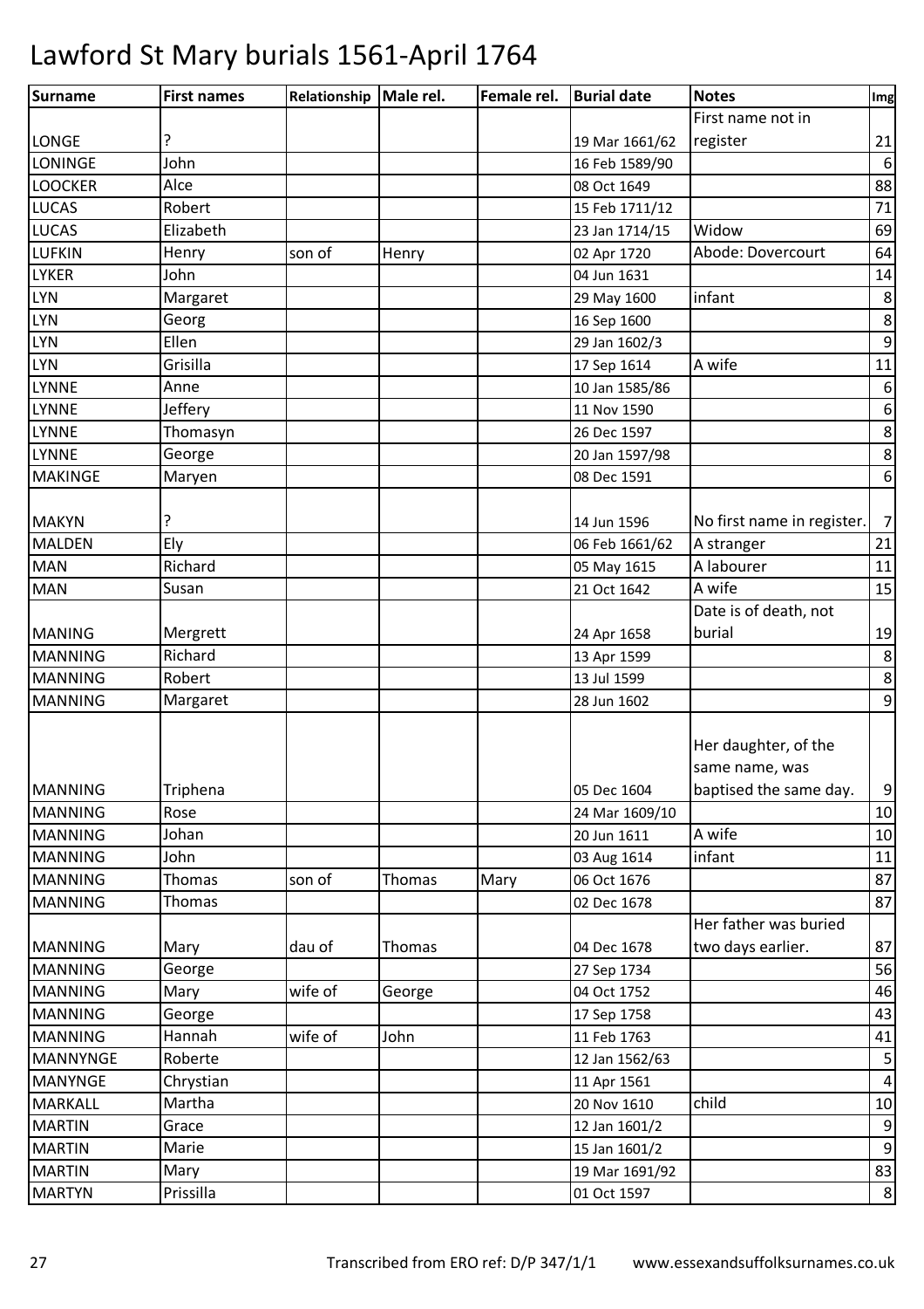# Lawford St Mary burials 1561-April 1764

| Surname | First names | Relationship | Male rel. | Female rel. | Burial date | Notes | Img |
|---|---|---|---|---|---|---|---|
| LONGE | ? | | | | 19 Mar 1661/62 | First name not in register | 21 |
| LONINGE | John | | | | 16 Feb 1589/90 | | 6 |
| LOOCKER | Alce | | | | 08 Oct 1649 | | 88 |
| LUCAS | Robert | | | | 15 Feb 1711/12 | | 71 |
| LUCAS | Elizabeth | | | | 23 Jan 1714/15 | Widow | 69 |
| LUFKIN | Henry | son of | Henry | | 02 Apr 1720 | Abode: Dovercourt | 64 |
| LYKER | John | | | | 04 Jun 1631 | | 14 |
| LYN | Margaret | | | | 29 May 1600 | infant | 8 |
| LYN | Georg | | | | 16 Sep 1600 | | 8 |
| LYN | Ellen | | | | 29 Jan 1602/3 | | 9 |
| LYN | Grisilla | | | | 17 Sep 1614 | A wife | 11 |
| LYNNE | Anne | | | | 10 Jan 1585/86 | | 6 |
| LYNNE | Jeffery | | | | 11 Nov 1590 | | 6 |
| LYNNE | Thomasyn | | | | 26 Dec 1597 | | 8 |
| LYNNE | George | | | | 20 Jan 1597/98 | | 8 |
| MAKINGE | Maryen | | | | 08 Dec 1591 | | 6 |
| MAKYN | ? | | | | 14 Jun 1596 | No first name in register. | 7 |
| MALDEN | Ely | | | | 06 Feb 1661/62 | A stranger | 21 |
| MAN | Richard | | | | 05 May 1615 | A labourer | 11 |
| MAN | Susan | | | | 21 Oct 1642 | A wife | 15 |
| MANING | Mergrett | | | | 24 Apr 1658 | Date is of death, not burial | 19 |
| MANNING | Richard | | | | 13 Apr 1599 | | 8 |
| MANNING | Robert | | | | 13 Jul 1599 | | 8 |
| MANNING | Margaret | | | | 28 Jun 1602 | | 9 |
| MANNING | Triphena | | | | 05 Dec 1604 | Her daughter, of the same name, was baptised the same day. | 9 |
| MANNING | Rose | | | | 24 Mar 1609/10 | | 10 |
| MANNING | Johan | | | | 20 Jun 1611 | A wife | 10 |
| MANNING | John | | | | 03 Aug 1614 | infant | 11 |
| MANNING | Thomas | son of | Thomas | Mary | 06 Oct 1676 | | 87 |
| MANNING | Thomas | | | | 02 Dec 1678 | | 87 |
| MANNING | Mary | dau of | Thomas | | 04 Dec 1678 | Her father was buried two days earlier. | 87 |
| MANNING | George | | | | 27 Sep 1734 | | 56 |
| MANNING | Mary | wife of | George | | 04 Oct 1752 | | 46 |
| MANNING | George | | | | 17 Sep 1758 | | 43 |
| MANNING | Hannah | wife of | John | | 11 Feb 1763 | | 41 |
| MANNYNGE | Roberte | | | | 12 Jan 1562/63 | | 5 |
| MANYNGE | Chrystian | | | | 11 Apr 1561 | | 4 |
| MARKALL | Martha | | | | 20 Nov 1610 | child | 10 |
| MARTIN | Grace | | | | 12 Jan 1601/2 | | 9 |
| MARTIN | Marie | | | | 15 Jan 1601/2 | | 9 |
| MARTIN | Mary | | | | 19 Mar 1691/92 | | 83 |
| MARTYN | Prissilla | | | | 01 Oct 1597 | | 8 |

Transcribed from ERO ref: D/P 347/1/1 www.essexandsuffolksurnames.co.uk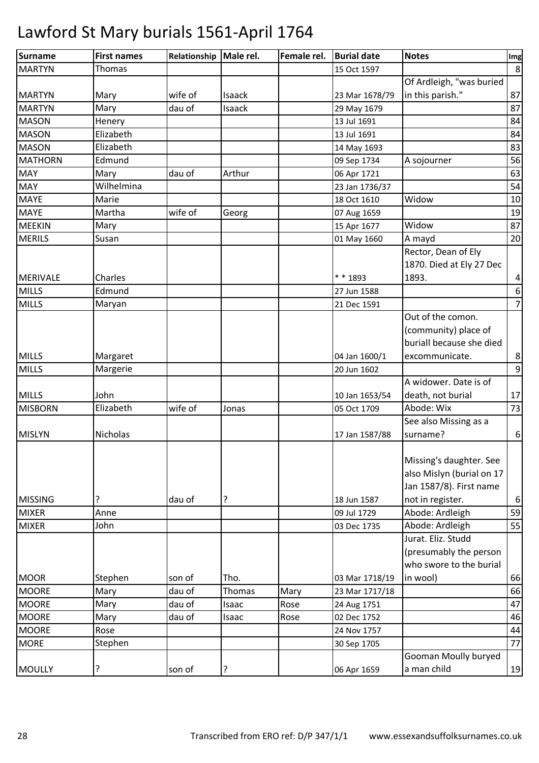# Lawford St Mary burials 1561-April 1764

| Surname | First names | Relationship | Male rel. | Female rel. | Burial date | Notes | Img |
|---|---|---|---|---|---|---|---|
| MARTYN | Thomas | | | | 15 Oct 1597 | | 8 |
| MARTYN | Mary | wife of | Isaack | | 23 Mar 1678/79 | Of Ardleigh, "was buried in this parish." | 87 |
| MARTYN | Mary | dau of | Isaack | | 29 May 1679 | | 87 |
| MASON | Henery | | | | 13 Jul 1691 | | 84 |
| MASON | Elizabeth | | | | 13 Jul 1691 | | 84 |
| MASON | Elizabeth | | | | 14 May 1693 | | 83 |
| MATHORN | Edmund | | | | 09 Sep 1734 | A sojourner | 56 |
| MAY | Mary | dau of | Arthur | | 06 Apr 1721 | | 63 |
| MAY | Wilhelmina | | | | 23 Jan 1736/37 | | 54 |
| MAYE | Marie | | | | 18 Oct 1610 | Widow | 10 |
| MAYE | Martha | wife of | Georg | | 07 Aug 1659 | | 19 |
| MEEKIN | Mary | | | | 15 Apr 1677 | Widow | 87 |
| MERILS | Susan | | | | 01 May 1660 | A mayd | 20 |
| MERIVALE | Charles | | | | * * 1893 | Rector, Dean of Ely 1870. Died at Ely 27 Dec 1893. | 4 |
| MILLS | Edmund | | | | 27 Jun 1588 | | 6 |
| MILLS | Maryan | | | | 21 Dec 1591 | | 7 |
| MILLS | Margaret | | | | 04 Jan 1600/1 | Out of the comon. (community) place of buriall because she died excommunicate. | 8 |
| MILLS | Margerie | | | | 20 Jun 1602 | | 9 |
| MILLS | John | | | | 10 Jan 1653/54 | A widower. Date is of death, not burial | 17 |
| MISBORN | Elizabeth | wife of | Jonas | | 05 Oct 1709 | Abode: Wix | 73 |
| MISLYN | Nicholas | | | | 17 Jan 1587/88 | See also Missing as a surname? | 6 |
| MISSING | ? | dau of | ? | | 18 Jun 1587 | Missing's daughter. See also Mislyn (burial on 17 Jan 1587/8). First name not in register. | 6 |
| MIXER | Anne | | | | 09 Jul 1729 | Abode: Ardleigh | 59 |
| MIXER | John | | | | 03 Dec 1735 | Abode: Ardleigh | 55 |
| MOOR | Stephen | son of | Tho. | | 03 Mar 1718/19 | Jurat. Eliz. Studd (presumably the person who swore to the burial in wool) | 66 |
| MOORE | Mary | dau of | Thomas | Mary | 23 Mar 1717/18 | | 66 |
| MOORE | Mary | dau of | Isaac | Rose | 24 Aug 1751 | | 47 |
| MOORE | Mary | dau of | Isaac | Rose | 02 Dec 1752 | | 46 |
| MOORE | Rose | | | | 24 Nov 1757 | | 44 |
| MORE | Stephen | | | | 30 Sep 1705 | | 77 |
| MOULLY | ? | son of | ? | | 06 Apr 1659 | Gooman Moully buryed a man child | 19 |

Transcribed from ERO ref: D/P 347/1/1 www.essexandsuffolksurnames.co.uk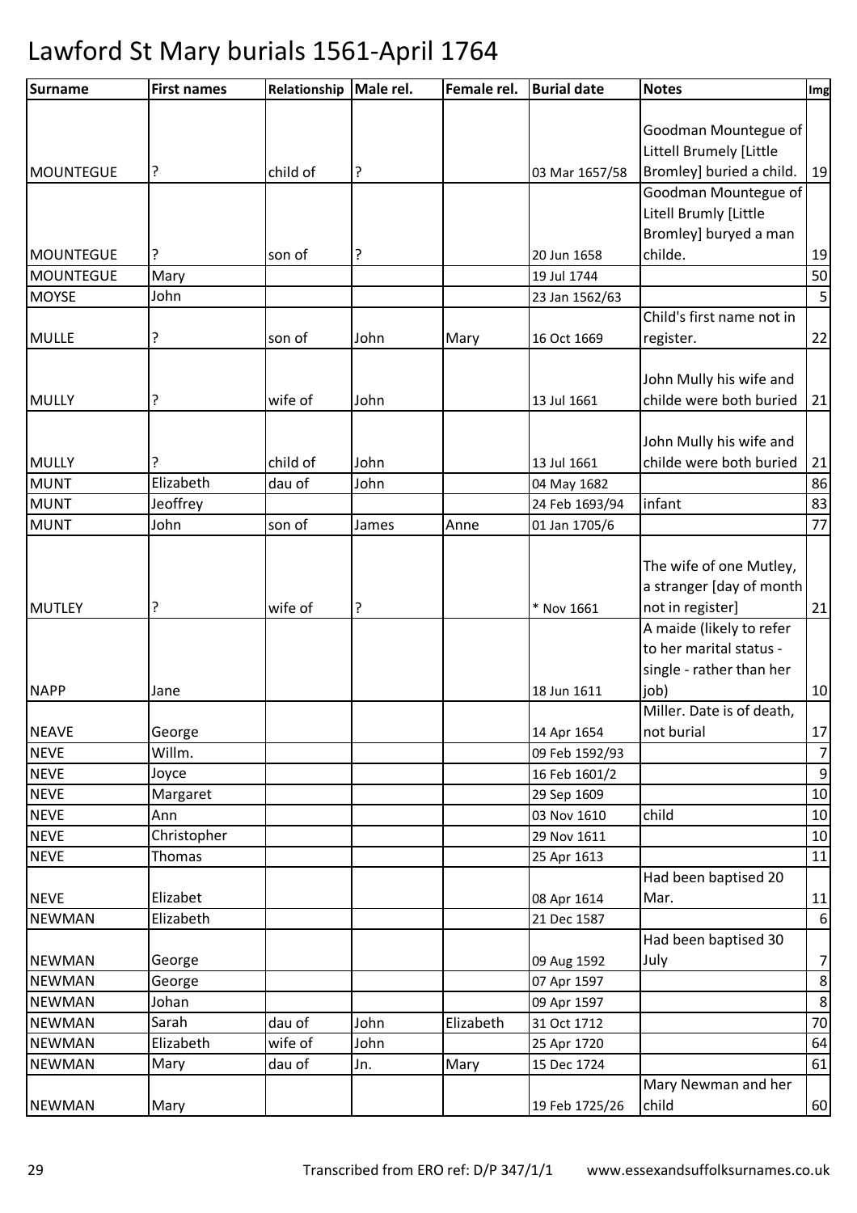# Lawford St Mary burials 1561-April 1764

| Surname | First names | Relationship | Male rel. | Female rel. | Burial date | Notes | Img |
|---|---|---|---|---|---|---|---|
| MOUNTEGUE | ? | child of | ? | | 03 Mar 1657/58 | Goodman Mountegue of Littell Brumely [Little Bromley] buried a child. | 19 |
| MOUNTEGUE | ? | son of | ? | | 20 Jun 1658 | Goodman Mountegue of Litell Brumly [Little Bromley] buryed a man childe. | 19 |
| MOUNTEGUE | Mary | | | | 19 Jul 1744 | | 50 |
| MOYSE | John | | | | 23 Jan 1562/63 | | 5 |
| MULLE | ? | son of | John | Mary | 16 Oct 1669 | Child's first name not in register. | 22 |
| MULLY | ? | wife of | John | | 13 Jul 1661 | John Mully his wife and childe were both buried | 21 |
| MULLY | ? | child of | John | | 13 Jul 1661 | John Mully his wife and childe were both buried | 21 |
| MUNT | Elizabeth | dau of | John | | 04 May 1682 | | 86 |
| MUNT | Jeoffrey | | | | 24 Feb 1693/94 | infant | 83 |
| MUNT | John | son of | James | Anne | 01 Jan 1705/6 | | 77 |
| MUTLEY | ? | wife of | ? | | * Nov 1661 | The wife of one Mutley, a stranger [day of month not in register] | 21 |
| NAPP | Jane | | | | 18 Jun 1611 | A maide (likely to refer to her marital status - single - rather than her job) | 10 |
| NEAVE | George | | | | 14 Apr 1654 | Miller. Date is of death, not burial | 17 |
| NEVE | Willm. | | | | 09 Feb 1592/93 | | 7 |
| NEVE | Joyce | | | | 16 Feb 1601/2 | | 9 |
| NEVE | Margaret | | | | 29 Sep 1609 | | 10 |
| NEVE | Ann | | | | 03 Nov 1610 | child | 10 |
| NEVE | Christopher | | | | 29 Nov 1611 | | 10 |
| NEVE | Thomas | | | | 25 Apr 1613 | | 11 |
| NEVE | Elizabet | | | | 08 Apr 1614 | Had been baptised 20 Mar. | 11 |
| NEWMAN | Elizabeth | | | | 21 Dec 1587 | | 6 |
| NEWMAN | George | | | | 09 Aug 1592 | Had been baptised 30 July | 7 |
| NEWMAN | George | | | | 07 Apr 1597 | | 8 |
| NEWMAN | Johan | | | | 09 Apr 1597 | | 8 |
| NEWMAN | Sarah | dau of | John | Elizabeth | 31 Oct 1712 | | 70 |
| NEWMAN | Elizabeth | wife of | John | | 25 Apr 1720 | | 64 |
| NEWMAN | Mary | dau of | Jn. | Mary | 15 Dec 1724 | | 61 |
| NEWMAN | Mary | | | | 19 Feb 1725/26 | Mary Newman and her child | 60 |

Transcribed from ERO ref: D/P 347/1/1 www.essexandsuffolksurnames.co.uk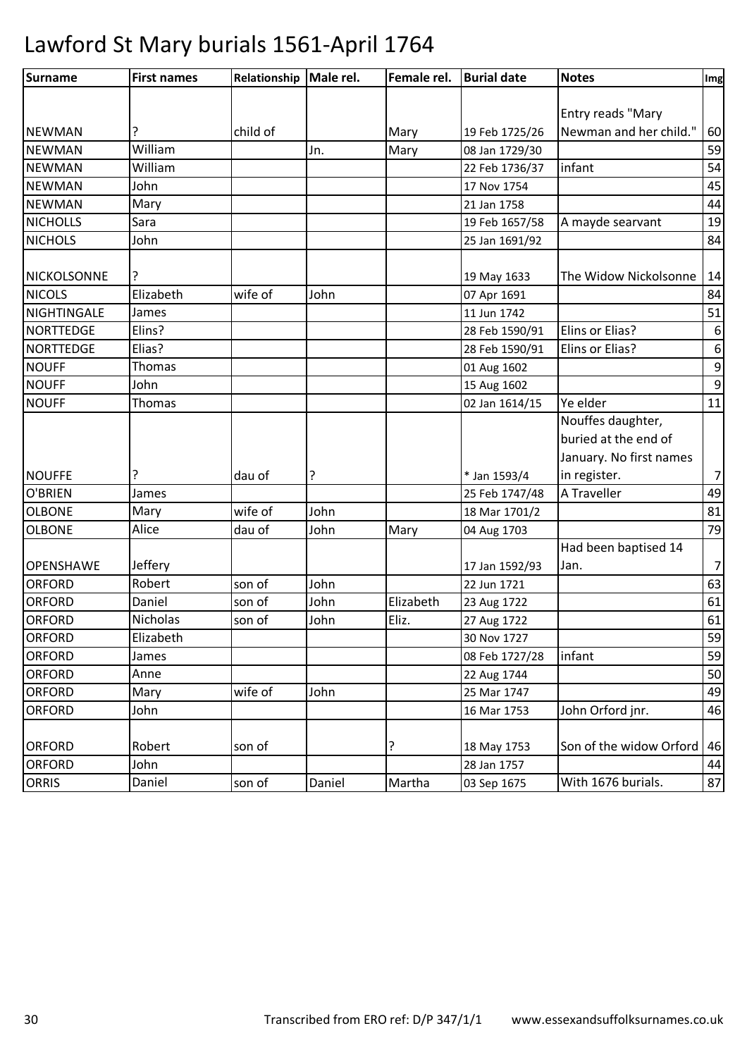# Lawford St Mary burials 1561-April 1764

| Surname | First names | Relationship | Male rel. | Female rel. | Burial date | Notes | Img |
|---|---|---|---|---|---|---|---|
| NEWMAN | ? | child of | | Mary | 19 Feb 1725/26 | Entry reads "Mary Newman and her child." | 60 |
| NEWMAN | William | | Jn. | Mary | 08 Jan 1729/30 | | 59 |
| NEWMAN | William | | | | 22 Feb 1736/37 | infant | 54 |
| NEWMAN | John | | | | 17 Nov 1754 | | 45 |
| NEWMAN | Mary | | | | 21 Jan 1758 | | 44 |
| NICHOLLS | Sara | | | | 19 Feb 1657/58 | A mayde searvant | 19 |
| NICHOLS | John | | | | 25 Jan 1691/92 | | 84 |
| NICKOLSONNE | ? | | | | 19 May 1633 | The Widow Nickolsonne | 14 |
| NICOLS | Elizabeth | wife of | John | | 07 Apr 1691 | | 84 |
| NIGHTINGALE | James | | | | 11 Jun 1742 | | 51 |
| NORTTEDGE | Elins? | | | | 28 Feb 1590/91 | Elins or Elias? | 6 |
| NORTTEDGE | Elias? | | | | 28 Feb 1590/91 | Elins or Elias? | 6 |
| NOUFF | Thomas | | | | 01 Aug 1602 | | 9 |
| NOUFF | John | | | | 15 Aug 1602 | | 9 |
| NOUFF | Thomas | | | | 02 Jan 1614/15 | Ye elder | 11 |
| NOUFFE | ? | dau of | ? | | * Jan 1593/4 | Nouffes daughter, buried at the end of January. No first names in register. | 7 |
| O'BRIEN | James | | | | 25 Feb 1747/48 | A Traveller | 49 |
| OLBONE | Mary | wife of | John | | 18 Mar 1701/2 | | 81 |
| OLBONE | Alice | dau of | John | Mary | 04 Aug 1703 | | 79 |
| OPENSHAWE | Jeffery | | | | 17 Jan 1592/93 | Had been baptised 14 Jan. | 7 |
| ORFORD | Robert | son of | John | | 22 Jun 1721 | | 63 |
| ORFORD | Daniel | son of | John | Elizabeth | 23 Aug 1722 | | 61 |
| ORFORD | Nicholas | son of | John | Eliz. | 27 Aug 1722 | | 61 |
| ORFORD | Elizabeth | | | | 30 Nov 1727 | | 59 |
| ORFORD | James | | | | 08 Feb 1727/28 | infant | 59 |
| ORFORD | Anne | | | | 22 Aug 1744 | | 50 |
| ORFORD | Mary | wife of | John | | 25 Mar 1747 | | 49 |
| ORFORD | John | | | | 16 Mar 1753 | John Orford jnr. | 46 |
| ORFORD | Robert | son of | | ? | 18 May 1753 | Son of the widow Orford | 46 |
| ORFORD | John | | | | 28 Jan 1757 | | 44 |
| ORRIS | Daniel | son of | Daniel | Martha | 03 Sep 1675 | With 1676 burials. | 87 |

Transcribed from ERO ref: D/P 347/1/1 www.essexandsuffolksurnames.co.uk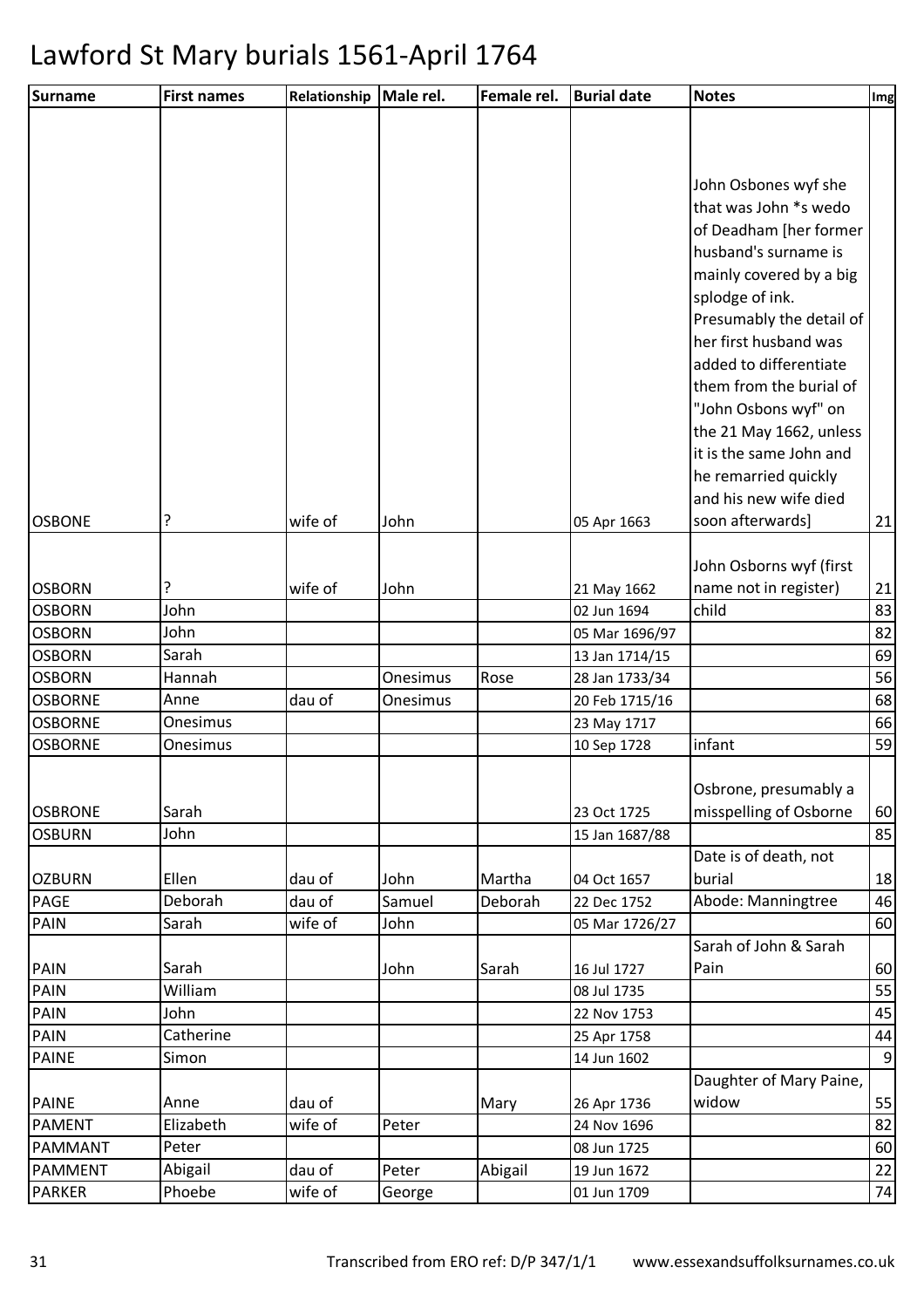# Lawford St Mary burials 1561-April 1764

| Surname | First names | Relationship | Male rel. | Female rel. | Burial date | Notes | Img |
|---|---|---|---|---|---|---|---|
| OSBONE | ? | wife of | John | | 05 Apr 1663 | John Osbones wyf she that was John *s wedo of Deadham [her former husband's surname is mainly covered by a big splodge of ink. Presumably the detail of her first husband was added to differentiate them from the burial of "John Osbons wyf" on the 21 May 1662, unless it is the same John and he remarried quickly and his new wife died soon afterwards] | 21 |
| OSBORN | ? | wife of | John | | 21 May 1662 | John Osborns wyf (first name not in register) | 21 |
| OSBORN | John | | | | 02 Jun 1694 | child | 83 |
| OSBORN | John | | | | 05 Mar 1696/97 | | 82 |
| OSBORN | Sarah | | | | 13 Jan 1714/15 | | 69 |
| OSBORN | Hannah | | Onesimus | Rose | 28 Jan 1733/34 | | 56 |
| OSBORNE | Anne | dau of | Onesimus | | 20 Feb 1715/16 | | 68 |
| OSBORNE | Onesimus | | | | 23 May 1717 | | 66 |
| OSBORNE | Onesimus | | | | 10 Sep 1728 | infant | 59 |
| OSBRONE | Sarah | | | | 23 Oct 1725 | Osbrone, presumably a misspelling of Osborne | 60 |
| OSBURN | John | | | | 15 Jan 1687/88 | | 85 |
| OZBURN | Ellen | dau of | John | Martha | 04 Oct 1657 | Date is of death, not burial | 18 |
| PAGE | Deborah | dau of | Samuel | Deborah | 22 Dec 1752 | Abode: Manningtree | 46 |
| PAIN | Sarah | wife of | John | | 05 Mar 1726/27 | | 60 |
| PAIN | Sarah | | John | Sarah | 16 Jul 1727 | Sarah of John & Sarah Pain | 60 |
| PAIN | William | | | | 08 Jul 1735 | | 55 |
| PAIN | John | | | | 22 Nov 1753 | | 45 |
| PAIN | Catherine | | | | 25 Apr 1758 | | 44 |
| PAINE | Simon | | | | 14 Jun 1602 | | 9 |
| PAINE | Anne | dau of | | Mary | 26 Apr 1736 | Daughter of Mary Paine, widow | 55 |
| PAMENT | Elizabeth | wife of | Peter | | 24 Nov 1696 | | 82 |
| PAMMANT | Peter | | | | 08 Jun 1725 | | 60 |
| PAMMENT | Abigail | dau of | Peter | Abigail | 19 Jun 1672 | | 22 |
| PARKER | Phoebe | wife of | George | | 01 Jun 1709 | | 74 |

Transcribed from ERO ref: D/P 347/1/1 www.essexandsuffolksurnames.co.uk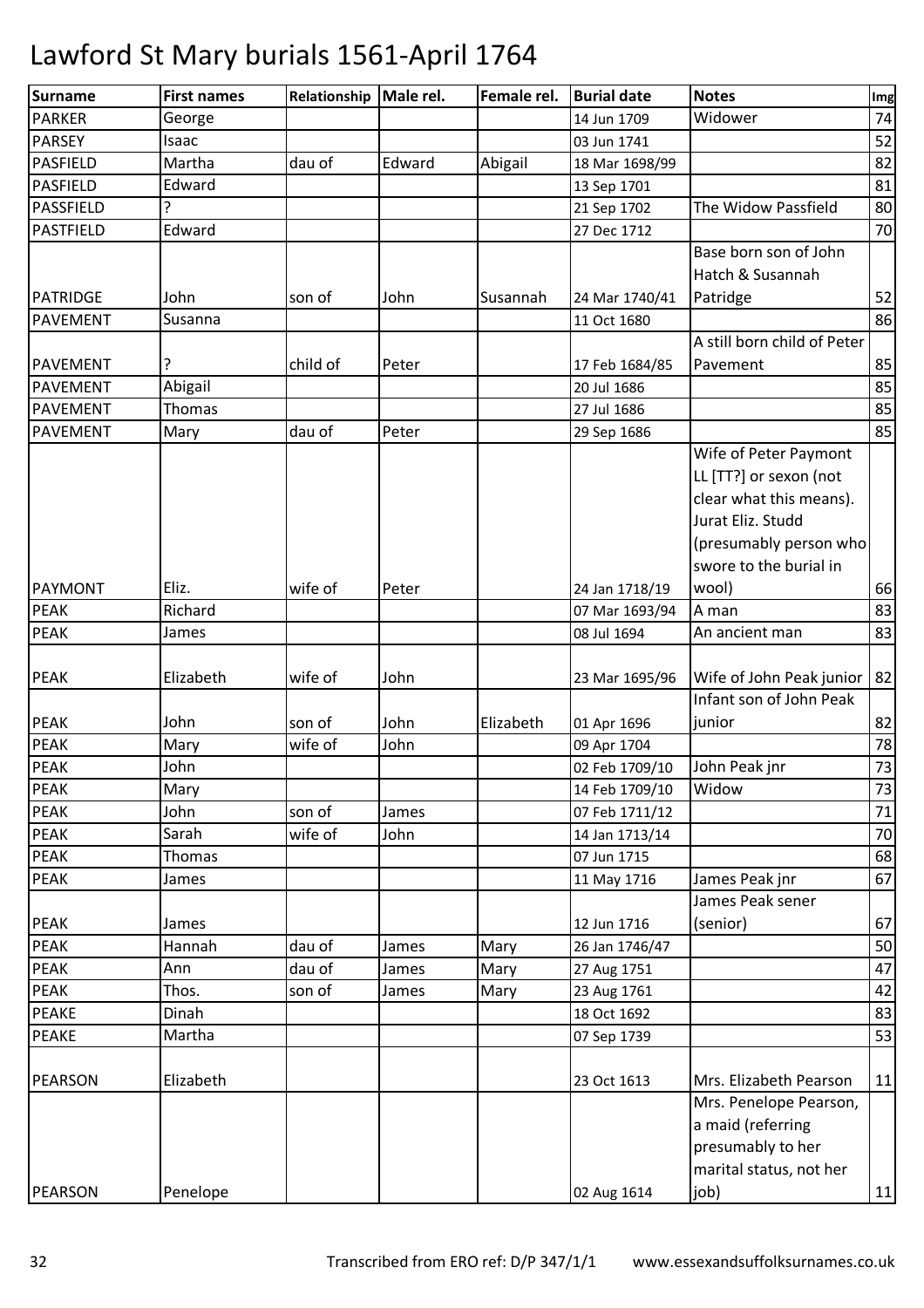# Lawford St Mary burials 1561-April 1764

| Surname | First names | Relationship | Male rel. | Female rel. | Burial date | Notes | Img |
|---|---|---|---|---|---|---|---|
| PARKER | George | | | | 14 Jun 1709 | Widower | 74 |
| PARSEY | Isaac | | | | 03 Jun 1741 | | 52 |
| PASFIELD | Martha | dau of | Edward | Abigail | 18 Mar 1698/99 | | 82 |
| PASFIELD | Edward | | | | 13 Sep 1701 | | 81 |
| PASSFIELD | ? | | | | 21 Sep 1702 | The Widow Passfield | 80 |
| PASTFIELD | Edward | | | | 27 Dec 1712 | | 70 |
| PATRIDGE | John | son of | John | Susannah | 24 Mar 1740/41 | Base born son of John Hatch & Susannah Patridge | 52 |
| PAVEMENT | Susanna | | | | 11 Oct 1680 | | 86 |
| PAVEMENT | ? | child of | Peter | | 17 Feb 1684/85 | A still born child of Peter Pavement | 85 |
| PAVEMENT | Abigail | | | | 20 Jul 1686 | | 85 |
| PAVEMENT | Thomas | | | | 27 Jul 1686 | | 85 |
| PAVEMENT | Mary | dau of | Peter | | 29 Sep 1686 | | 85 |
| PAYMONT | Eliz. | wife of | Peter | | 24 Jan 1718/19 | Wife of Peter Paymont LL [TT?] or sexon (not clear what this means). Jurat Eliz. Studd (presumably person who swore to the burial in wool) | 66 |
| PEAK | Richard | | | | 07 Mar 1693/94 | A man | 83 |
| PEAK | James | | | | 08 Jul 1694 | An ancient man | 83 |
| PEAK | Elizabeth | wife of | John | | 23 Mar 1695/96 | Wife of John Peak junior | 82 |
| PEAK | John | son of | John | Elizabeth | 01 Apr 1696 | Infant son of John Peak junior | 82 |
| PEAK | Mary | wife of | John | | 09 Apr 1704 | | 78 |
| PEAK | John | | | | 02 Feb 1709/10 | John Peak jnr | 73 |
| PEAK | Mary | | | | 14 Feb 1709/10 | Widow | 73 |
| PEAK | John | son of | James | | 07 Feb 1711/12 | | 71 |
| PEAK | Sarah | wife of | John | | 14 Jan 1713/14 | | 70 |
| PEAK | Thomas | | | | 07 Jun 1715 | | 68 |
| PEAK | James | | | | 11 May 1716 | James Peak jnr | 67 |
| PEAK | James | | | | 12 Jun 1716 | James Peak sener (senior) | 67 |
| PEAK | Hannah | dau of | James | Mary | 26 Jan 1746/47 | | 50 |
| PEAK | Ann | dau of | James | Mary | 27 Aug 1751 | | 47 |
| PEAK | Thos. | son of | James | Mary | 23 Aug 1761 | | 42 |
| PEAKE | Dinah | | | | 18 Oct 1692 | | 83 |
| PEAKE | Martha | | | | 07 Sep 1739 | | 53 |
| PEARSON | Elizabeth | | | | 23 Oct 1613 | Mrs. Elizabeth Pearson | 11 |
| PEARSON | Penelope | | | | 02 Aug 1614 | Mrs. Penelope Pearson, a maid (referring presumably to her marital status, not her job) | 11 |

Transcribed from ERO ref: D/P 347/1/1 www.essexandsuffolksurnames.co.uk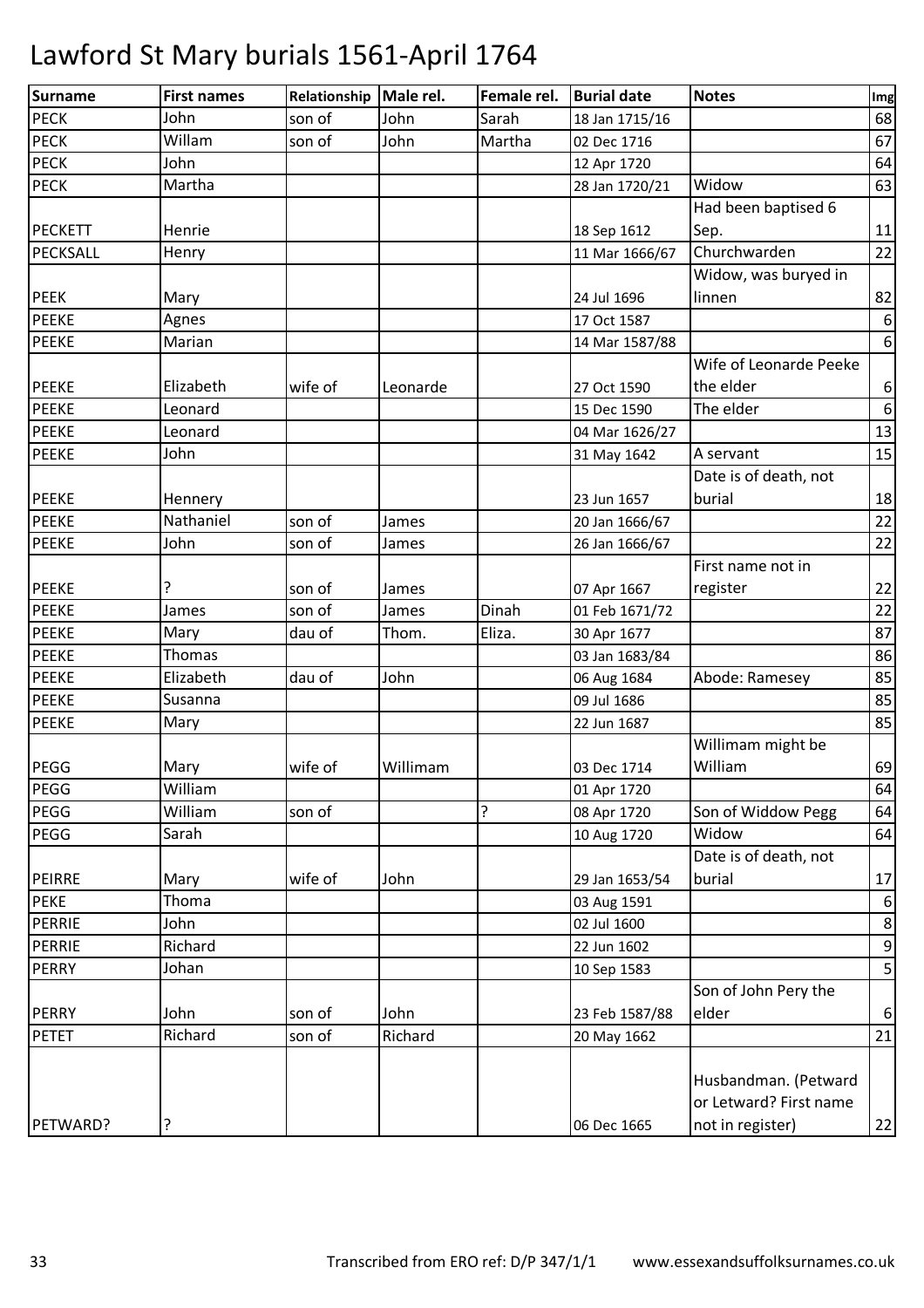# Lawford St Mary burials 1561-April 1764

| Surname | First names | Relationship | Male rel. | Female rel. | Burial date | Notes | Img |
|---|---|---|---|---|---|---|---|
| PECK | John | son of | John | Sarah | 18 Jan 1715/16 | | 68 |
| PECK | Willam | son of | John | Martha | 02 Dec 1716 | | 67 |
| PECK | John | | | | 12 Apr 1720 | | 64 |
| PECK | Martha | | | | 28 Jan 1720/21 | Widow | 63 |
| PECKETT | Henrie | | | | 18 Sep 1612 | Had been baptised 6 Sep. | 11 |
| PECKSALL | Henry | | | | 11 Mar 1666/67 | Churchwarden | 22 |
| PEEK | Mary | | | | 24 Jul 1696 | Widow, was buryed in linnen | 82 |
| PEEKE | Agnes | | | | 17 Oct 1587 | | 6 |
| PEEKE | Marian | | | | 14 Mar 1587/88 | | 6 |
| PEEKE | Elizabeth | wife of | Leonarde | | 27 Oct 1590 | Wife of Leonarde Peeke the elder | 6 |
| PEEKE | Leonard | | | | 15 Dec 1590 | The elder | 6 |
| PEEKE | Leonard | | | | 04 Mar 1626/27 | | 13 |
| PEEKE | John | | | | 31 May 1642 | A servant | 15 |
| PEEKE | Hennery | | | | 23 Jun 1657 | Date is of death, not burial | 18 |
| PEEKE | Nathaniel | son of | James | | 20 Jan 1666/67 | | 22 |
| PEEKE | John | son of | James | | 26 Jan 1666/67 | | 22 |
| PEEKE | ? | son of | James | | 07 Apr 1667 | First name not in register | 22 |
| PEEKE | James | son of | James | Dinah | 01 Feb 1671/72 | | 22 |
| PEEKE | Mary | dau of | Thom. | Eliza. | 30 Apr 1677 | | 87 |
| PEEKE | Thomas | | | | 03 Jan 1683/84 | | 86 |
| PEEKE | Elizabeth | dau of | John | | 06 Aug 1684 | Abode: Ramesey | 85 |
| PEEKE | Susanna | | | | 09 Jul 1686 | | 85 |
| PEEKE | Mary | | | | 22 Jun 1687 | | 85 |
| PEGG | Mary | wife of | Willimam | | 03 Dec 1714 | Willimam might be William | 69 |
| PEGG | William | | | | 01 Apr 1720 | | 64 |
| PEGG | William | son of | | ? | 08 Apr 1720 | Son of Widdow Pegg | 64 |
| PEGG | Sarah | | | | 10 Aug 1720 | Widow | 64 |
| PEIRRE | Mary | wife of | John | | 29 Jan 1653/54 | Date is of death, not burial | 17 |
| PEKE | Thoma | | | | 03 Aug 1591 | | 6 |
| PERRIE | John | | | | 02 Jul 1600 | | 8 |
| PERRIE | Richard | | | | 22 Jun 1602 | | 9 |
| PERRY | Johan | | | | 10 Sep 1583 | | 5 |
| PERRY | John | son of | John | | 23 Feb 1587/88 | Son of John Pery the elder | 6 |
| PETET | Richard | son of | Richard | | 20 May 1662 | | 21 |
| PETWARD? | ? | | | | 06 Dec 1665 | Husbandman. (Petward or Letward? First name not in register) | 22 |

Transcribed from ERO ref: D/P 347/1/1 www.essexandsuffolksurnames.co.uk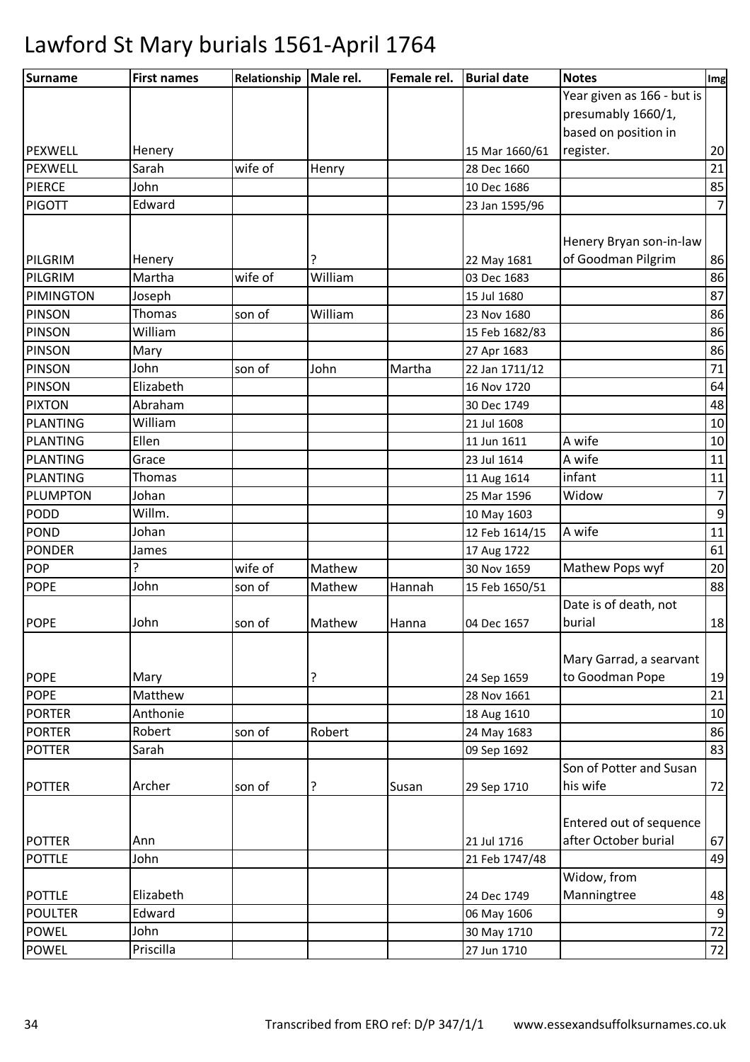# Lawford St Mary burials 1561-April 1764

| Surname | First names | Relationship | Male rel. | Female rel. | Burial date | Notes | Img |
|---|---|---|---|---|---|---|---|
| PEXWELL | Henery | | | | 15 Mar 1660/61 | Year given as 166 - but is presumably 1660/1, based on position in register. | 20 |
| PEXWELL | Sarah | wife of | Henry | | 28 Dec 1660 | | 21 |
| PIERCE | John | | | | 10 Dec 1686 | | 85 |
| PIGOTT | Edward | | | | 23 Jan 1595/96 | | 7 |
| PILGRIM | Henery | | ? | | 22 May 1681 | Henery Bryan son-in-law of Goodman Pilgrim | 86 |
| PILGRIM | Martha | wife of | William | | 03 Dec 1683 | | 86 |
| PIMINGTON | Joseph | | | | 15 Jul 1680 | | 87 |
| PINSON | Thomas | son of | William | | 23 Nov 1680 | | 86 |
| PINSON | William | | | | 15 Feb 1682/83 | | 86 |
| PINSON | Mary | | | | 27 Apr 1683 | | 86 |
| PINSON | John | son of | John | Martha | 22 Jan 1711/12 | | 71 |
| PINSON | Elizabeth | | | | 16 Nov 1720 | | 64 |
| PIXTON | Abraham | | | | 30 Dec 1749 | | 48 |
| PLANTING | William | | | | 21 Jul 1608 | | 10 |
| PLANTING | Ellen | | | | 11 Jun 1611 | A wife | 10 |
| PLANTING | Grace | | | | 23 Jul 1614 | A wife | 11 |
| PLANTING | Thomas | | | | 11 Aug 1614 | infant | 11 |
| PLUMPTON | Johan | | | | 25 Mar 1596 | Widow | 7 |
| PODD | Willm. | | | | 10 May 1603 | | 9 |
| POND | Johan | | | | 12 Feb 1614/15 | A wife | 11 |
| PONDER | James | | | | 17 Aug 1722 | | 61 |
| POP | ? | wife of | Mathew | | 30 Nov 1659 | Mathew Pops wyf | 20 |
| POPE | John | son of | Mathew | Hannah | 15 Feb 1650/51 | | 88 |
| POPE | John | son of | Mathew | Hanna | 04 Dec 1657 | Date is of death, not burial | 18 |
| POPE | Mary | | ? | | 24 Sep 1659 | Mary Garrad, a searvant to Goodman Pope | 19 |
| POPE | Matthew | | | | 28 Nov 1661 | | 21 |
| PORTER | Anthonie | | | | 18 Aug 1610 | | 10 |
| PORTER | Robert | son of | Robert | | 24 May 1683 | | 86 |
| POTTER | Sarah | | | | 09 Sep 1692 | | 83 |
| POTTER | Archer | son of | ? | Susan | 29 Sep 1710 | Son of Potter and Susan his wife | 72 |
| POTTER | Ann | | | | 21 Jul 1716 | Entered out of sequence after October burial | 67 |
| POTTLE | John | | | | 21 Feb 1747/48 | | 49 |
| POTTLE | Elizabeth | | | | 24 Dec 1749 | Widow, from Manningtree | 48 |
| POULTER | Edward | | | | 06 May 1606 | | 9 |
| POWEL | John | | | | 30 May 1710 | | 72 |
| POWEL | Priscilla | | | | 27 Jun 1710 | | 72 |

Transcribed from ERO ref: D/P 347/1/1 www.essexandsuffolksurnames.co.uk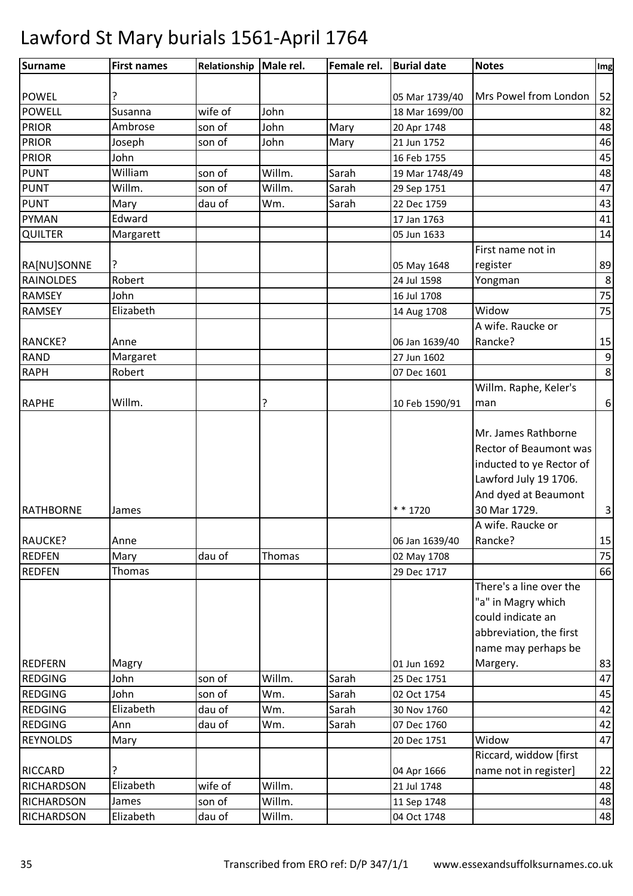# Lawford St Mary burials 1561-April 1764

| Surname | First names | Relationship | Male rel. | Female rel. | Burial date | Notes | Img |
|---|---|---|---|---|---|---|---|
| POWEL | ? | | | | 05 Mar 1739/40 | Mrs Powel from London | 52 |
| POWELL | Susanna | wife of | John | | 18 Mar 1699/00 | | 82 |
| PRIOR | Ambrose | son of | John | Mary | 20 Apr 1748 | | 48 |
| PRIOR | Joseph | son of | John | Mary | 21 Jun 1752 | | 46 |
| PRIOR | John | | | | 16 Feb 1755 | | 45 |
| PUNT | William | son of | Willm. | Sarah | 19 Mar 1748/49 | | 48 |
| PUNT | Willm. | son of | Willm. | Sarah | 29 Sep 1751 | | 47 |
| PUNT | Mary | dau of | Wm. | Sarah | 22 Dec 1759 | | 43 |
| PYMAN | Edward | | | | 17 Jan 1763 | | 41 |
| QUILTER | Margarett | | | | 05 Jun 1633 | | 14 |
| RA[NU]SONNE | ? | | | | 05 May 1648 | First name not in register | 89 |
| RAINOLDES | Robert | | | | 24 Jul 1598 | Yongman | 8 |
| RAMSEY | John | | | | 16 Jul 1708 | | 75 |
| RAMSEY | Elizabeth | | | | 14 Aug 1708 | Widow | 75 |
| RANCKE? | Anne | | | | 06 Jan 1639/40 | A wife. Raucke or Rancke? | 15 |
| RAND | Margaret | | | | 27 Jun 1602 | | 9 |
| RAPH | Robert | | | | 07 Dec 1601 | | 8 |
| RAPHE | Willm. | | ? | | 10 Feb 1590/91 | Willm. Raphe, Keler's man | 6 |
| RATHBORNE | James | | | | * * 1720 | Mr. James Rathborne Rector of Beaumont was inducted to ye Rector of Lawford July 19 1706. And dyed at Beaumont 30 Mar 1729. | 3 |
| RAUCKE? | Anne | | | | 06 Jan 1639/40 | A wife. Raucke or Rancke? | 15 |
| REDFEN | Mary | dau of | Thomas | | 02 May 1708 | | 75 |
| REDFEN | Thomas | | | | 29 Dec 1717 | | 66 |
| REDFERN | Magry | | | | 01 Jun 1692 | There's a line over the "a" in Magry which could indicate an abbreviation, the first name may perhaps be Margery. | 83 |
| REDGING | John | son of | Willm. | Sarah | 25 Dec 1751 | | 47 |
| REDGING | John | son of | Wm. | Sarah | 02 Oct 1754 | | 45 |
| REDGING | Elizabeth | dau of | Wm. | Sarah | 30 Nov 1760 | | 42 |
| REDGING | Ann | dau of | Wm. | Sarah | 07 Dec 1760 | | 42 |
| REYNOLDS | Mary | | | | 20 Dec 1751 | Widow | 47 |
| RICCARD | ? | | | | 04 Apr 1666 | Riccard, widdow [first name not in register] | 22 |
| RICHARDSON | Elizabeth | wife of | Willm. | | 21 Jul 1748 | | 48 |
| RICHARDSON | James | son of | Willm. | | 11 Sep 1748 | | 48 |
| RICHARDSON | Elizabeth | dau of | Willm. | | 04 Oct 1748 | | 48 |

Transcribed from ERO ref: D/P 347/1/1 www.essexandsuffolksurnames.co.uk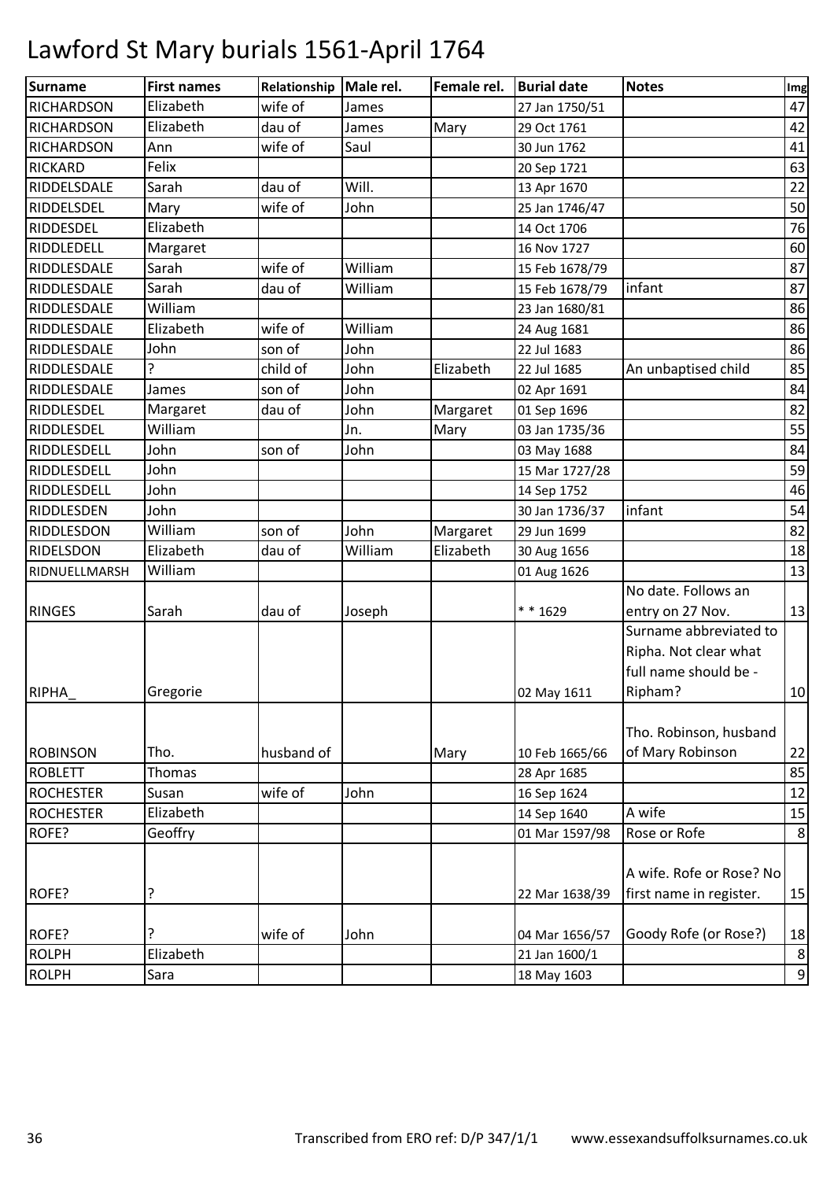# Lawford St Mary burials 1561-April 1764

| Surname | First names | Relationship | Male rel. | Female rel. | Burial date | Notes | Img |
|---|---|---|---|---|---|---|---|
| RICHARDSON | Elizabeth | wife of | James | | 27 Jan 1750/51 | | 47 |
| RICHARDSON | Elizabeth | dau of | James | Mary | 29 Oct 1761 | | 42 |
| RICHARDSON | Ann | wife of | Saul | | 30 Jun 1762 | | 41 |
| RICKARD | Felix | | | | 20 Sep 1721 | | 63 |
| RIDDELSDALE | Sarah | dau of | Will. | | 13 Apr 1670 | | 22 |
| RIDDELSDEL | Mary | wife of | John | | 25 Jan 1746/47 | | 50 |
| RIDDESDEL | Elizabeth | | | | 14 Oct 1706 | | 76 |
| RIDDLEDELL | Margaret | | | | 16 Nov 1727 | | 60 |
| RIDDLESDALE | Sarah | wife of | William | | 15 Feb 1678/79 | | 87 |
| RIDDLESDALE | Sarah | dau of | William | | 15 Feb 1678/79 | infant | 87 |
| RIDDLESDALE | William | | | | 23 Jan 1680/81 | | 86 |
| RIDDLESDALE | Elizabeth | wife of | William | | 24 Aug 1681 | | 86 |
| RIDDLESDALE | John | son of | John | | 22 Jul 1683 | | 86 |
| RIDDLESDALE | ? | child of | John | Elizabeth | 22 Jul 1685 | An unbaptised child | 85 |
| RIDDLESDALE | James | son of | John | | 02 Apr 1691 | | 84 |
| RIDDLESDEL | Margaret | dau of | John | Margaret | 01 Sep 1696 | | 82 |
| RIDDLESDEL | William | | Jn. | Mary | 03 Jan 1735/36 | | 55 |
| RIDDLESDELL | John | son of | John | | 03 May 1688 | | 84 |
| RIDDLESDELL | John | | | | 15 Mar 1727/28 | | 59 |
| RIDDLESDELL | John | | | | 14 Sep 1752 | | 46 |
| RIDDLESDEN | John | | | | 30 Jan 1736/37 | infant | 54 |
| RIDDLESDON | William | son of | John | Margaret | 29 Jun 1699 | | 82 |
| RIDELSDON | Elizabeth | dau of | William | Elizabeth | 30 Aug 1656 | | 18 |
| RIDNUELLMARSH | William | | | | 01 Aug 1626 | | 13 |
| RINGES | Sarah | dau of | Joseph | | * * 1629 | No date. Follows an entry on 27 Nov. | 13 |
| RIPHA_ | Gregorie | | | | 02 May 1611 | Surname abbreviated to Ripha. Not clear what full name should be - Ripham? | 10 |
| ROBINSON | Tho. | husband of | | Mary | 10 Feb 1665/66 | Tho. Robinson, husband of Mary Robinson | 22 |
| ROBLETT | Thomas | | | | 28 Apr 1685 | | 85 |
| ROCHESTER | Susan | wife of | John | | 16 Sep 1624 | | 12 |
| ROCHESTER | Elizabeth | | | | 14 Sep 1640 | A wife | 15 |
| ROFE? | Geoffry | | | | 01 Mar 1597/98 | Rose or Rofe | 8 |
| ROFE? | ? | | | | 22 Mar 1638/39 | A wife. Rofe or Rose? No first name in register. | 15 |
| ROFE? | ? | wife of | John | | 04 Mar 1656/57 | Goody Rofe (or Rose?) | 18 |
| ROLPH | Elizabeth | | | | 21 Jan 1600/1 | | 8 |
| ROLPH | Sara | | | | 18 May 1603 | | 9 |

Transcribed from ERO ref: D/P 347/1/1 www.essexandsuffolksurnames.co.uk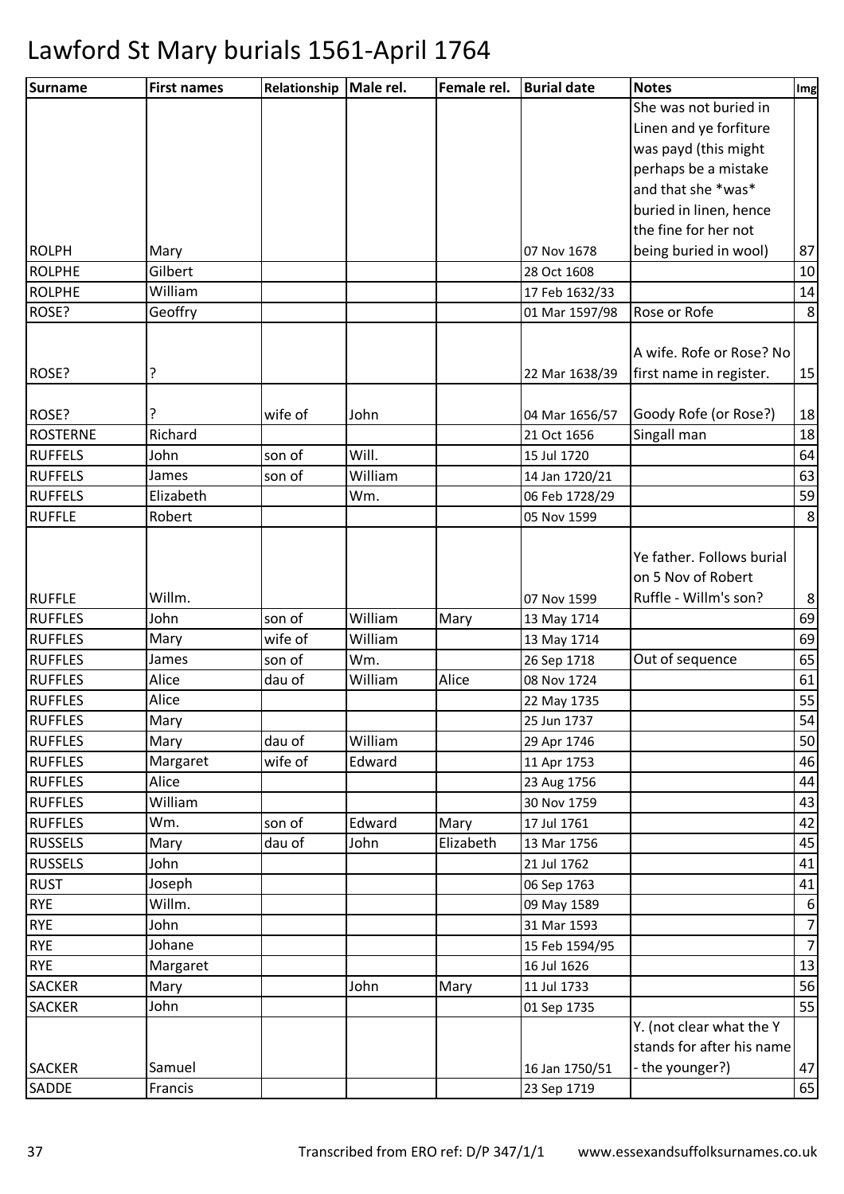# Lawford St Mary burials 1561-April 1764

| Surname | First names | Relationship | Male rel. | Female rel. | Burial date | Notes | Img |
|---|---|---|---|---|---|---|---|
| ROLPH | Mary | | | | 07 Nov 1678 | She was not buried in Linen and ye forfiture was payd (this might perhaps be a mistake and that she *was* buried in linen, hence the fine for her not being buried in wool) | 87 |
| ROLPHE | Gilbert | | | | 28 Oct 1608 | | 10 |
| ROLPHE | William | | | | 17 Feb 1632/33 | | 14 |
| ROSE? | Geoffry | | | | 01 Mar 1597/98 | Rose or Rofe | 8 |
| ROSE? | ? | | | | 22 Mar 1638/39 | A wife. Rofe or Rose? No first name in register. | 15 |
| ROSE? | ? | wife of | John | | 04 Mar 1656/57 | Goody Rofe (or Rose?) | 18 |
| ROSTERNE | Richard | | | | 21 Oct 1656 | Singall man | 18 |
| RUFFELS | John | son of | Will. | | 15 Jul 1720 | | 64 |
| RUFFELS | James | son of | William | | 14 Jan 1720/21 | | 63 |
| RUFFELS | Elizabeth | | Wm. | | 06 Feb 1728/29 | | 59 |
| RUFFLE | Robert | | | | 05 Nov 1599 | | 8 |
| RUFFLE | Willm. | | | | 07 Nov 1599 | Ye father. Follows burial on 5 Nov of Robert Ruffle - Willm's son? | 8 |
| RUFFLES | John | son of | William | Mary | 13 May 1714 | | 69 |
| RUFFLES | Mary | wife of | William | | 13 May 1714 | | 69 |
| RUFFLES | James | son of | Wm. | | 26 Sep 1718 | Out of sequence | 65 |
| RUFFLES | Alice | dau of | William | Alice | 08 Nov 1724 | | 61 |
| RUFFLES | Alice | | | | 22 May 1735 | | 55 |
| RUFFLES | Mary | | | | 25 Jun 1737 | | 54 |
| RUFFLES | Mary | dau of | William | | 29 Apr 1746 | | 50 |
| RUFFLES | Margaret | wife of | Edward | | 11 Apr 1753 | | 46 |
| RUFFLES | Alice | | | | 23 Aug 1756 | | 44 |
| RUFFLES | William | | | | 30 Nov 1759 | | 43 |
| RUFFLES | Wm. | son of | Edward | Mary | 17 Jul 1761 | | 42 |
| RUSSELS | Mary | dau of | John | Elizabeth | 13 Mar 1756 | | 45 |
| RUSSELS | John | | | | 21 Jul 1762 | | 41 |
| RUST | Joseph | | | | 06 Sep 1763 | | 41 |
| RYE | Willm. | | | | 09 May 1589 | | 6 |
| RYE | John | | | | 31 Mar 1593 | | 7 |
| RYE | Johane | | | | 15 Feb 1594/95 | | 7 |
| RYE | Margaret | | | | 16 Jul 1626 | | 13 |
| SACKER | Mary | | John | Mary | 11 Jul 1733 | | 56 |
| SACKER | John | | | | 01 Sep 1735 | | 55 |
| SACKER | Samuel | | | | 16 Jan 1750/51 | Y. (not clear what the Y stands for after his name - the younger?) | 47 |
| SADDE | Francis | | | | 23 Sep 1719 | | 65 |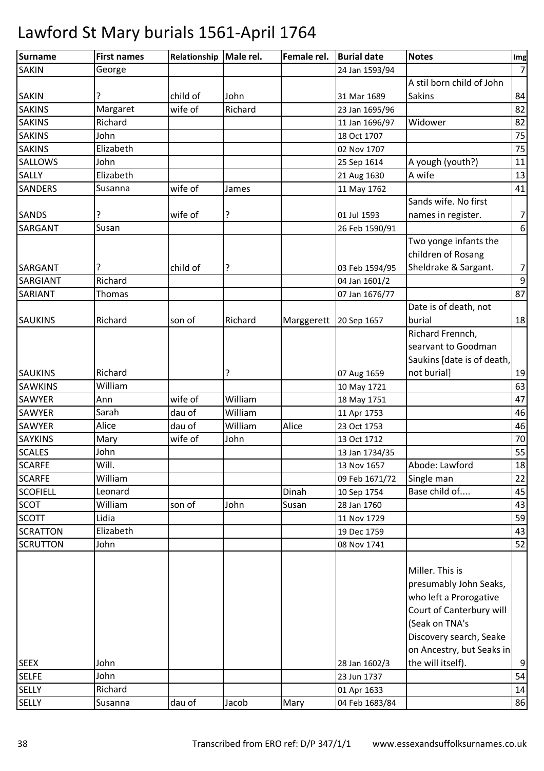# Lawford St Mary burials 1561-April 1764

| Surname | First names | Relationship | Male rel. | Female rel. | Burial date | Notes | Img |
|---|---|---|---|---|---|---|---|
| SAKIN | George | | | | 24 Jan 1593/94 | | 7 |
| SAKIN | ? | child of | John | | 31 Mar 1689 | A stil born child of John Sakins | 84 |
| SAKINS | Margaret | wife of | Richard | | 23 Jan 1695/96 | | 82 |
| SAKINS | Richard | | | | 11 Jan 1696/97 | Widower | 82 |
| SAKINS | John | | | | 18 Oct 1707 | | 75 |
| SAKINS | Elizabeth | | | | 02 Nov 1707 | | 75 |
| SALLOWS | John | | | | 25 Sep 1614 | A yough (youth?) | 11 |
| SALLY | Elizabeth | | | | 21 Aug 1630 | A wife | 13 |
| SANDERS | Susanna | wife of | James | | 11 May 1762 | | 41 |
| SANDS | ? | wife of | ? | | 01 Jul 1593 | Sands wife. No first names in register. | 7 |
| SARGANT | Susan | | | | 26 Feb 1590/91 | | 6 |
| SARGANT | ? | child of | ? | | 03 Feb 1594/95 | Two yonge infants the children of Rosang Sheldrake & Sargant. | 7 |
| SARGIANT | Richard | | | | 04 Jan 1601/2 | | 9 |
| SARIANT | Thomas | | | | 07 Jan 1676/77 | | 87 |
| SAUKINS | Richard | son of | Richard | Marggerett | 20 Sep 1657 | Date is of death, not burial | 18 |
| SAUKINS | Richard | | ? | | 07 Aug 1659 | Richard Frennch, searvant to Goodman Saukins [date is of death, not burial] | 19 |
| SAWKINS | William | | | | 10 May 1721 | | 63 |
| SAWYER | Ann | wife of | William | | 18 May 1751 | | 47 |
| SAWYER | Sarah | dau of | William | | 11 Apr 1753 | | 46 |
| SAWYER | Alice | dau of | William | Alice | 23 Oct 1753 | | 46 |
| SAYKINS | Mary | wife of | John | | 13 Oct 1712 | | 70 |
| SCALES | John | | | | 13 Jan 1734/35 | | 55 |
| SCARFE | Will. | | | | 13 Nov 1657 | Abode: Lawford | 18 |
| SCARFE | William | | | | 09 Feb 1671/72 | Single man | 22 |
| SCOFIELL | Leonard | | | Dinah | 10 Sep 1754 | Base child of.... | 45 |
| SCOT | William | son of | John | Susan | 28 Jan 1760 | | 43 |
| SCOTT | Lidia | | | | 11 Nov 1729 | | 59 |
| SCRATTON | Elizabeth | | | | 19 Dec 1759 | | 43 |
| SCRUTTON | John | | | | 08 Nov 1741 | | 52 |
| SEEX | John | | | | 28 Jan 1602/3 | Miller. This is presumably John Seaks, who left a Prorogative Court of Canterbury will (Seak on TNA's Discovery search, Seake on Ancestry, but Seaks in the will itself). | 9 |
| SELFE | John | | | | 23 Jun 1737 | | 54 |
| SELLY | Richard | | | | 01 Apr 1633 | | 14 |
| SELLY | Susanna | dau of | Jacob | Mary | 04 Feb 1683/84 | | 86 |

Transcribed from ERO ref: D/P 347/1/1 www.essexandsuffolksurnames.co.uk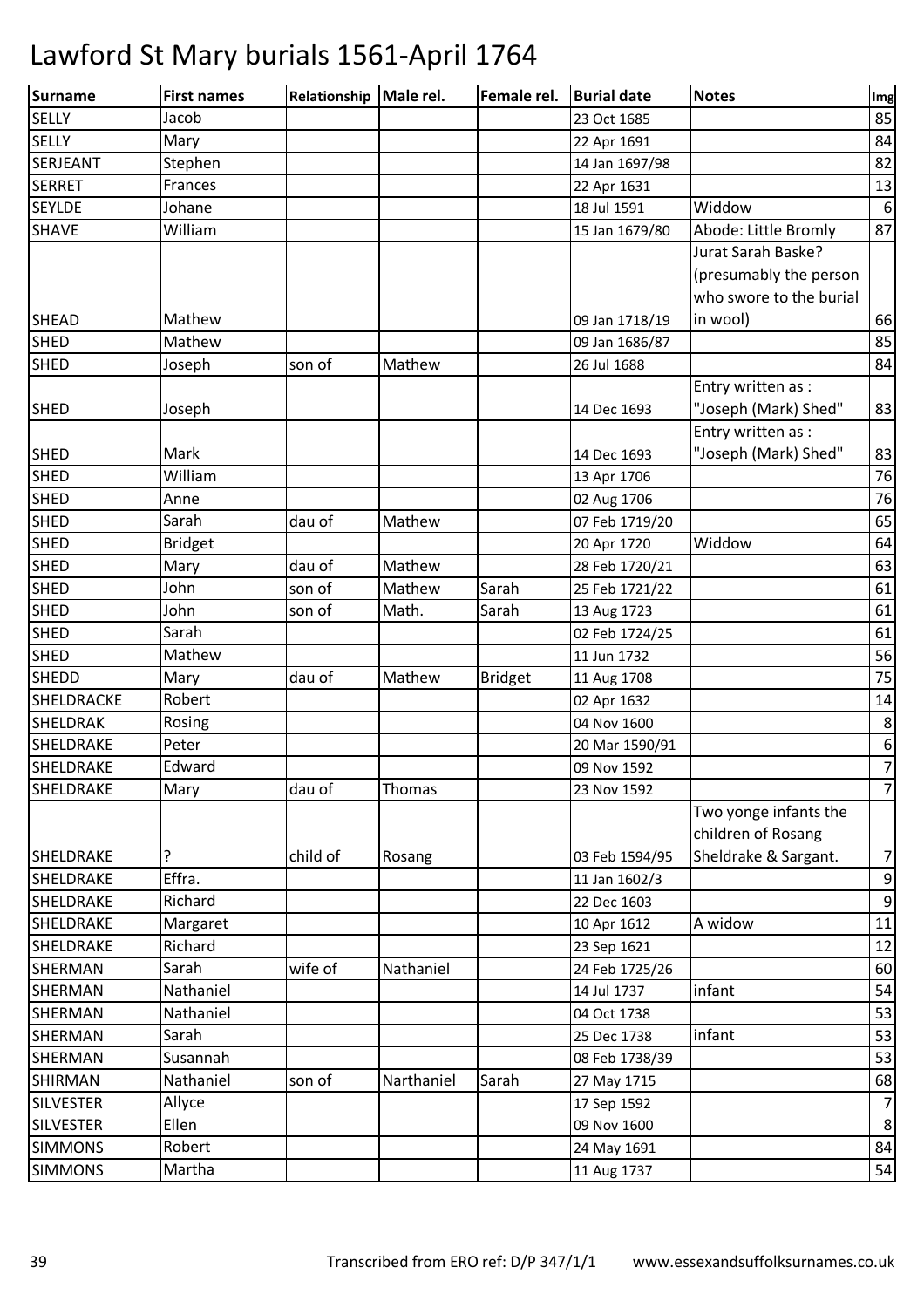# Lawford St Mary burials 1561-April 1764

| Surname | First names | Relationship | Male rel. | Female rel. | Burial date | Notes | Img |
|---|---|---|---|---|---|---|---|
| SELLY | Jacob | | | | 23 Oct 1685 | | 85 |
| SELLY | Mary | | | | 22 Apr 1691 | | 84 |
| SERJEANT | Stephen | | | | 14 Jan 1697/98 | | 82 |
| SERRET | Frances | | | | 22 Apr 1631 | | 13 |
| SEYLDE | Johane | | | | 18 Jul 1591 | Widdow | 6 |
| SHAVE | William | | | | 15 Jan 1679/80 | Abode: Little Bromly | 87 |
| SHEAD | Mathew | | | | 09 Jan 1718/19 | Jurat Sarah Baske? (presumably the person who swore to the burial in wool) | 66 |
| SHED | Mathew | | | | 09 Jan 1686/87 | | 85 |
| SHED | Joseph | son of | Mathew | | 26 Jul 1688 | | 84 |
| SHED | Joseph | | | | 14 Dec 1693 | Entry written as : "Joseph (Mark) Shed" | 83 |
| SHED | Mark | | | | 14 Dec 1693 | Entry written as : "Joseph (Mark) Shed" | 83 |
| SHED | William | | | | 13 Apr 1706 | | 76 |
| SHED | Anne | | | | 02 Aug 1706 | | 76 |
| SHED | Sarah | dau of | Mathew | | 07 Feb 1719/20 | | 65 |
| SHED | Bridget | | | | 20 Apr 1720 | Widdow | 64 |
| SHED | Mary | dau of | Mathew | | 28 Feb 1720/21 | | 63 |
| SHED | John | son of | Mathew | Sarah | 25 Feb 1721/22 | | 61 |
| SHED | John | son of | Math. | Sarah | 13 Aug 1723 | | 61 |
| SHED | Sarah | | | | 02 Feb 1724/25 | | 61 |
| SHED | Mathew | | | | 11 Jun 1732 | | 56 |
| SHEDD | Mary | dau of | Mathew | Bridget | 11 Aug 1708 | | 75 |
| SHELDRACKE | Robert | | | | 02 Apr 1632 | | 14 |
| SHELDRAK | Rosing | | | | 04 Nov 1600 | | 8 |
| SHELDRAKE | Peter | | | | 20 Mar 1590/91 | | 6 |
| SHELDRAKE | Edward | | | | 09 Nov 1592 | | 7 |
| SHELDRAKE | Mary | dau of | Thomas | | 23 Nov 1592 | | 7 |
| SHELDRAKE | ? | child of | Rosang | | 03 Feb 1594/95 | Two yonge infants the children of Rosang Sheldrake & Sargant. | 7 |
| SHELDRAKE | Effra. | | | | 11 Jan 1602/3 | | 9 |
| SHELDRAKE | Richard | | | | 22 Dec 1603 | | 9 |
| SHELDRAKE | Margaret | | | | 10 Apr 1612 | A widow | 11 |
| SHELDRAKE | Richard | | | | 23 Sep 1621 | | 12 |
| SHERMAN | Sarah | wife of | Nathaniel | | 24 Feb 1725/26 | | 60 |
| SHERMAN | Nathaniel | | | | 14 Jul 1737 | infant | 54 |
| SHERMAN | Nathaniel | | | | 04 Oct 1738 | | 53 |
| SHERMAN | Sarah | | | | 25 Dec 1738 | infant | 53 |
| SHERMAN | Susannah | | | | 08 Feb 1738/39 | | 53 |
| SHIRMAN | Nathaniel | son of | Narthaniel | Sarah | 27 May 1715 | | 68 |
| SILVESTER | Allyce | | | | 17 Sep 1592 | | 7 |
| SILVESTER | Ellen | | | | 09 Nov 1600 | | 8 |
| SIMMONS | Robert | | | | 24 May 1691 | | 84 |
| SIMMONS | Martha | | | | 11 Aug 1737 | | 54 |

Transcribed from ERO ref: D/P 347/1/1 www.essexandsuffolksurnames.co.uk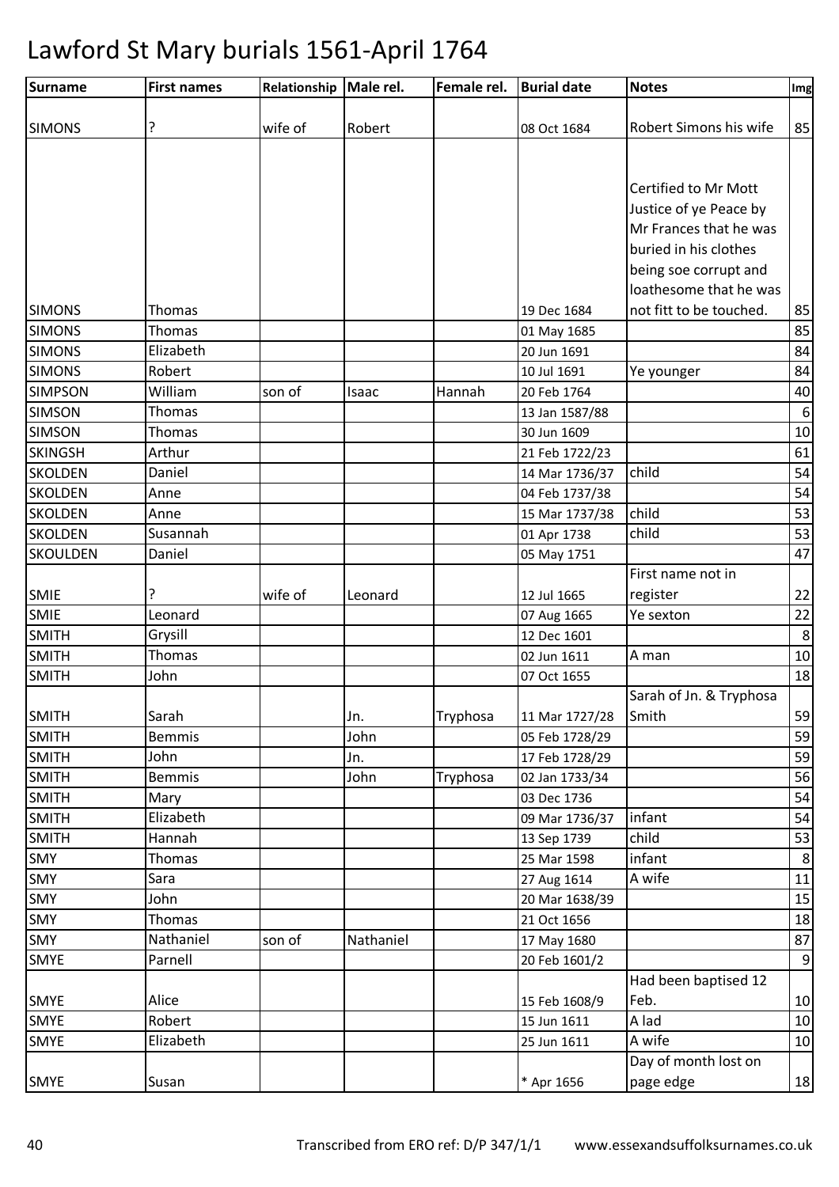# Lawford St Mary burials 1561-April 1764

| Surname | First names | Relationship | Male rel. | Female rel. | Burial date | Notes | Img |
|---|---|---|---|---|---|---|---|
| SIMONS | ? | wife of | Robert | | 08 Oct 1684 | Robert Simons his wife | 85 |
| SIMONS | Thomas | | | | 19 Dec 1684 | Certified to Mr Mott Justice of ye Peace by Mr Frances that he was buried in his clothes being soe corrupt and loathesome that he was not fitt to be touched. | 85 |
| SIMONS | Thomas | | | | 01 May 1685 | | 85 |
| SIMONS | Elizabeth | | | | 20 Jun 1691 | | 84 |
| SIMONS | Robert | | | | 10 Jul 1691 | Ye younger | 84 |
| SIMPSON | William | son of | Isaac | Hannah | 20 Feb 1764 | | 40 |
| SIMSON | Thomas | | | | 13 Jan 1587/88 | | 6 |
| SIMSON | Thomas | | | | 30 Jun 1609 | | 10 |
| SKINGSH | Arthur | | | | 21 Feb 1722/23 | | 61 |
| SKOLDEN | Daniel | | | | 14 Mar 1736/37 | child | 54 |
| SKOLDEN | Anne | | | | 04 Feb 1737/38 | | 54 |
| SKOLDEN | Anne | | | | 15 Mar 1737/38 | child | 53 |
| SKOLDEN | Susannah | | | | 01 Apr 1738 | child | 53 |
| SKOULDEN | Daniel | | | | 05 May 1751 | | 47 |
| SMIE | ? | wife of | Leonard | | 12 Jul 1665 | First name not in register | 22 |
| SMIE | Leonard | | | | 07 Aug 1665 | Ye sexton | 22 |
| SMITH | Grysill | | | | 12 Dec 1601 | | 8 |
| SMITH | Thomas | | | | 02 Jun 1611 | A man | 10 |
| SMITH | John | | | | 07 Oct 1655 | | 18 |
| SMITH | Sarah | | Jn. | Tryphosa | 11 Mar 1727/28 | Sarah of Jn. & Tryphosa Smith | 59 |
| SMITH | Bemmis | | John | | 05 Feb 1728/29 | | 59 |
| SMITH | John | | Jn. | | 17 Feb 1728/29 | | 59 |
| SMITH | Bemmis | | John | Tryphosa | 02 Jan 1733/34 | | 56 |
| SMITH | Mary | | | | 03 Dec 1736 | | 54 |
| SMITH | Elizabeth | | | | 09 Mar 1736/37 | infant | 54 |
| SMITH | Hannah | | | | 13 Sep 1739 | child | 53 |
| SMY | Thomas | | | | 25 Mar 1598 | infant | 8 |
| SMY | Sara | | | | 27 Aug 1614 | A wife | 11 |
| SMY | John | | | | 20 Mar 1638/39 | | 15 |
| SMY | Thomas | | | | 21 Oct 1656 | | 18 |
| SMY | Nathaniel | son of | Nathaniel | | 17 May 1680 | | 87 |
| SMYE | Parnell | | | | 20 Feb 1601/2 | | 9 |
| SMYE | Alice | | | | 15 Feb 1608/9 | Had been baptised 12 Feb. | 10 |
| SMYE | Robert | | | | 15 Jun 1611 | A lad | 10 |
| SMYE | Elizabeth | | | | 25 Jun 1611 | A wife | 10 |
| SMYE | Susan | | | | * Apr 1656 | Day of month lost on page edge | 18 |

Transcribed from ERO ref: D/P 347/1/1 www.essexandsuffolksurnames.co.uk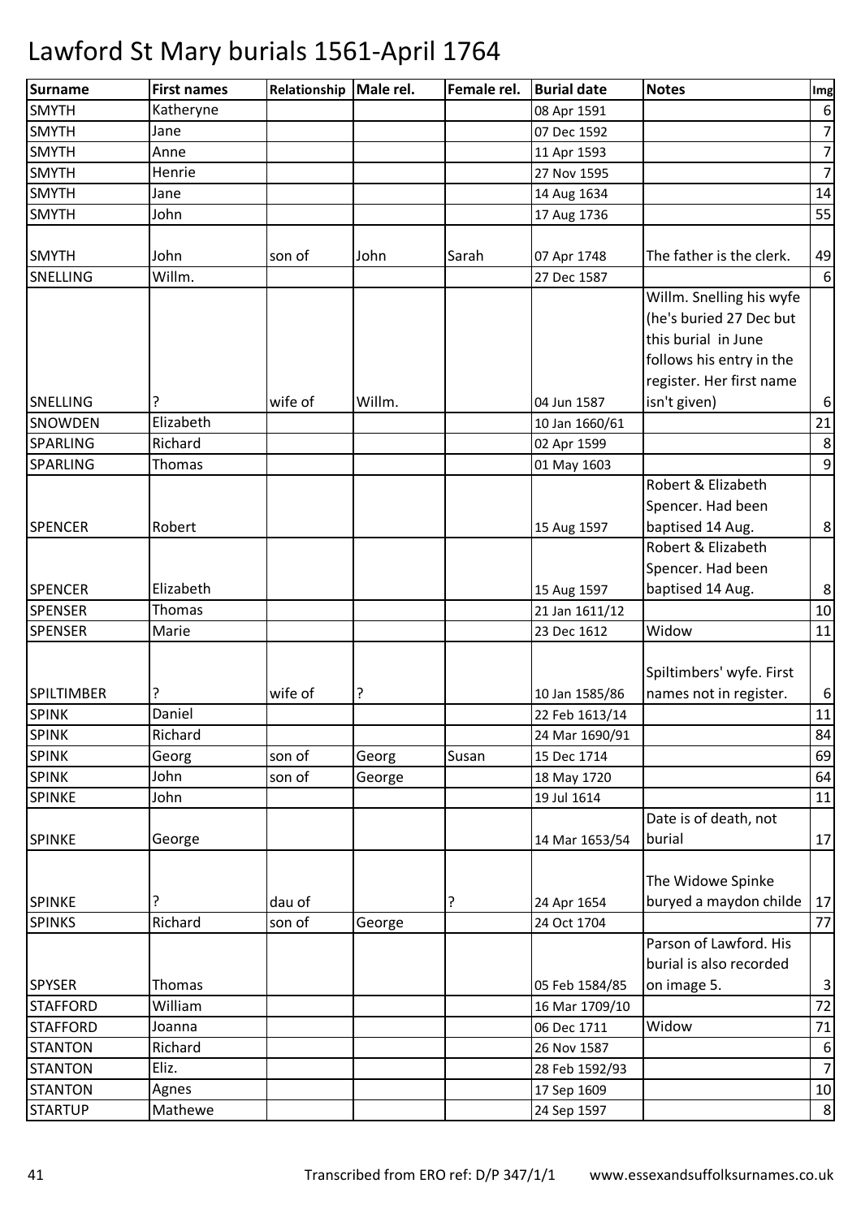# Lawford St Mary burials 1561-April 1764

| Surname | First names | Relationship | Male rel. | Female rel. | Burial date | Notes | Img |
|---|---|---|---|---|---|---|---|
| SMYTH | Katheryne | | | | 08 Apr 1591 | | 6 |
| SMYTH | Jane | | | | 07 Dec 1592 | | 7 |
| SMYTH | Anne | | | | 11 Apr 1593 | | 7 |
| SMYTH | Henrie | | | | 27 Nov 1595 | | 7 |
| SMYTH | Jane | | | | 14 Aug 1634 | | 14 |
| SMYTH | John | | | | 17 Aug 1736 | | 55 |
| SMYTH | John | son of | John | Sarah | 07 Apr 1748 | The father is the clerk. | 49 |
| SNELLING | Willm. | | | | 27 Dec 1587 | | 6 |
| SNELLING | ? | wife of | Willm. | | 04 Jun 1587 | Willm. Snelling his wyfe (he's buried 27 Dec but this burial in June follows his entry in the register. Her first name isn't given) | 6 |
| SNOWDEN | Elizabeth | | | | 10 Jan 1660/61 | | 21 |
| SPARLING | Richard | | | | 02 Apr 1599 | | 8 |
| SPARLING | Thomas | | | | 01 May 1603 | | 9 |
| SPENCER | Robert | | | | 15 Aug 1597 | Robert & Elizabeth Spencer. Had been baptised 14 Aug. | 8 |
| SPENCER | Elizabeth | | | | 15 Aug 1597 | Robert & Elizabeth Spencer. Had been baptised 14 Aug. | 8 |
| SPENSER | Thomas | | | | 21 Jan 1611/12 | | 10 |
| SPENSER | Marie | | | | 23 Dec 1612 | Widow | 11 |
| SPILTIMBER | ? | wife of | ? | | 10 Jan 1585/86 | Spiltimbers' wyfe. First names not in register. | 6 |
| SPINK | Daniel | | | | 22 Feb 1613/14 | | 11 |
| SPINK | Richard | | | | 24 Mar 1690/91 | | 84 |
| SPINK | Georg | son of | Georg | Susan | 15 Dec 1714 | | 69 |
| SPINK | John | son of | George | | 18 May 1720 | | 64 |
| SPINKE | John | | | | 19 Jul 1614 | | 11 |
| SPINKE | George | | | | 14 Mar 1653/54 | Date is of death, not burial | 17 |
| SPINKE | ? | dau of | | ? | 24 Apr 1654 | The Widowe Spinke buryed a maydon childe | 17 |
| SPINKS | Richard | son of | George | | 24 Oct 1704 | | 77 |
| SPYSER | Thomas | | | | 05 Feb 1584/85 | Parson of Lawford. His burial is also recorded on image 5. | 3 |
| STAFFORD | William | | | | 16 Mar 1709/10 | | 72 |
| STAFFORD | Joanna | | | | 06 Dec 1711 | Widow | 71 |
| STANTON | Richard | | | | 26 Nov 1587 | | 6 |
| STANTON | Eliz. | | | | 28 Feb 1592/93 | | 7 |
| STANTON | Agnes | | | | 17 Sep 1609 | | 10 |
| STARTUP | Mathewe | | | | 24 Sep 1597 | | 8 |

Transcribed from ERO ref: D/P 347/1/1 www.essexandsuffolksurnames.co.uk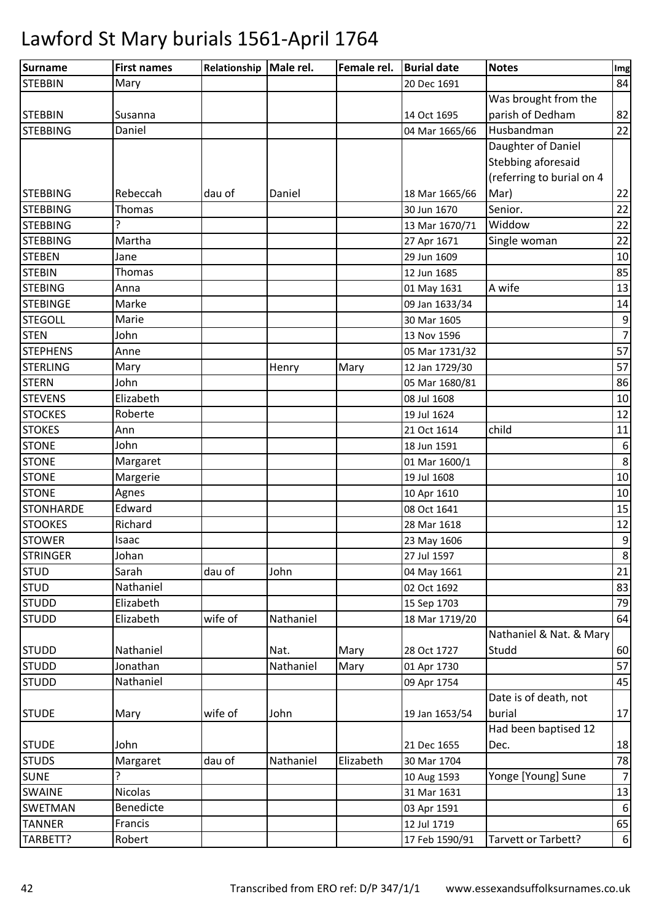# Lawford St Mary burials 1561-April 1764

| Surname | First names | Relationship | Male rel. | Female rel. | Burial date | Notes | Img |
|---|---|---|---|---|---|---|---|
| STEBBIN | Mary | | | | 20 Dec 1691 | | 84 |
| STEBBIN | Susanna | | | | 14 Oct 1695 | Was brought from the parish of Dedham | 82 |
| STEBBING | Daniel | | | | 04 Mar 1665/66 | Husbandman | 22 |
| STEBBING | Rebeccah | dau of | Daniel | | 18 Mar 1665/66 | Daughter of Daniel Stebbing aforesaid (referring to burial on 4 Mar) | 22 |
| STEBBING | Thomas | | | | 30 Jun 1670 | Senior. | 22 |
| STEBBING | ? | | | | 13 Mar 1670/71 | Widdow | 22 |
| STEBBING | Martha | | | | 27 Apr 1671 | Single woman | 22 |
| STEBEN | Jane | | | | 29 Jun 1609 | | 10 |
| STEBIN | Thomas | | | | 12 Jun 1685 | | 85 |
| STEBING | Anna | | | | 01 May 1631 | A wife | 13 |
| STEBINGE | Marke | | | | 09 Jan 1633/34 | | 14 |
| STEGOLL | Marie | | | | 30 Mar 1605 | | 9 |
| STEN | John | | | | 13 Nov 1596 | | 7 |
| STEPHENS | Anne | | | | 05 Mar 1731/32 | | 57 |
| STERLING | Mary | | Henry | Mary | 12 Jan 1729/30 | | 57 |
| STERN | John | | | | 05 Mar 1680/81 | | 86 |
| STEVENS | Elizabeth | | | | 08 Jul 1608 | | 10 |
| STOCKES | Roberte | | | | 19 Jul 1624 | | 12 |
| STOKES | Ann | | | | 21 Oct 1614 | child | 11 |
| STONE | John | | | | 18 Jun 1591 | | 6 |
| STONE | Margaret | | | | 01 Mar 1600/1 | | 8 |
| STONE | Margerie | | | | 19 Jul 1608 | | 10 |
| STONE | Agnes | | | | 10 Apr 1610 | | 10 |
| STONHARDE | Edward | | | | 08 Oct 1641 | | 15 |
| STOOKES | Richard | | | | 28 Mar 1618 | | 12 |
| STOWER | Isaac | | | | 23 May 1606 | | 9 |
| STRINGER | Johan | | | | 27 Jul 1597 | | 8 |
| STUD | Sarah | dau of | John | | 04 May 1661 | | 21 |
| STUD | Nathaniel | | | | 02 Oct 1692 | | 83 |
| STUDD | Elizabeth | | | | 15 Sep 1703 | | 79 |
| STUDD | Elizabeth | wife of | Nathaniel | | 18 Mar 1719/20 | | 64 |
| STUDD | Nathaniel | | Nat. | Mary | 28 Oct 1727 | Nathaniel & Nat. & Mary Studd | 60 |
| STUDD | Jonathan | | Nathaniel | Mary | 01 Apr 1730 | | 57 |
| STUDD | Nathaniel | | | | 09 Apr 1754 | | 45 |
| STUDE | Mary | wife of | John | | 19 Jan 1653/54 | Date is of death, not burial | 17 |
| STUDE | John | | | | 21 Dec 1655 | Had been baptised 12 Dec. | 18 |
| STUDS | Margaret | dau of | Nathaniel | Elizabeth | 30 Mar 1704 | | 78 |
| SUNE | ? | | | | 10 Aug 1593 | Yonge [Young] Sune | 7 |
| SWAINE | Nicolas | | | | 31 Mar 1631 | | 13 |
| SWETMAN | Benedicte | | | | 03 Apr 1591 | | 6 |
| TANNER | Francis | | | | 12 Jul 1719 | | 65 |
| TARBETT? | Robert | | | | 17 Feb 1590/91 | Tarvett or Tarbett? | 6 |

Transcribed from ERO ref: D/P 347/1/1 www.essexandsuffolksurnames.co.uk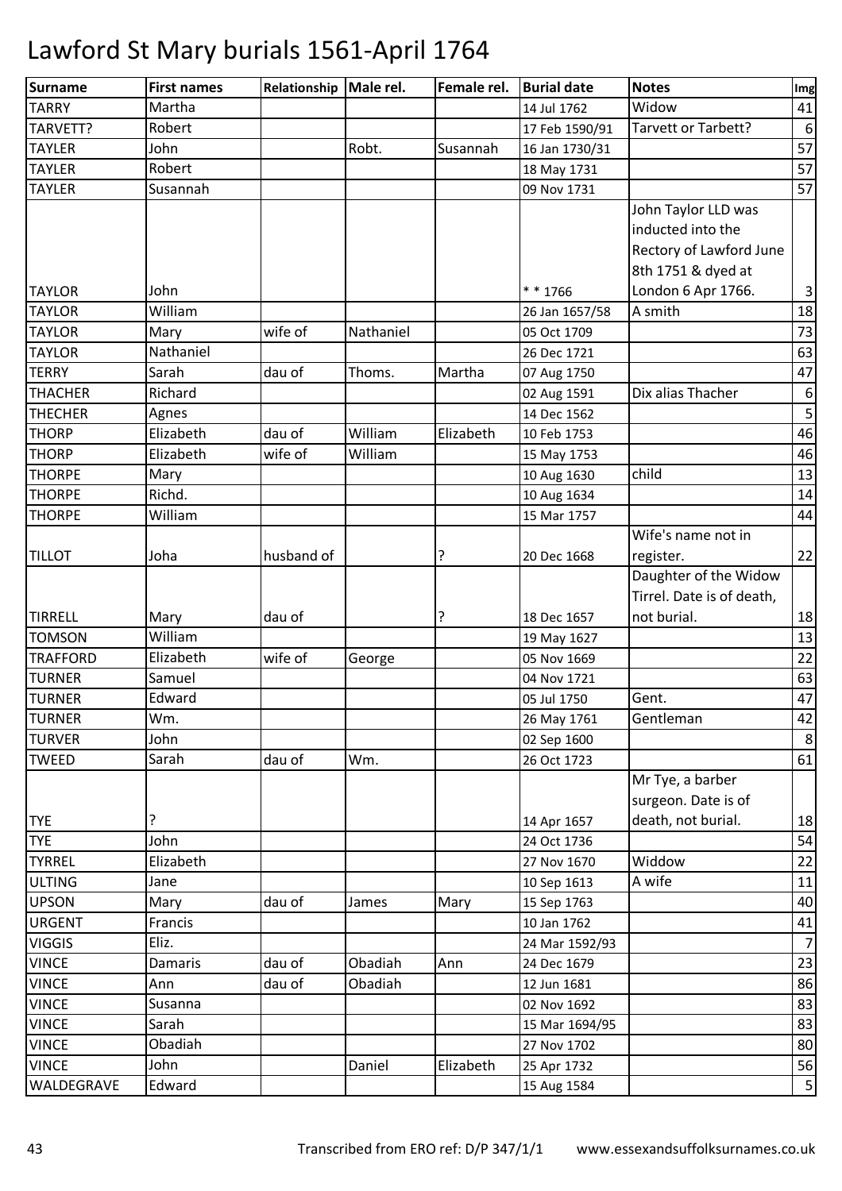# Lawford St Mary burials 1561-April 1764

| Surname | First names | Relationship | Male rel. | Female rel. | Burial date | Notes | Img |
|---|---|---|---|---|---|---|---|
| TARRY | Martha | | | | 14 Jul 1762 | Widow | 41 |
| TARVETT? | Robert | | | | 17 Feb 1590/91 | Tarvett or Tarbett? | 6 |
| TAYLER | John | | Robt. | Susannah | 16 Jan 1730/31 | | 57 |
| TAYLER | Robert | | | | 18 May 1731 | | 57 |
| TAYLER | Susannah | | | | 09 Nov 1731 | | 57 |
| TAYLOR | John | | | | * * 1766 | John Taylor LLD was inducted into the Rectory of Lawford June 8th 1751 & dyed at London 6 Apr 1766. | 3 |
| TAYLOR | William | | | | 26 Jan 1657/58 | A smith | 18 |
| TAYLOR | Mary | wife of | Nathaniel | | 05 Oct 1709 | | 73 |
| TAYLOR | Nathaniel | | | | 26 Dec 1721 | | 63 |
| TERRY | Sarah | dau of | Thoms. | Martha | 07 Aug 1750 | | 47 |
| THACHER | Richard | | | | 02 Aug 1591 | Dix alias Thacher | 6 |
| THECHER | Agnes | | | | 14 Dec 1562 | | 5 |
| THORP | Elizabeth | dau of | William | Elizabeth | 10 Feb 1753 | | 46 |
| THORP | Elizabeth | wife of | William | | 15 May 1753 | | 46 |
| THORPE | Mary | | | | 10 Aug 1630 | child | 13 |
| THORPE | Richd. | | | | 10 Aug 1634 | | 14 |
| THORPE | William | | | | 15 Mar 1757 | | 44 |
| TILLOT | Joha | husband of | | ? | 20 Dec 1668 | Wife's name not in register. | 22 |
| TIRRELL | Mary | dau of | | ? | 18 Dec 1657 | Daughter of the Widow Tirrel. Date is of death, not burial. | 18 |
| TOMSON | William | | | | 19 May 1627 | | 13 |
| TRAFFORD | Elizabeth | wife of | George | | 05 Nov 1669 | | 22 |
| TURNER | Samuel | | | | 04 Nov 1721 | | 63 |
| TURNER | Edward | | | | 05 Jul 1750 | Gent. | 47 |
| TURNER | Wm. | | | | 26 May 1761 | Gentleman | 42 |
| TURVER | John | | | | 02 Sep 1600 | | 8 |
| TWEED | Sarah | dau of | Wm. | | 26 Oct 1723 | | 61 |
| TYE | ? | | | | 14 Apr 1657 | Mr Tye, a barber surgeon. Date is of death, not burial. | 18 |
| TYE | John | | | | 24 Oct 1736 | | 54 |
| TYRREL | Elizabeth | | | | 27 Nov 1670 | Widdow | 22 |
| ULTING | Jane | | | | 10 Sep 1613 | A wife | 11 |
| UPSON | Mary | dau of | James | Mary | 15 Sep 1763 | | 40 |
| URGENT | Francis | | | | 10 Jan 1762 | | 41 |
| VIGGIS | Eliz. | | | | 24 Mar 1592/93 | | 7 |
| VINCE | Damaris | dau of | Obadiah | Ann | 24 Dec 1679 | | 23 |
| VINCE | Ann | dau of | Obadiah | | 12 Jun 1681 | | 86 |
| VINCE | Susanna | | | | 02 Nov 1692 | | 83 |
| VINCE | Sarah | | | | 15 Mar 1694/95 | | 83 |
| VINCE | Obadiah | | | | 27 Nov 1702 | | 80 |
| VINCE | John | | Daniel | Elizabeth | 25 Apr 1732 | | 56 |
| WALDEGRAVE | Edward | | | | 15 Aug 1584 | | 5 |

Transcribed from ERO ref: D/P 347/1/1    www.essexandsuffolksurnames.co.uk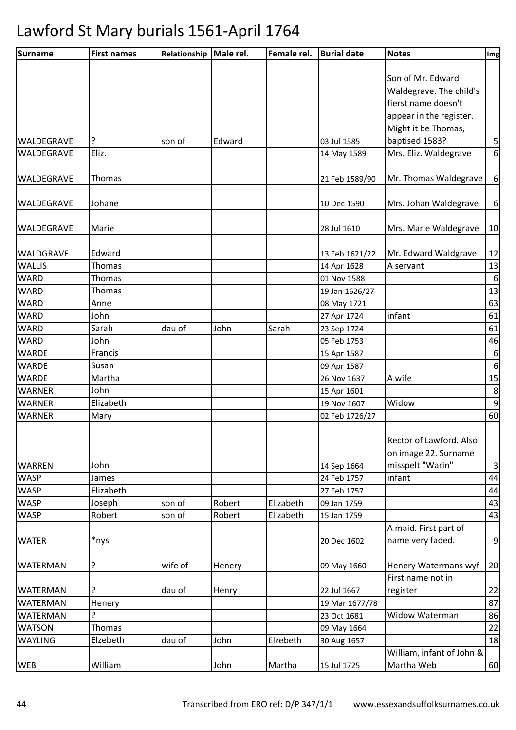# Lawford St Mary burials 1561-April 1764

| Surname | First names | Relationship | Male rel. | Female rel. | Burial date | Notes | Img |
|---|---|---|---|---|---|---|---|
| WALDEGRAVE | ? | son of | Edward | | 03 Jul 1585 | Son of Mr. Edward Waldegrave. The child's fierst name doesn't appear in the register. Might it be Thomas, baptised 1583? | 5 |
| WALDEGRAVE | Eliz. | | | | 14 May 1589 | Mrs. Eliz. Waldegrave | 6 |
| WALDEGRAVE | Thomas | | | | 21 Feb 1589/90 | Mr. Thomas Waldegrave | 6 |
| WALDEGRAVE | Johane | | | | 10 Dec 1590 | Mrs. Johan Waldegrave | 6 |
| WALDEGRAVE | Marie | | | | 28 Jul 1610 | Mrs. Marie Waldegrave | 10 |
| WALDGRAVE | Edward | | | | 13 Feb 1621/22 | Mr. Edward Waldgrave | 12 |
| WALLIS | Thomas | | | | 14 Apr 1628 | A servant | 13 |
| WARD | Thomas | | | | 01 Nov 1588 | | 6 |
| WARD | Thomas | | | | 19 Jan 1626/27 | | 13 |
| WARD | Anne | | | | 08 May 1721 | | 63 |
| WARD | John | | | | 27 Apr 1724 | infant | 61 |
| WARD | Sarah | dau of | John | Sarah | 23 Sep 1724 | | 61 |
| WARD | John | | | | 05 Feb 1753 | | 46 |
| WARDE | Francis | | | | 15 Apr 1587 | | 6 |
| WARDE | Susan | | | | 09 Apr 1587 | | 6 |
| WARDE | Martha | | | | 26 Nov 1637 | A wife | 15 |
| WARNER | John | | | | 15 Apr 1601 | | 8 |
| WARNER | Elizabeth | | | | 19 Nov 1607 | Widow | 9 |
| WARNER | Mary | | | | 02 Feb 1726/27 | | 60 |
| WARREN | John | | | | 14 Sep 1664 | Rector of Lawford. Also on image 22. Surname misspelt "Warin" | 3 |
| WASP | James | | | | 24 Feb 1757 | infant | 44 |
| WASP | Elizabeth | | | | 27 Feb 1757 | | 44 |
| WASP | Joseph | son of | Robert | Elizabeth | 09 Jan 1759 | | 43 |
| WASP | Robert | son of | Robert | Elizabeth | 15 Jan 1759 | | 43 |
| WATER | *nys | | | | 20 Dec 1602 | A maid. First part of name very faded. | 9 |
| WATERMAN | ? | wife of | Henery | | 09 May 1660 | Henery Watermans wyf | 20 |
| WATERMAN | ? | dau of | Henry | | 22 Jul 1667 | First name not in register | 22 |
| WATERMAN | Henery | | | | 19 Mar 1677/78 | | 87 |
| WATERMAN | ? | | | | 23 Oct 1681 | Widow Waterman | 86 |
| WATSON | Thomas | | | | 09 May 1664 | | 22 |
| WAYLING | Elzebeth | dau of | John | Elzebeth | 30 Aug 1657 | | 18 |
| WEB | William | | John | Martha | 15 Jul 1725 | William, infant of John & Martha Web | 60 |

Transcribed from ERO ref: D/P 347/1/1 www.essexandsuffolksurnames.co.uk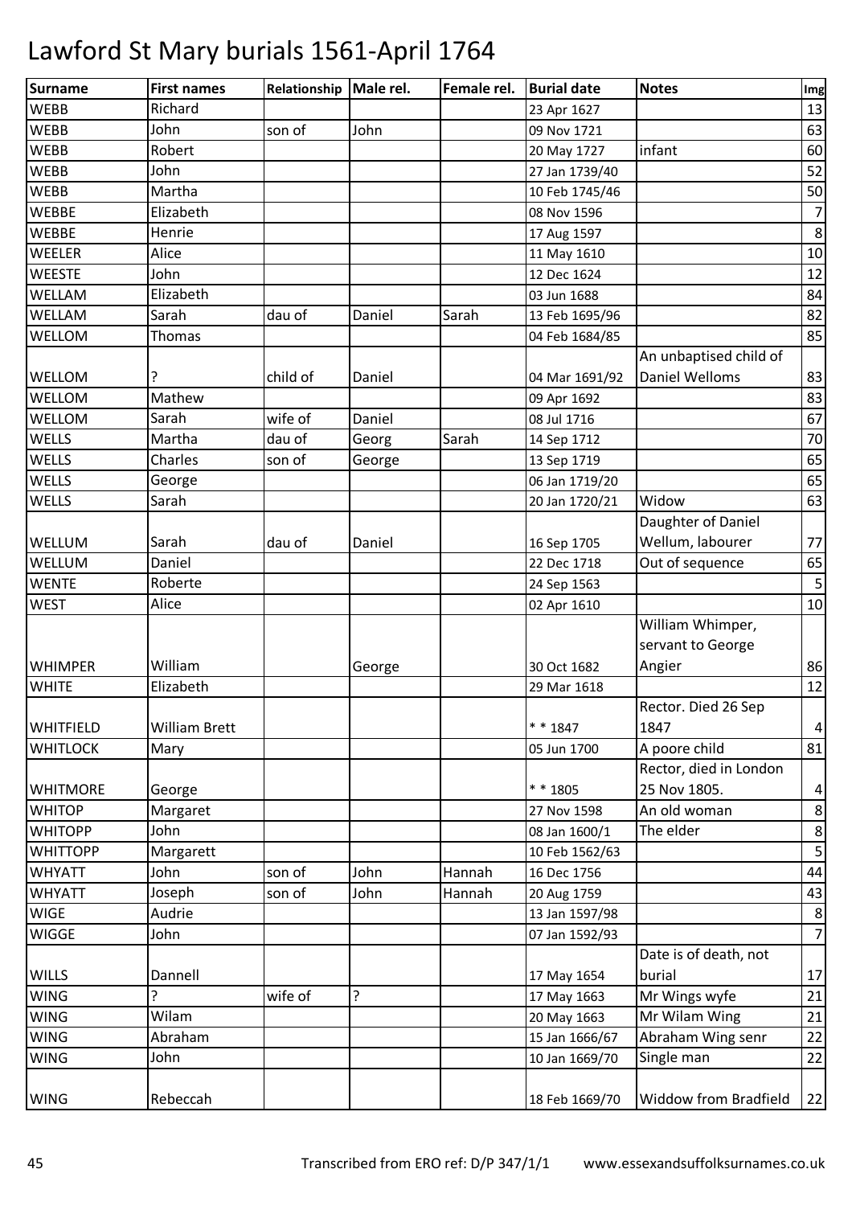# Lawford St Mary burials 1561-April 1764

| Surname | First names | Relationship | Male rel. | Female rel. | Burial date | Notes | Img |
|---|---|---|---|---|---|---|---|
| WEBB | Richard | | | | 23 Apr 1627 | | 13 |
| WEBB | John | son of | John | | 09 Nov 1721 | | 63 |
| WEBB | Robert | | | | 20 May 1727 | infant | 60 |
| WEBB | John | | | | 27 Jan 1739/40 | | 52 |
| WEBB | Martha | | | | 10 Feb 1745/46 | | 50 |
| WEBBE | Elizabeth | | | | 08 Nov 1596 | | 7 |
| WEBBE | Henrie | | | | 17 Aug 1597 | | 8 |
| WEELER | Alice | | | | 11 May 1610 | | 10 |
| WEESTE | John | | | | 12 Dec 1624 | | 12 |
| WELLAM | Elizabeth | | | | 03 Jun 1688 | | 84 |
| WELLAM | Sarah | dau of | Daniel | Sarah | 13 Feb 1695/96 | | 82 |
| WELLOM | Thomas | | | | 04 Feb 1684/85 | | 85 |
| WELLOM | ? | child of | Daniel | | 04 Mar 1691/92 | An unbaptised child of Daniel Welloms | 83 |
| WELLOM | Mathew | | | | 09 Apr 1692 | | 83 |
| WELLOM | Sarah | wife of | Daniel | | 08 Jul 1716 | | 67 |
| WELLS | Martha | dau of | Georg | Sarah | 14 Sep 1712 | | 70 |
| WELLS | Charles | son of | George | | 13 Sep 1719 | | 65 |
| WELLS | George | | | | 06 Jan 1719/20 | | 65 |
| WELLS | Sarah | | | | 20 Jan 1720/21 | Widow | 63 |
| WELLUM | Sarah | dau of | Daniel | | 16 Sep 1705 | Daughter of Daniel Wellum, labourer | 77 |
| WELLUM | Daniel | | | | 22 Dec 1718 | Out of sequence | 65 |
| WENTE | Roberte | | | | 24 Sep 1563 | | 5 |
| WEST | Alice | | | | 02 Apr 1610 | | 10 |
| WHIMPER | William | | George | | 30 Oct 1682 | William Whimper, servant to George Angier | 86 |
| WHITE | Elizabeth | | | | 29 Mar 1618 | | 12 |
| WHITFIELD | William Brett | | | | * * 1847 | Rector. Died 26 Sep 1847 | 4 |
| WHITLOCK | Mary | | | | 05 Jun 1700 | A poore child | 81 |
| WHITMORE | George | | | | * * 1805 | Rector, died in London 25 Nov 1805. | 4 |
| WHITOP | Margaret | | | | 27 Nov 1598 | An old woman | 8 |
| WHITOPP | John | | | | 08 Jan 1600/1 | The elder | 8 |
| WHITTOPP | Margarett | | | | 10 Feb 1562/63 | | 5 |
| WHYATT | John | son of | John | Hannah | 16 Dec 1756 | | 44 |
| WHYATT | Joseph | son of | John | Hannah | 20 Aug 1759 | | 43 |
| WIGE | Audrie | | | | 13 Jan 1597/98 | | 8 |
| WIGGE | John | | | | 07 Jan 1592/93 | | 7 |
| WILLS | Dannell | | | | 17 May 1654 | Date is of death, not burial | 17 |
| WING | ? | wife of | ? | | 17 May 1663 | Mr Wings wyfe | 21 |
| WING | Wilam | | | | 20 May 1663 | Mr Wilam Wing | 21 |
| WING | Abraham | | | | 15 Jan 1666/67 | Abraham Wing senr | 22 |
| WING | John | | | | 10 Jan 1669/70 | Single man | 22 |
| WING | Rebeccah | | | | 18 Feb 1669/70 | Widdow from Bradfield | 22 |

Transcribed from ERO ref: D/P 347/1/1 www.essexandsuffolksurnames.co.uk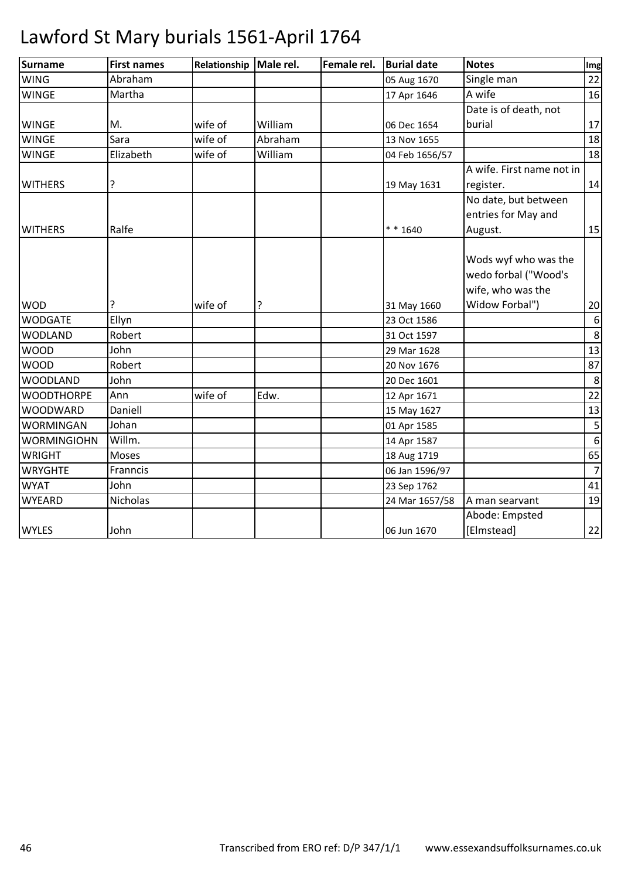# Lawford St Mary burials 1561-April 1764

| Surname | First names | Relationship | Male rel. | Female rel. | Burial date | Notes | Img |
|---|---|---|---|---|---|---|---|
| WING | Abraham | | | | 05 Aug 1670 | Single man | 22 |
| WINGE | Martha | | | | 17 Apr 1646 | A wife | 16 |
| WINGE | M. | wife of | William | | 06 Dec 1654 | Date is of death, not burial | 17 |
| WINGE | Sara | wife of | Abraham | | 13 Nov 1655 | | 18 |
| WINGE | Elizabeth | wife of | William | | 04 Feb 1656/57 | | 18 |
| WITHERS | ? | | | | 19 May 1631 | A wife. First name not in register. | 14 |
| WITHERS | Ralfe | | | | * * 1640 | No date, but between entries for May and August. | 15 |
| WOD | ? | wife of | ? | | 31 May 1660 | Wods wyf who was the wedo forbal ("Wood's wife, who was the Widow Forbal") | 20 |
| WODGATE | Ellyn | | | | 23 Oct 1586 | | 6 |
| WODLAND | Robert | | | | 31 Oct 1597 | | 8 |
| WOOD | John | | | | 29 Mar 1628 | | 13 |
| WOOD | Robert | | | | 20 Nov 1676 | | 87 |
| WOODLAND | John | | | | 20 Dec 1601 | | 8 |
| WOODTHORPE | Ann | wife of | Edw. | | 12 Apr 1671 | | 22 |
| WOODWARD | Daniell | | | | 15 May 1627 | | 13 |
| WORMINGAN | Johan | | | | 01 Apr 1585 | | 5 |
| WORMINGIOHN | Willm. | | | | 14 Apr 1587 | | 6 |
| WRIGHT | Moses | | | | 18 Aug 1719 | | 65 |
| WRYGHTE | Franncis | | | | 06 Jan 1596/97 | | 7 |
| WYAT | John | | | | 23 Sep 1762 | | 41 |
| WYEARD | Nicholas | | | | 24 Mar 1657/58 | A man searvant | 19 |
| WYLES | John | | | | 06 Jun 1670 | Abode: Empsted [Elmstead] | 22 |

Transcribed from ERO ref: D/P 347/1/1 www.essexandsuffolksurnames.co.uk